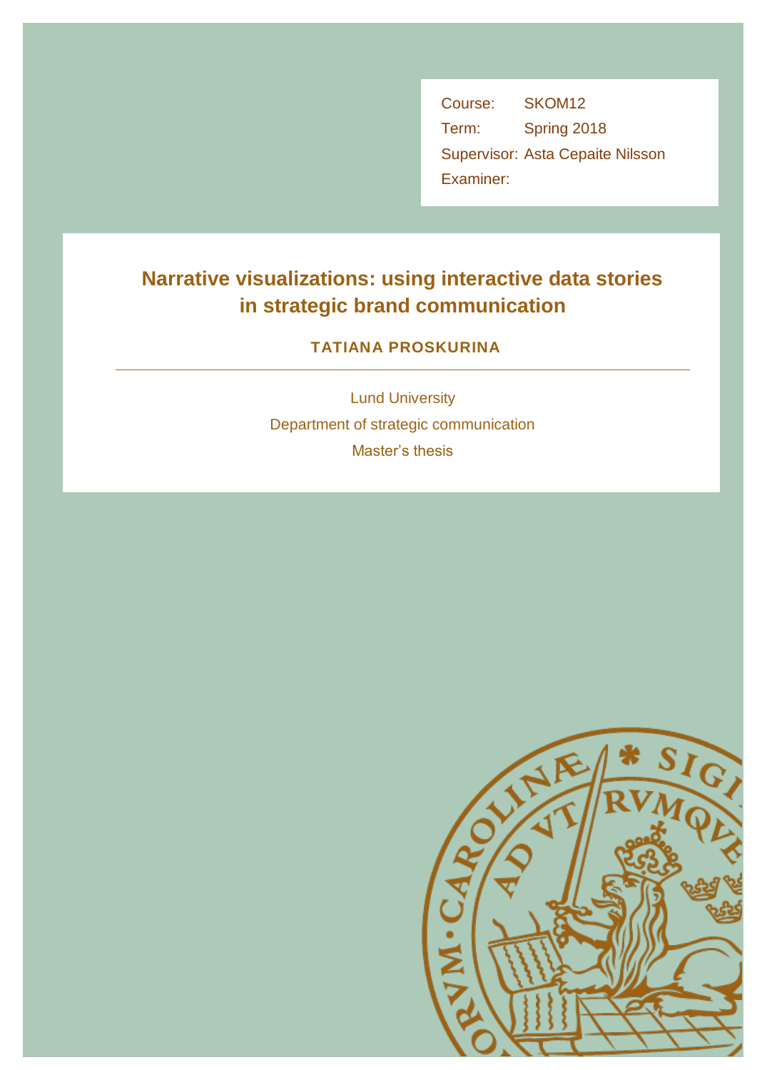Course: SKOM12

Term: Spring 2018

Supervisor: Asta Cepaite Nilsson

Examiner:

# Narrative visualizations: using interactive data stories in strategic brand communication

**TATIANA PROSKURINA**

---

Lund University

Department of strategic communication

Master's thesis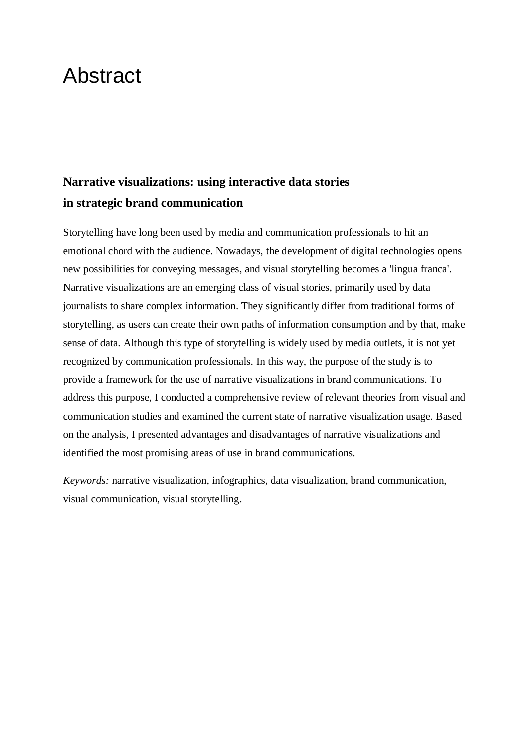# Abstract

---

### Narrative visualizations: using interactive data stories in strategic brand communication

Storytelling have long been used by media and communication professionals to hit an emotional chord with the audience. Nowadays, the development of digital technologies opens new possibilities for conveying messages, and visual storytelling becomes a 'lingua franca'. Narrative visualizations are an emerging class of visual stories, primarily used by data journalists to share complex information. They significantly differ from traditional forms of storytelling, as users can create their own paths of information consumption and by that, make sense of data. Although this type of storytelling is widely used by media outlets, it is not yet recognized by communication professionals. In this way, the purpose of the study is to provide a framework for the use of narrative visualizations in brand communications. To address this purpose, I conducted a comprehensive review of relevant theories from visual and communication studies and examined the current state of narrative visualization usage. Based on the analysis, I presented advantages and disadvantages of narrative visualizations and identified the most promising areas of use in brand communications.

*Keywords:* narrative visualization, infographics, data visualization, brand communication, visual communication, visual storytelling.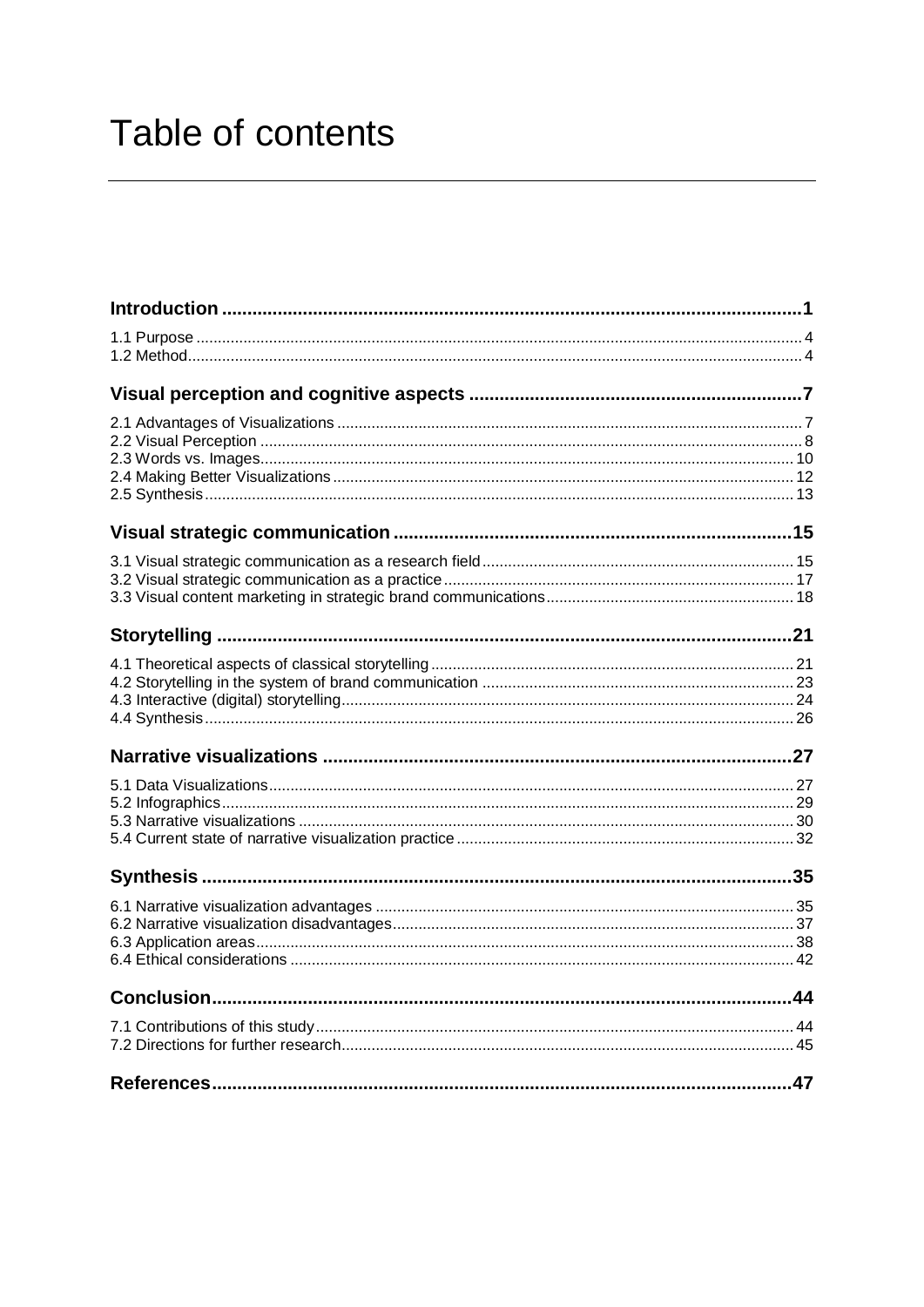# Table of contents

**Introduction ........................................................................................................ 1**

1.1 Purpose ........................................................................................................ 4
1.2 Method.......................................................................................................... 4

**Visual perception and cognitive aspects ............................................................ 7**

2.1 Advantages of Visualizations ........................................................................ 7
2.2 Visual Perception .......................................................................................... 8
2.3 Words vs. Images......................................................................................... 10
2.4 Making Better Visualizations ........................................................................ 12
2.5 Synthesis ..................................................................................................... 13

**Visual strategic communication ....................................................................... 15**

3.1 Visual strategic communication as a research field ...................................... 15
3.2 Visual strategic communication as a practice .............................................. 17
3.3 Visual content marketing in strategic brand communications ....................... 18

**Storytelling ........................................................................................................ 21**

4.1 Theoretical aspects of classical storytelling .................................................. 21
4.2 Storytelling in the system of brand communication ...................................... 23
4.3 Interactive (digital) storytelling...................................................................... 24
4.4 Synthesis ..................................................................................................... 26

**Narrative visualizations .................................................................................... 27**

5.1 Data Visualizations....................................................................................... 27
5.2 Infographics ................................................................................................. 29
5.3 Narrative visualizations ................................................................................ 30
5.4 Current state of narrative visualization practice ........................................... 32

**Synthesis ........................................................................................................... 35**

6.1 Narrative visualization advantages .............................................................. 35
6.2 Narrative visualization disadvantages .......................................................... 37
6.3 Application areas .......................................................................................... 38
6.4 Ethical considerations .................................................................................. 42

**Conclusion......................................................................................................... 44**

7.1 Contributions of this study ............................................................................ 44
7.2 Directions for further research ...................................................................... 45

**References ......................................................................................................... 47**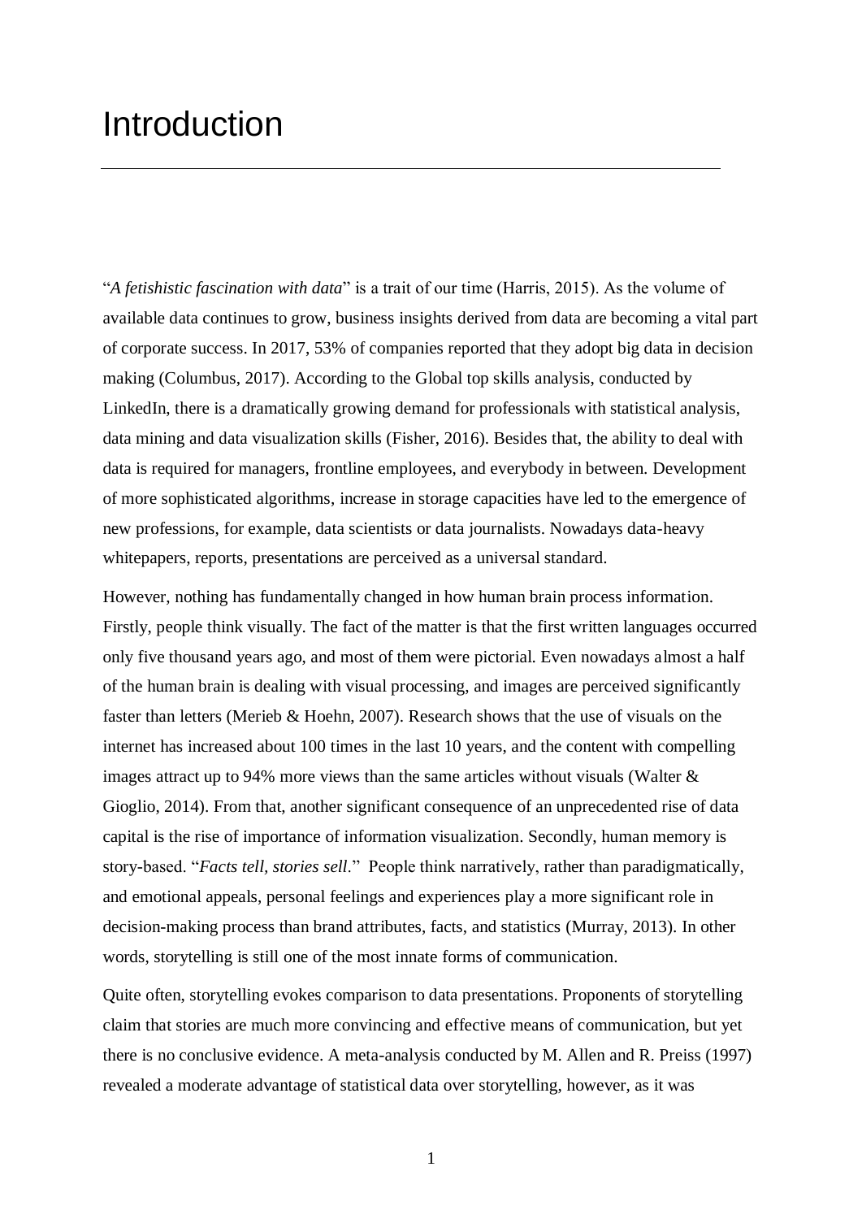# Introduction

"*A fetishistic fascination with data*" is a trait of our time (Harris, 2015). As the volume of available data continues to grow, business insights derived from data are becoming a vital part of corporate success. In 2017, 53% of companies reported that they adopt big data in decision making (Columbus, 2017). According to the Global top skills analysis, conducted by LinkedIn, there is a dramatically growing demand for professionals with statistical analysis, data mining and data visualization skills (Fisher, 2016). Besides that, the ability to deal with data is required for managers, frontline employees, and everybody in between. Development of more sophisticated algorithms, increase in storage capacities have led to the emergence of new professions, for example, data scientists or data journalists. Nowadays data-heavy whitepapers, reports, presentations are perceived as a universal standard.

However, nothing has fundamentally changed in how human brain process information. Firstly, people think visually. The fact of the matter is that the first written languages occurred only five thousand years ago, and most of them were pictorial. Even nowadays almost a half of the human brain is dealing with visual processing, and images are perceived significantly faster than letters (Merieb & Hoehn, 2007). Research shows that the use of visuals on the internet has increased about 100 times in the last 10 years, and the content with compelling images attract up to 94% more views than the same articles without visuals (Walter & Gioglio, 2014). From that, another significant consequence of an unprecedented rise of data capital is the rise of importance of information visualization. Secondly, human memory is story-based. "*Facts tell, stories sell*." People think narratively, rather than paradigmatically, and emotional appeals, personal feelings and experiences play a more significant role in decision-making process than brand attributes, facts, and statistics (Murray, 2013). In other words, storytelling is still one of the most innate forms of communication.

Quite often, storytelling evokes comparison to data presentations. Proponents of storytelling claim that stories are much more convincing and effective means of communication, but yet there is no conclusive evidence. A meta-analysis conducted by M. Allen and R. Preiss (1997) revealed a moderate advantage of statistical data over storytelling, however, as it was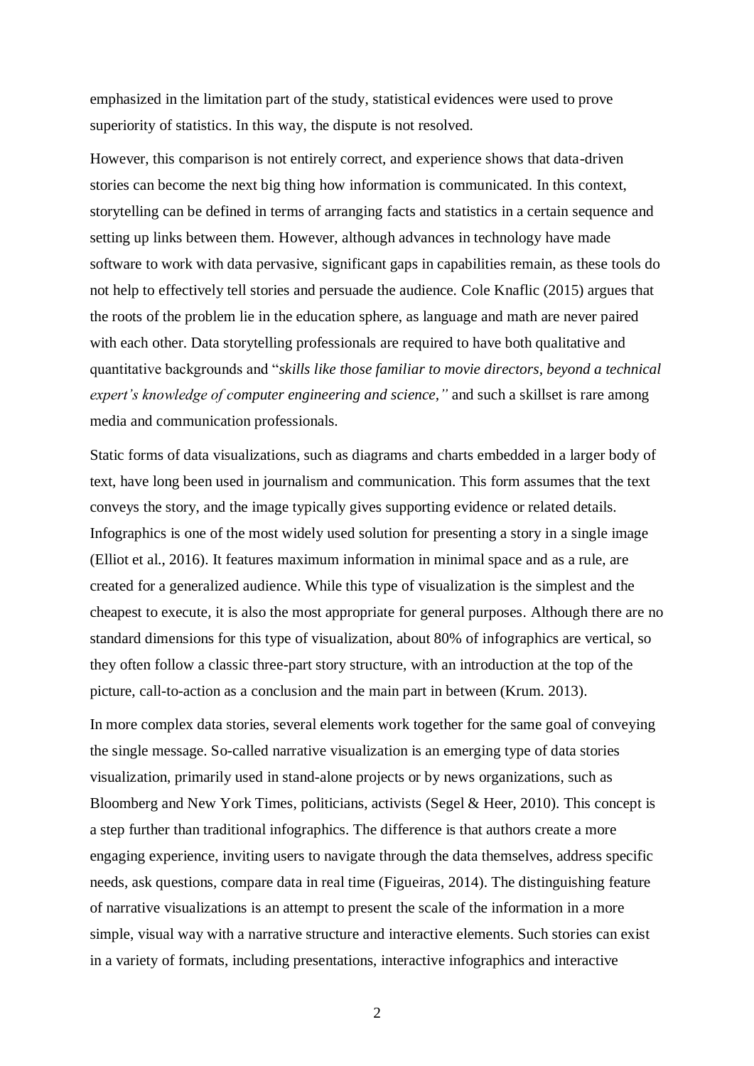emphasized in the limitation part of the study, statistical evidences were used to prove superiority of statistics. In this way, the dispute is not resolved.

However, this comparison is not entirely correct, and experience shows that data-driven stories can become the next big thing how information is communicated. In this context, storytelling can be defined in terms of arranging facts and statistics in a certain sequence and setting up links between them. However, although advances in technology have made software to work with data pervasive, significant gaps in capabilities remain, as these tools do not help to effectively tell stories and persuade the audience. Cole Knaflic (2015) argues that the roots of the problem lie in the education sphere, as language and math are never paired with each other. Data storytelling professionals are required to have both qualitative and quantitative backgrounds and "*skills like those familiar to movie directors, beyond a technical expert's knowledge of computer engineering and science,"* and such a skillset is rare among media and communication professionals.

Static forms of data visualizations, such as diagrams and charts embedded in a larger body of text, have long been used in journalism and communication. This form assumes that the text conveys the story, and the image typically gives supporting evidence or related details. Infographics is one of the most widely used solution for presenting a story in a single image (Elliot et al., 2016). It features maximum information in minimal space and as a rule, are created for a generalized audience. While this type of visualization is the simplest and the cheapest to execute, it is also the most appropriate for general purposes. Although there are no standard dimensions for this type of visualization, about 80% of infographics are vertical, so they often follow a classic three-part story structure, with an introduction at the top of the picture, call-to-action as a conclusion and the main part in between (Krum. 2013).

In more complex data stories, several elements work together for the same goal of conveying the single message. So-called narrative visualization is an emerging type of data stories visualization, primarily used in stand-alone projects or by news organizations, such as Bloomberg and New York Times, politicians, activists (Segel & Heer, 2010). This concept is a step further than traditional infographics. The difference is that authors create a more engaging experience, inviting users to navigate through the data themselves, address specific needs, ask questions, compare data in real time (Figueiras, 2014). The distinguishing feature of narrative visualizations is an attempt to present the scale of the information in a more simple, visual way with a narrative structure and interactive elements. Such stories can exist in a variety of formats, including presentations, interactive infographics and interactive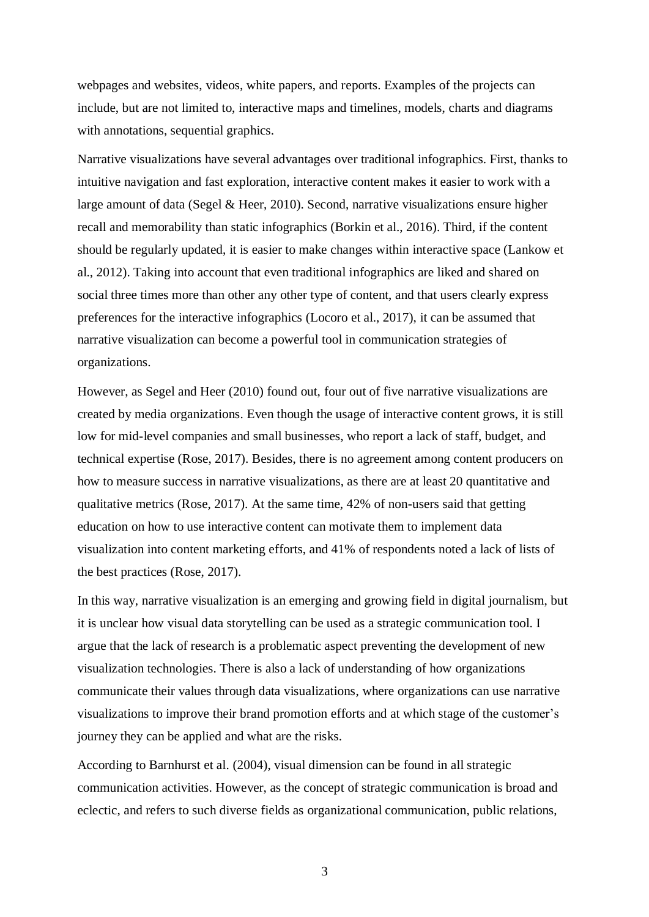webpages and websites, videos, white papers, and reports. Examples of the projects can include, but are not limited to, interactive maps and timelines, models, charts and diagrams with annotations, sequential graphics.

Narrative visualizations have several advantages over traditional infographics. First, thanks to intuitive navigation and fast exploration, interactive content makes it easier to work with a large amount of data (Segel & Heer, 2010). Second, narrative visualizations ensure higher recall and memorability than static infographics (Borkin et al., 2016). Third, if the content should be regularly updated, it is easier to make changes within interactive space (Lankow et al., 2012). Taking into account that even traditional infographics are liked and shared on social three times more than other any other type of content, and that users clearly express preferences for the interactive infographics (Locoro et al., 2017), it can be assumed that narrative visualization can become a powerful tool in communication strategies of organizations.

However, as Segel and Heer (2010) found out, four out of five narrative visualizations are created by media organizations. Even though the usage of interactive content grows, it is still low for mid-level companies and small businesses, who report a lack of staff, budget, and technical expertise (Rose, 2017). Besides, there is no agreement among content producers on how to measure success in narrative visualizations, as there are at least 20 quantitative and qualitative metrics (Rose, 2017). At the same time, 42% of non-users said that getting education on how to use interactive content can motivate them to implement data visualization into content marketing efforts, and 41% of respondents noted a lack of lists of the best practices (Rose, 2017).

In this way, narrative visualization is an emerging and growing field in digital journalism, but it is unclear how visual data storytelling can be used as a strategic communication tool. I argue that the lack of research is a problematic aspect preventing the development of new visualization technologies. There is also a lack of understanding of how organizations communicate their values through data visualizations, where organizations can use narrative visualizations to improve their brand promotion efforts and at which stage of the customer's journey they can be applied and what are the risks.

According to Barnhurst et al. (2004), visual dimension can be found in all strategic communication activities. However, as the concept of strategic communication is broad and eclectic, and refers to such diverse fields as organizational communication, public relations,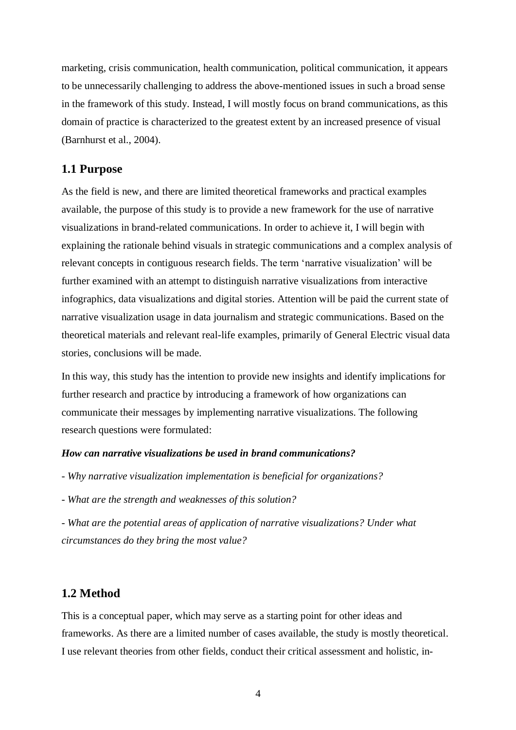marketing, crisis communication, health communication, political communication, it appears to be unnecessarily challenging to address the above-mentioned issues in such a broad sense in the framework of this study. Instead, I will mostly focus on brand communications, as this domain of practice is characterized to the greatest extent by an increased presence of visual (Barnhurst et al., 2004).

## 1.1 Purpose

As the field is new, and there are limited theoretical frameworks and practical examples available, the purpose of this study is to provide a new framework for the use of narrative visualizations in brand-related communications. In order to achieve it, I will begin with explaining the rationale behind visuals in strategic communications and a complex analysis of relevant concepts in contiguous research fields. The term 'narrative visualization' will be further examined with an attempt to distinguish narrative visualizations from interactive infographics, data visualizations and digital stories. Attention will be paid the current state of narrative visualization usage in data journalism and strategic communications. Based on the theoretical materials and relevant real-life examples, primarily of General Electric visual data stories, conclusions will be made.

In this way, this study has the intention to provide new insights and identify implications for further research and practice by introducing a framework of how organizations can communicate their messages by implementing narrative visualizations. The following research questions were formulated:

***How can narrative visualizations be used in brand communications?***

*- Why narrative visualization implementation is beneficial for organizations?*

*- What are the strength and weaknesses of this solution?*

*- What are the potential areas of application of narrative visualizations? Under what circumstances do they bring the most value?*

## 1.2 Method

This is a conceptual paper, which may serve as a starting point for other ideas and frameworks. As there are a limited number of cases available, the study is mostly theoretical. I use relevant theories from other fields, conduct their critical assessment and holistic, in-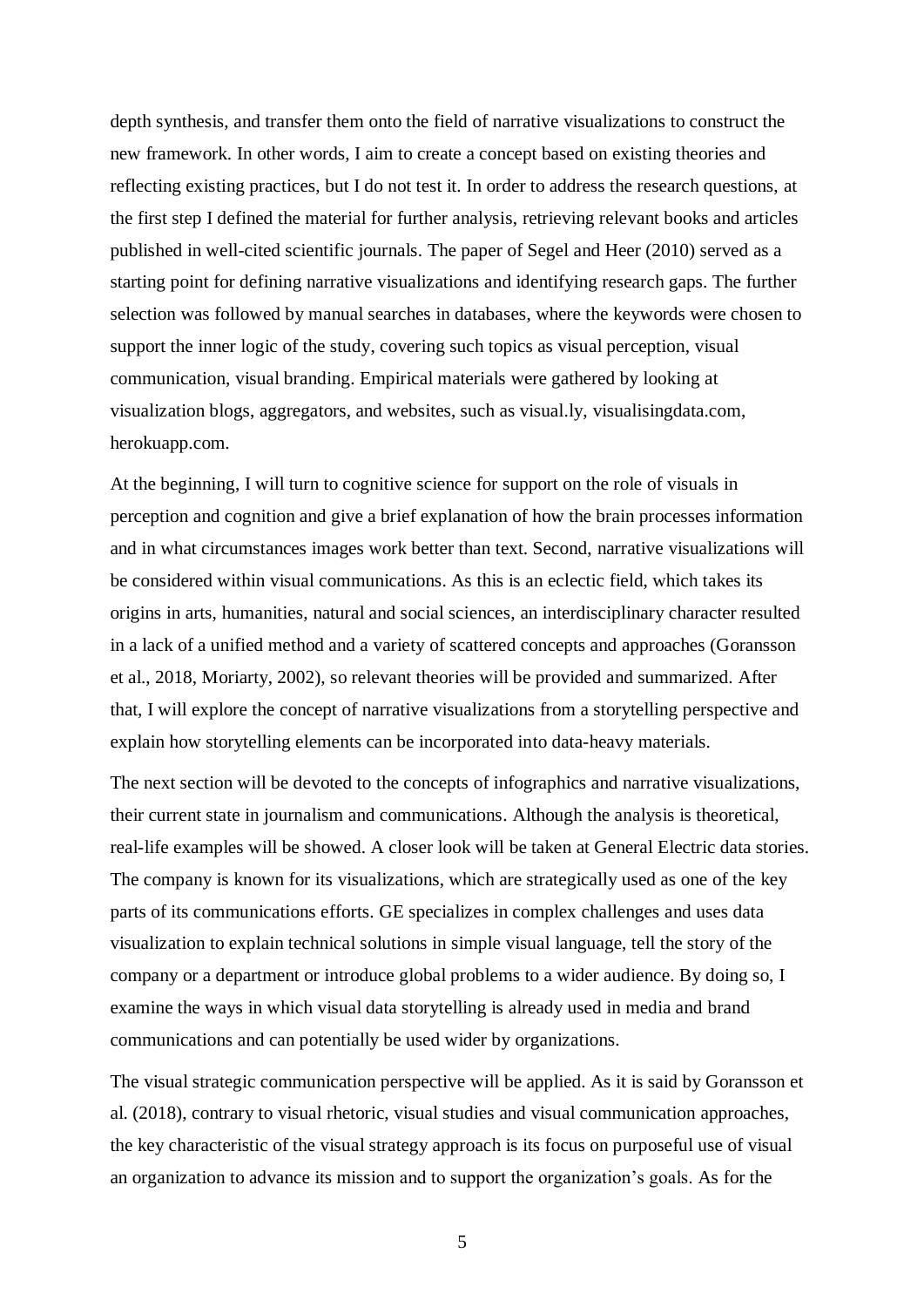depth synthesis, and transfer them onto the field of narrative visualizations to construct the new framework. In other words, I aim to create a concept based on existing theories and reflecting existing practices, but I do not test it. In order to address the research questions, at the first step I defined the material for further analysis, retrieving relevant books and articles published in well-cited scientific journals. The paper of Segel and Heer (2010) served as a starting point for defining narrative visualizations and identifying research gaps. The further selection was followed by manual searches in databases, where the keywords were chosen to support the inner logic of the study, covering such topics as visual perception, visual communication, visual branding. Empirical materials were gathered by looking at visualization blogs, aggregators, and websites, such as visual.ly, visualisingdata.com, herokuapp.com.

At the beginning, I will turn to cognitive science for support on the role of visuals in perception and cognition and give a brief explanation of how the brain processes information and in what circumstances images work better than text. Second, narrative visualizations will be considered within visual communications. As this is an eclectic field, which takes its origins in arts, humanities, natural and social sciences, an interdisciplinary character resulted in a lack of a unified method and a variety of scattered concepts and approaches (Goransson et al., 2018, Moriarty, 2002), so relevant theories will be provided and summarized. After that, I will explore the concept of narrative visualizations from a storytelling perspective and explain how storytelling elements can be incorporated into data-heavy materials.

The next section will be devoted to the concepts of infographics and narrative visualizations, their current state in journalism and communications. Although the analysis is theoretical, real-life examples will be showed. A closer look will be taken at General Electric data stories. The company is known for its visualizations, which are strategically used as one of the key parts of its communications efforts. GE specializes in complex challenges and uses data visualization to explain technical solutions in simple visual language, tell the story of the company or a department or introduce global problems to a wider audience. By doing so, I examine the ways in which visual data storytelling is already used in media and brand communications and can potentially be used wider by organizations.

The visual strategic communication perspective will be applied. As it is said by Goransson et al. (2018), contrary to visual rhetoric, visual studies and visual communication approaches, the key characteristic of the visual strategy approach is its focus on purposeful use of visual an organization to advance its mission and to support the organization's goals. As for the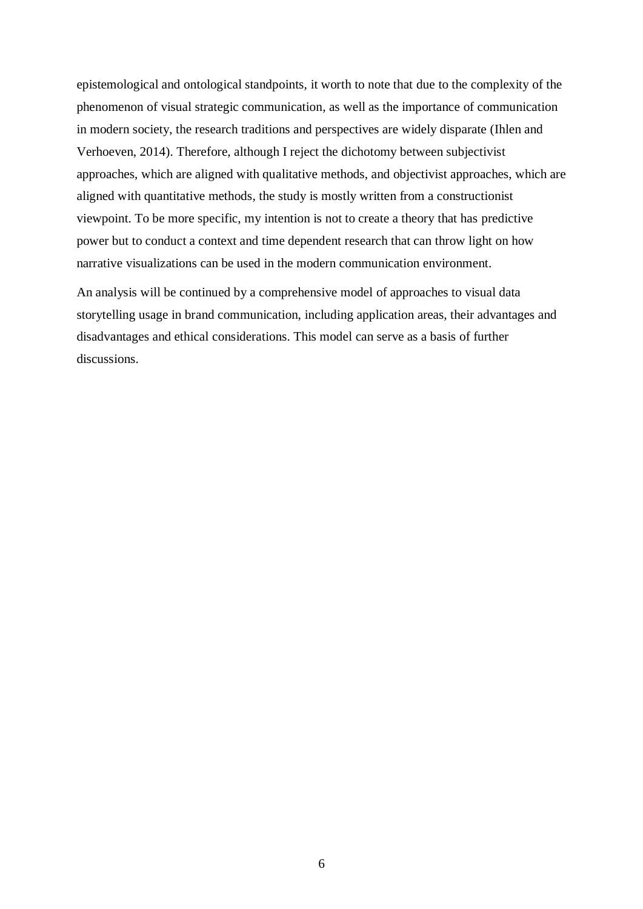epistemological and ontological standpoints, it worth to note that due to the complexity of the phenomenon of visual strategic communication, as well as the importance of communication in modern society, the research traditions and perspectives are widely disparate (Ihlen and Verhoeven, 2014). Therefore, although I reject the dichotomy between subjectivist approaches, which are aligned with qualitative methods, and objectivist approaches, which are aligned with quantitative methods, the study is mostly written from a constructionist viewpoint. To be more specific, my intention is not to create a theory that has predictive power but to conduct a context and time dependent research that can throw light on how narrative visualizations can be used in the modern communication environment.

An analysis will be continued by a comprehensive model of approaches to visual data storytelling usage in brand communication, including application areas, their advantages and disadvantages and ethical considerations. This model can serve as a basis of further discussions.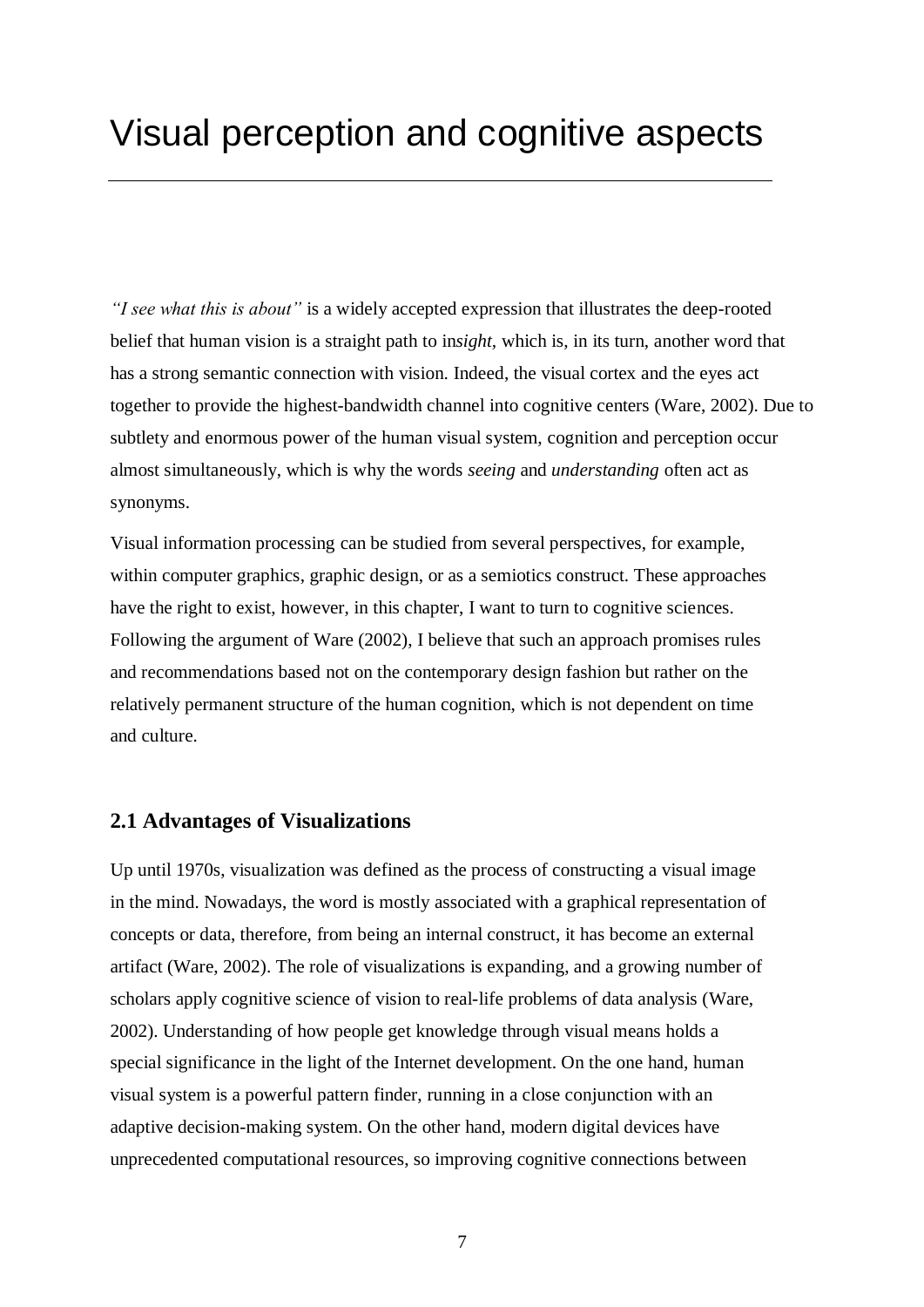# Visual perception and cognitive aspects

*"I see what this is about"* is a widely accepted expression that illustrates the deep-rooted belief that human vision is a straight path to in*sight*, which is, in its turn, another word that has a strong semantic connection with vision. Indeed, the visual cortex and the eyes act together to provide the highest-bandwidth channel into cognitive centers (Ware, 2002). Due to subtlety and enormous power of the human visual system, cognition and perception occur almost simultaneously, which is why the words *seeing* and *understanding* often act as synonyms.

Visual information processing can be studied from several perspectives, for example, within computer graphics, graphic design, or as a semiotics construct. These approaches have the right to exist, however, in this chapter, I want to turn to cognitive sciences. Following the argument of Ware (2002), I believe that such an approach promises rules and recommendations based not on the contemporary design fashion but rather on the relatively permanent structure of the human cognition, which is not dependent on time and culture.

## 2.1 Advantages of Visualizations

Up until 1970s, visualization was defined as the process of constructing a visual image in the mind. Nowadays, the word is mostly associated with a graphical representation of concepts or data, therefore, from being an internal construct, it has become an external artifact (Ware, 2002). The role of visualizations is expanding, and a growing number of scholars apply cognitive science of vision to real-life problems of data analysis (Ware, 2002). Understanding of how people get knowledge through visual means holds a special significance in the light of the Internet development. On the one hand, human visual system is a powerful pattern finder, running in a close conjunction with an adaptive decision-making system. On the other hand, modern digital devices have unprecedented computational resources, so improving cognitive connections between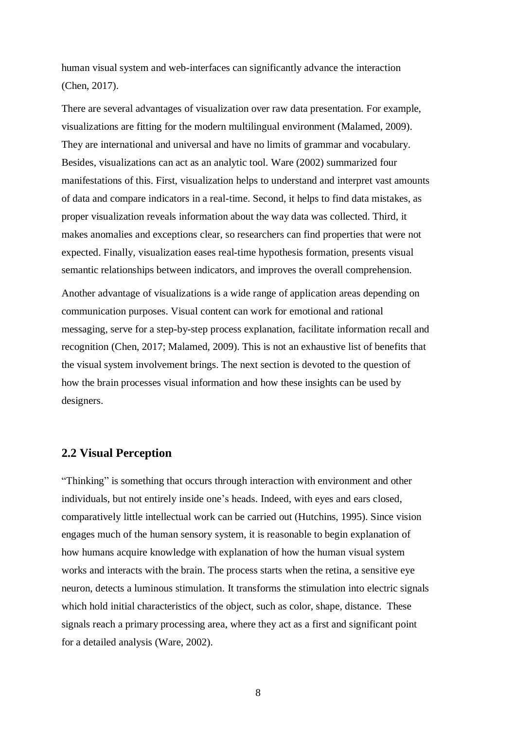human visual system and web-interfaces can significantly advance the interaction (Chen, 2017).

There are several advantages of visualization over raw data presentation. For example, visualizations are fitting for the modern multilingual environment (Malamed, 2009). They are international and universal and have no limits of grammar and vocabulary. Besides, visualizations can act as an analytic tool. Ware (2002) summarized four manifestations of this. First, visualization helps to understand and interpret vast amounts of data and compare indicators in a real-time. Second, it helps to find data mistakes, as proper visualization reveals information about the way data was collected. Third, it makes anomalies and exceptions clear, so researchers can find properties that were not expected. Finally, visualization eases real-time hypothesis formation, presents visual semantic relationships between indicators, and improves the overall comprehension.

Another advantage of visualizations is a wide range of application areas depending on communication purposes. Visual content can work for emotional and rational messaging, serve for a step-by-step process explanation, facilitate information recall and recognition (Chen, 2017; Malamed, 2009). This is not an exhaustive list of benefits that the visual system involvement brings. The next section is devoted to the question of how the brain processes visual information and how these insights can be used by designers.

## 2.2 Visual Perception

"Thinking" is something that occurs through interaction with environment and other individuals, but not entirely inside one's heads. Indeed, with eyes and ears closed, comparatively little intellectual work can be carried out (Hutchins, 1995). Since vision engages much of the human sensory system, it is reasonable to begin explanation of how humans acquire knowledge with explanation of how the human visual system works and interacts with the brain. The process starts when the retina, a sensitive eye neuron, detects a luminous stimulation. It transforms the stimulation into electric signals which hold initial characteristics of the object, such as color, shape, distance. These signals reach a primary processing area, where they act as a first and significant point for a detailed analysis (Ware, 2002).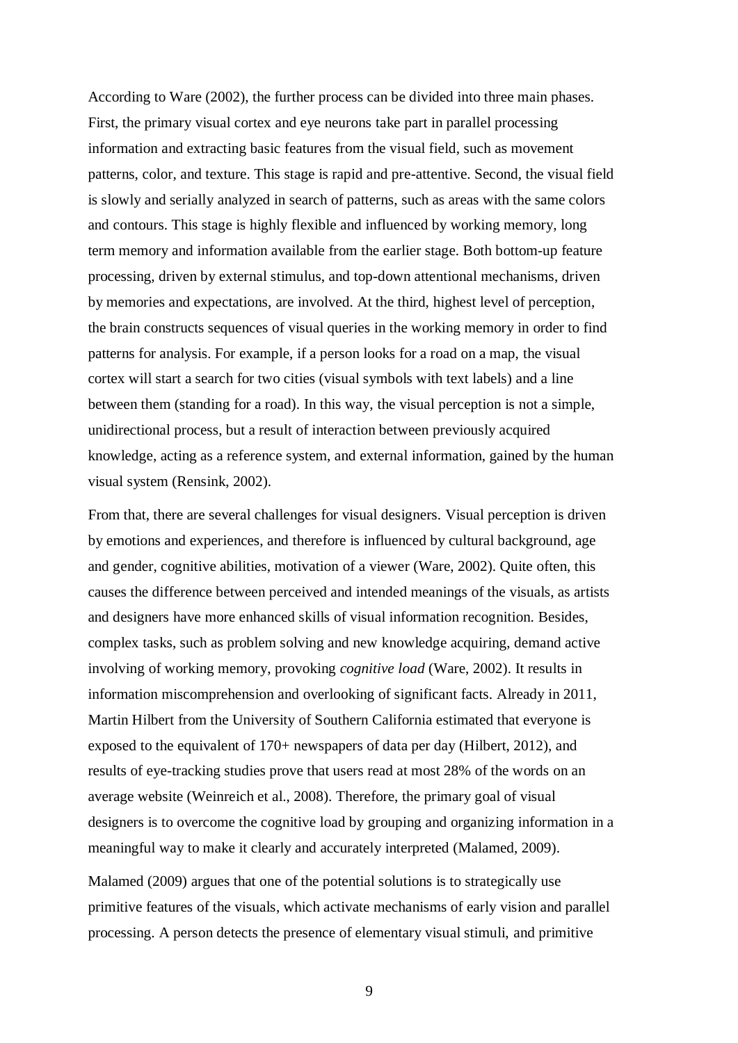According to Ware (2002), the further process can be divided into three main phases. First, the primary visual cortex and eye neurons take part in parallel processing information and extracting basic features from the visual field, such as movement patterns, color, and texture. This stage is rapid and pre-attentive. Second, the visual field is slowly and serially analyzed in search of patterns, such as areas with the same colors and contours. This stage is highly flexible and influenced by working memory, long term memory and information available from the earlier stage. Both bottom-up feature processing, driven by external stimulus, and top-down attentional mechanisms, driven by memories and expectations, are involved. At the third, highest level of perception, the brain constructs sequences of visual queries in the working memory in order to find patterns for analysis. For example, if a person looks for a road on a map, the visual cortex will start a search for two cities (visual symbols with text labels) and a line between them (standing for a road). In this way, the visual perception is not a simple, unidirectional process, but a result of interaction between previously acquired knowledge, acting as a reference system, and external information, gained by the human visual system (Rensink, 2002).

From that, there are several challenges for visual designers. Visual perception is driven by emotions and experiences, and therefore is influenced by cultural background, age and gender, cognitive abilities, motivation of a viewer (Ware, 2002). Quite often, this causes the difference between perceived and intended meanings of the visuals, as artists and designers have more enhanced skills of visual information recognition. Besides, complex tasks, such as problem solving and new knowledge acquiring, demand active involving of working memory, provoking *cognitive load* (Ware, 2002). It results in information miscomprehension and overlooking of significant facts. Already in 2011, Martin Hilbert from the University of Southern California estimated that everyone is exposed to the equivalent of 170+ newspapers of data per day (Hilbert, 2012), and results of eye-tracking studies prove that users read at most 28% of the words on an average website (Weinreich et al., 2008). Therefore, the primary goal of visual designers is to overcome the cognitive load by grouping and organizing information in a meaningful way to make it clearly and accurately interpreted (Malamed, 2009).

Malamed (2009) argues that one of the potential solutions is to strategically use primitive features of the visuals, which activate mechanisms of early vision and parallel processing. A person detects the presence of elementary visual stimuli, and primitive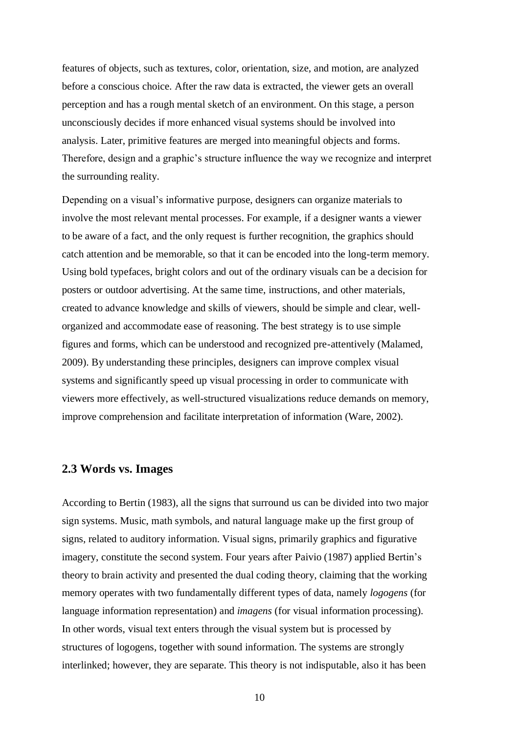features of objects, such as textures, color, orientation, size, and motion, are analyzed before a conscious choice. After the raw data is extracted, the viewer gets an overall perception and has a rough mental sketch of an environment. On this stage, a person unconsciously decides if more enhanced visual systems should be involved into analysis. Later, primitive features are merged into meaningful objects and forms. Therefore, design and a graphic's structure influence the way we recognize and interpret the surrounding reality.

Depending on a visual's informative purpose, designers can organize materials to involve the most relevant mental processes. For example, if a designer wants a viewer to be aware of a fact, and the only request is further recognition, the graphics should catch attention and be memorable, so that it can be encoded into the long-term memory. Using bold typefaces, bright colors and out of the ordinary visuals can be a decision for posters or outdoor advertising. At the same time, instructions, and other materials, created to advance knowledge and skills of viewers, should be simple and clear, well-organized and accommodate ease of reasoning. The best strategy is to use simple figures and forms, which can be understood and recognized pre-attentively (Malamed, 2009). By understanding these principles, designers can improve complex visual systems and significantly speed up visual processing in order to communicate with viewers more effectively, as well-structured visualizations reduce demands on memory, improve comprehension and facilitate interpretation of information (Ware, 2002).

## 2.3 Words vs. Images

According to Bertin (1983), all the signs that surround us can be divided into two major sign systems. Music, math symbols, and natural language make up the first group of signs, related to auditory information. Visual signs, primarily graphics and figurative imagery, constitute the second system. Four years after Paivio (1987) applied Bertin's theory to brain activity and presented the dual coding theory, claiming that the working memory operates with two fundamentally different types of data, namely *logogens* (for language information representation) and *imagens* (for visual information processing). In other words, visual text enters through the visual system but is processed by structures of logogens, together with sound information. The systems are strongly interlinked; however, they are separate. This theory is not indisputable, also it has been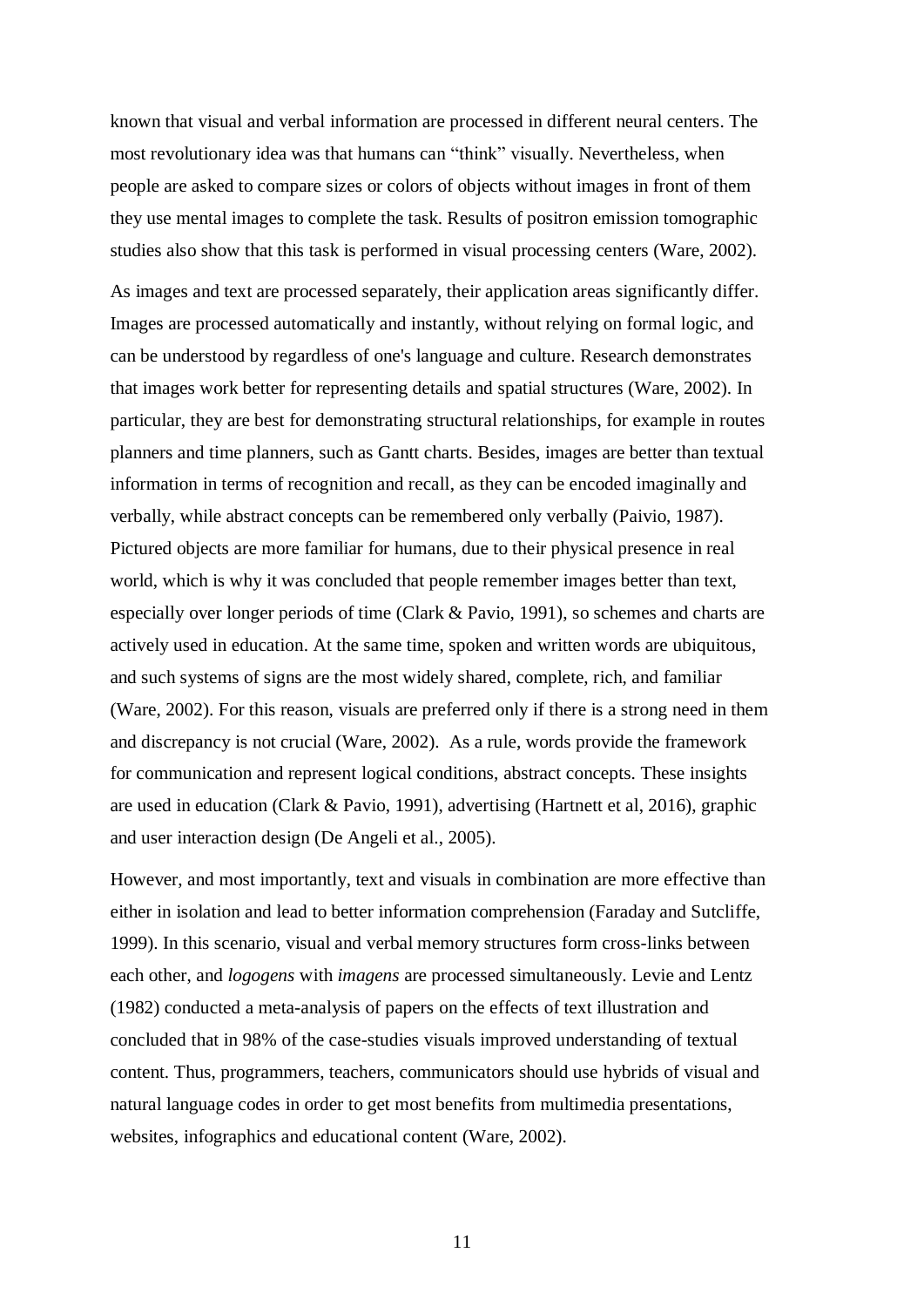known that visual and verbal information are processed in different neural centers. The most revolutionary idea was that humans can "think" visually. Nevertheless, when people are asked to compare sizes or colors of objects without images in front of them they use mental images to complete the task. Results of positron emission tomographic studies also show that this task is performed in visual processing centers (Ware, 2002).

As images and text are processed separately, their application areas significantly differ. Images are processed automatically and instantly, without relying on formal logic, and can be understood by regardless of one's language and culture. Research demonstrates that images work better for representing details and spatial structures (Ware, 2002). In particular, they are best for demonstrating structural relationships, for example in routes planners and time planners, such as Gantt charts. Besides, images are better than textual information in terms of recognition and recall, as they can be encoded imaginally and verbally, while abstract concepts can be remembered only verbally (Paivio, 1987). Pictured objects are more familiar for humans, due to their physical presence in real world, which is why it was concluded that people remember images better than text, especially over longer periods of time (Clark & Pavio, 1991), so schemes and charts are actively used in education. At the same time, spoken and written words are ubiquitous, and such systems of signs are the most widely shared, complete, rich, and familiar (Ware, 2002). For this reason, visuals are preferred only if there is a strong need in them and discrepancy is not crucial (Ware, 2002). As a rule, words provide the framework for communication and represent logical conditions, abstract concepts. These insights are used in education (Clark & Pavio, 1991), advertising (Hartnett et al, 2016), graphic and user interaction design (De Angeli et al., 2005).

However, and most importantly, text and visuals in combination are more effective than either in isolation and lead to better information comprehension (Faraday and Sutcliffe, 1999). In this scenario, visual and verbal memory structures form cross-links between each other, and *logogens* with *imagens* are processed simultaneously. Levie and Lentz (1982) conducted a meta-analysis of papers on the effects of text illustration and concluded that in 98% of the case-studies visuals improved understanding of textual content. Thus, programmers, teachers, communicators should use hybrids of visual and natural language codes in order to get most benefits from multimedia presentations, websites, infographics and educational content (Ware, 2002).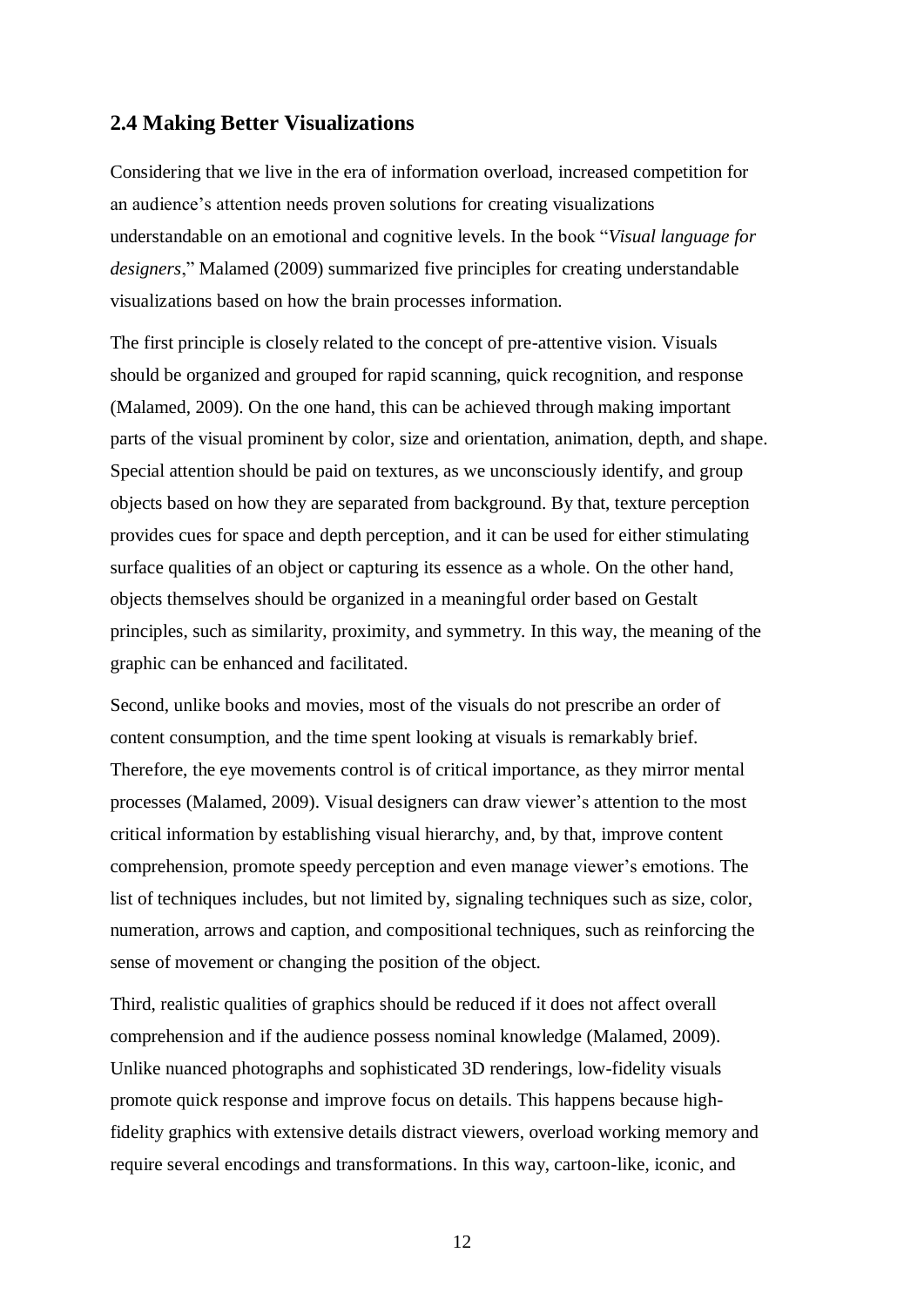## 2.4 Making Better Visualizations

Considering that we live in the era of information overload, increased competition for an audience's attention needs proven solutions for creating visualizations understandable on an emotional and cognitive levels. In the book "*Visual language for designers*," Malamed (2009) summarized five principles for creating understandable visualizations based on how the brain processes information.

The first principle is closely related to the concept of pre-attentive vision. Visuals should be organized and grouped for rapid scanning, quick recognition, and response (Malamed, 2009). On the one hand, this can be achieved through making important parts of the visual prominent by color, size and orientation, animation, depth, and shape. Special attention should be paid on textures, as we unconsciously identify, and group objects based on how they are separated from background. By that, texture perception provides cues for space and depth perception, and it can be used for either stimulating surface qualities of an object or capturing its essence as a whole. On the other hand, objects themselves should be organized in a meaningful order based on Gestalt principles, such as similarity, proximity, and symmetry. In this way, the meaning of the graphic can be enhanced and facilitated.

Second, unlike books and movies, most of the visuals do not prescribe an order of content consumption, and the time spent looking at visuals is remarkably brief. Therefore, the eye movements control is of critical importance, as they mirror mental processes (Malamed, 2009). Visual designers can draw viewer's attention to the most critical information by establishing visual hierarchy, and, by that, improve content comprehension, promote speedy perception and even manage viewer's emotions. The list of techniques includes, but not limited by, signaling techniques such as size, color, numeration, arrows and caption, and compositional techniques, such as reinforcing the sense of movement or changing the position of the object.

Third, realistic qualities of graphics should be reduced if it does not affect overall comprehension and if the audience possess nominal knowledge (Malamed, 2009). Unlike nuanced photographs and sophisticated 3D renderings, low-fidelity visuals promote quick response and improve focus on details. This happens because high-fidelity graphics with extensive details distract viewers, overload working memory and require several encodings and transformations. In this way, cartoon-like, iconic, and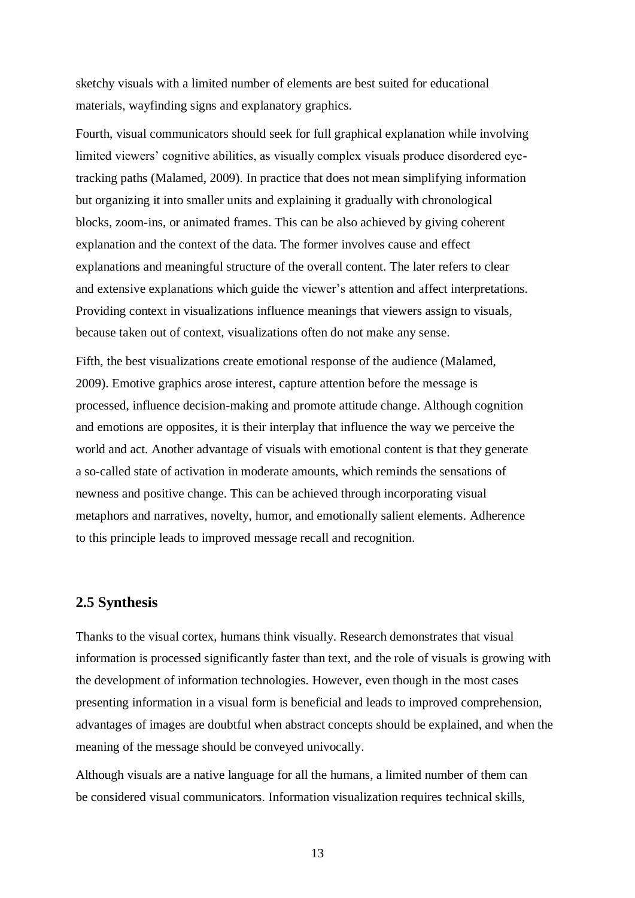sketchy visuals with a limited number of elements are best suited for educational materials, wayfinding signs and explanatory graphics.

Fourth, visual communicators should seek for full graphical explanation while involving limited viewers' cognitive abilities, as visually complex visuals produce disordered eye-tracking paths (Malamed, 2009). In practice that does not mean simplifying information but organizing it into smaller units and explaining it gradually with chronological blocks, zoom-ins, or animated frames. This can be also achieved by giving coherent explanation and the context of the data. The former involves cause and effect explanations and meaningful structure of the overall content. The later refers to clear and extensive explanations which guide the viewer's attention and affect interpretations. Providing context in visualizations influence meanings that viewers assign to visuals, because taken out of context, visualizations often do not make any sense.

Fifth, the best visualizations create emotional response of the audience (Malamed, 2009). Emotive graphics arose interest, capture attention before the message is processed, influence decision-making and promote attitude change. Although cognition and emotions are opposites, it is their interplay that influence the way we perceive the world and act. Another advantage of visuals with emotional content is that they generate a so-called state of activation in moderate amounts, which reminds the sensations of newness and positive change. This can be achieved through incorporating visual metaphors and narratives, novelty, humor, and emotionally salient elements. Adherence to this principle leads to improved message recall and recognition.

## 2.5 Synthesis

Thanks to the visual cortex, humans think visually. Research demonstrates that visual information is processed significantly faster than text, and the role of visuals is growing with the development of information technologies. However, even though in the most cases presenting information in a visual form is beneficial and leads to improved comprehension, advantages of images are doubtful when abstract concepts should be explained, and when the meaning of the message should be conveyed univocally.

Although visuals are a native language for all the humans, a limited number of them can be considered visual communicators. Information visualization requires technical skills,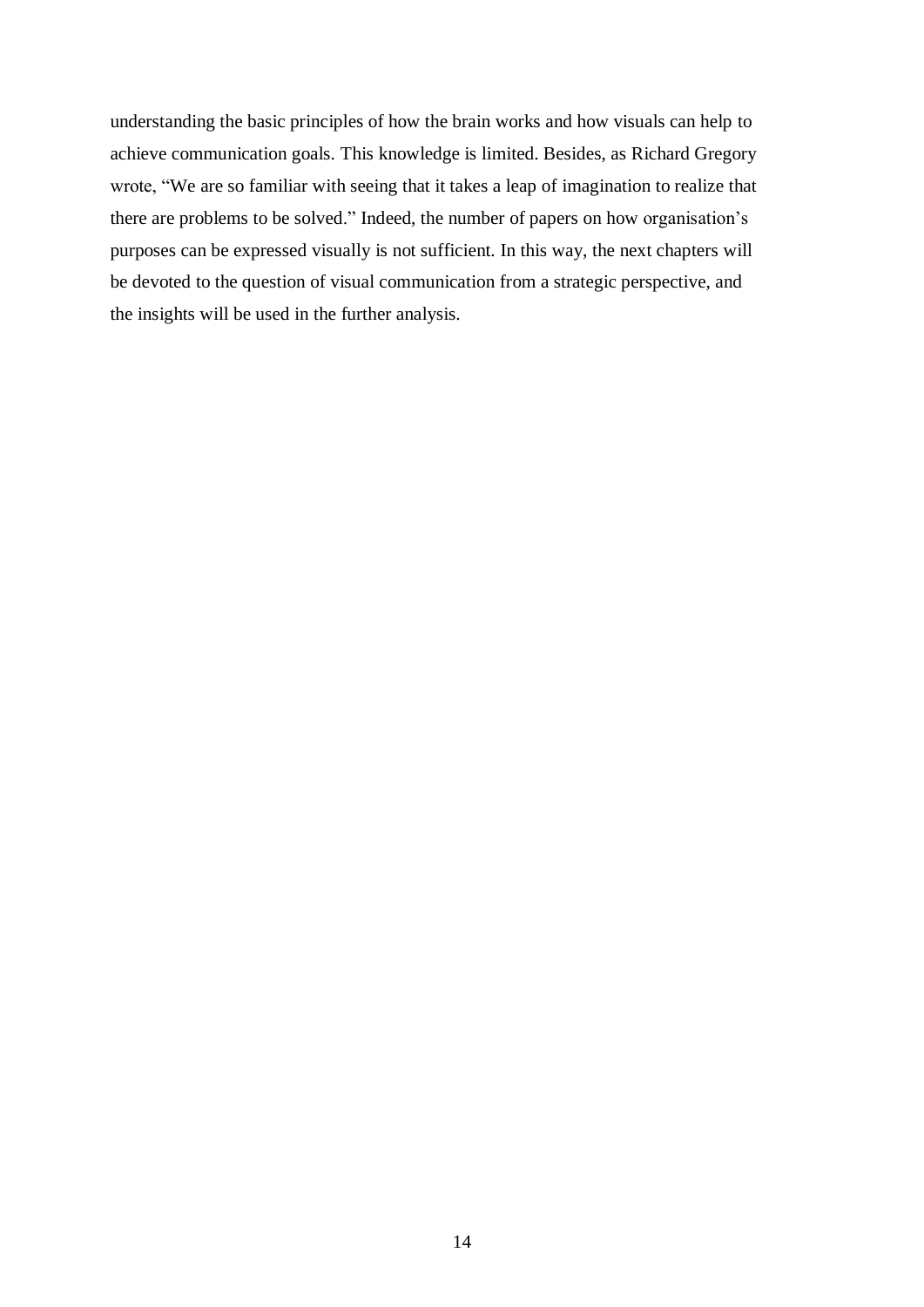understanding the basic principles of how the brain works and how visuals can help to achieve communication goals. This knowledge is limited. Besides, as Richard Gregory wrote, “We are so familiar with seeing that it takes a leap of imagination to realize that there are problems to be solved.” Indeed, the number of papers on how organisation’s purposes can be expressed visually is not sufficient. In this way, the next chapters will be devoted to the question of visual communication from a strategic perspective, and the insights will be used in the further analysis.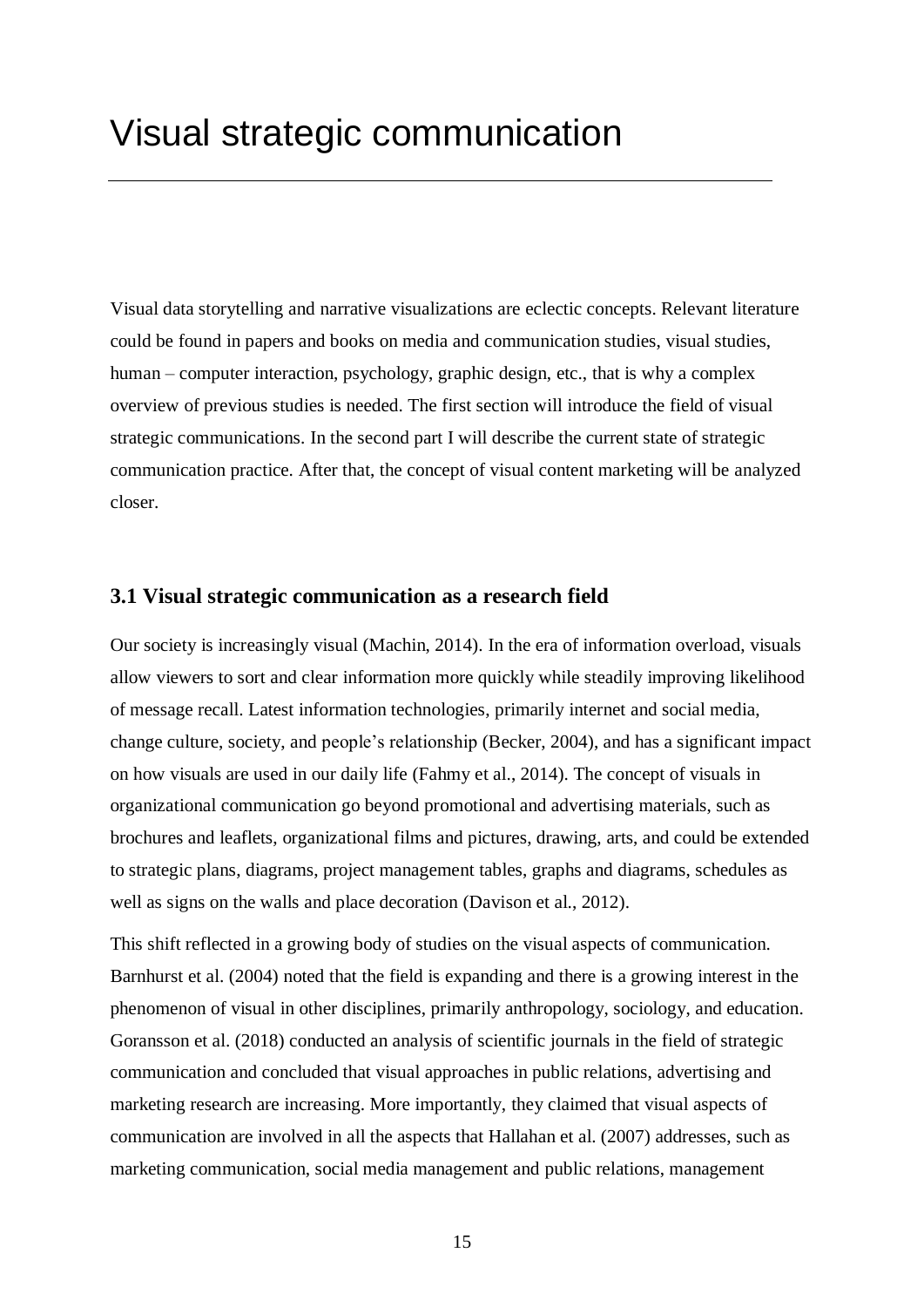# Visual strategic communication

Visual data storytelling and narrative visualizations are eclectic concepts. Relevant literature could be found in papers and books on media and communication studies, visual studies, human – computer interaction, psychology, graphic design, etc., that is why a complex overview of previous studies is needed. The first section will introduce the field of visual strategic communications. In the second part I will describe the current state of strategic communication practice. After that, the concept of visual content marketing will be analyzed closer.

### 3.1 Visual strategic communication as a research field

Our society is increasingly visual (Machin, 2014). In the era of information overload, visuals allow viewers to sort and clear information more quickly while steadily improving likelihood of message recall. Latest information technologies, primarily internet and social media, change culture, society, and people's relationship (Becker, 2004), and has a significant impact on how visuals are used in our daily life (Fahmy et al., 2014). The concept of visuals in organizational communication go beyond promotional and advertising materials, such as brochures and leaflets, organizational films and pictures, drawing, arts, and could be extended to strategic plans, diagrams, project management tables, graphs and diagrams, schedules as well as signs on the walls and place decoration (Davison et al., 2012).

This shift reflected in a growing body of studies on the visual aspects of communication. Barnhurst et al. (2004) noted that the field is expanding and there is a growing interest in the phenomenon of visual in other disciplines, primarily anthropology, sociology, and education. Goransson et al. (2018) conducted an analysis of scientific journals in the field of strategic communication and concluded that visual approaches in public relations, advertising and marketing research are increasing. More importantly, they claimed that visual aspects of communication are involved in all the aspects that Hallahan et al. (2007) addresses, such as marketing communication, social media management and public relations, management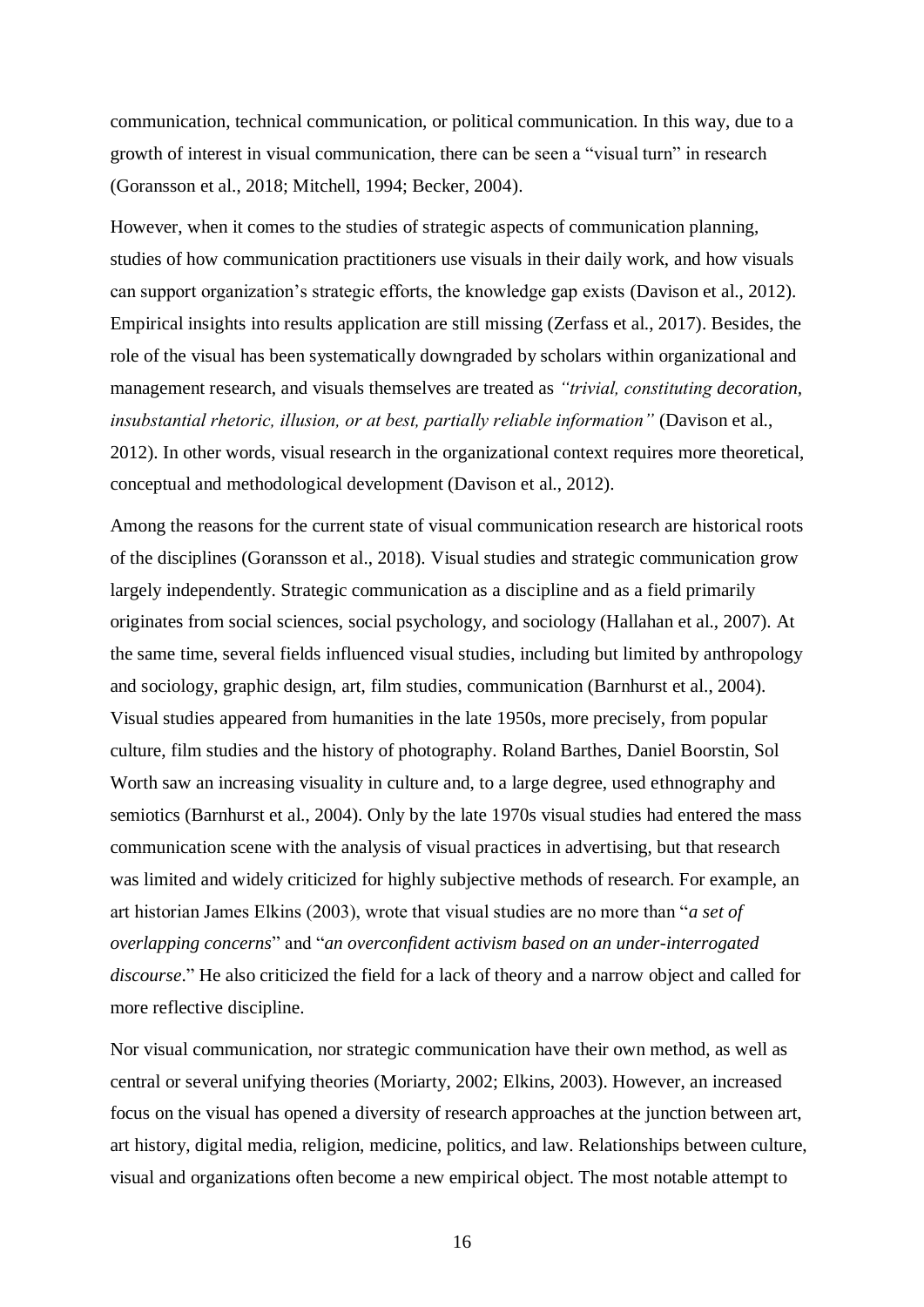communication, technical communication, or political communication. In this way, due to a growth of interest in visual communication, there can be seen a "visual turn" in research (Goransson et al., 2018; Mitchell, 1994; Becker, 2004).

However, when it comes to the studies of strategic aspects of communication planning, studies of how communication practitioners use visuals in their daily work, and how visuals can support organization's strategic efforts, the knowledge gap exists (Davison et al., 2012). Empirical insights into results application are still missing (Zerfass et al., 2017). Besides, the role of the visual has been systematically downgraded by scholars within organizational and management research, and visuals themselves are treated as *"trivial, constituting decoration, insubstantial rhetoric, illusion, or at best, partially reliable information"* (Davison et al., 2012). In other words, visual research in the organizational context requires more theoretical, conceptual and methodological development (Davison et al., 2012).

Among the reasons for the current state of visual communication research are historical roots of the disciplines (Goransson et al., 2018). Visual studies and strategic communication grow largely independently. Strategic communication as a discipline and as a field primarily originates from social sciences, social psychology, and sociology (Hallahan et al., 2007). At the same time, several fields influenced visual studies, including but limited by anthropology and sociology, graphic design, art, film studies, communication (Barnhurst et al., 2004). Visual studies appeared from humanities in the late 1950s, more precisely, from popular culture, film studies and the history of photography. Roland Barthes, Daniel Boorstin, Sol Worth saw an increasing visuality in culture and, to a large degree, used ethnography and semiotics (Barnhurst et al., 2004). Only by the late 1970s visual studies had entered the mass communication scene with the analysis of visual practices in advertising, but that research was limited and widely criticized for highly subjective methods of research. For example, an art historian James Elkins (2003), wrote that visual studies are no more than "*a set of overlapping concerns*" and "*an overconfident activism based on an under-interrogated discourse*." He also criticized the field for a lack of theory and a narrow object and called for more reflective discipline.

Nor visual communication, nor strategic communication have their own method, as well as central or several unifying theories (Moriarty, 2002; Elkins, 2003). However, an increased focus on the visual has opened a diversity of research approaches at the junction between art, art history, digital media, religion, medicine, politics, and law. Relationships between culture, visual and organizations often become a new empirical object. The most notable attempt to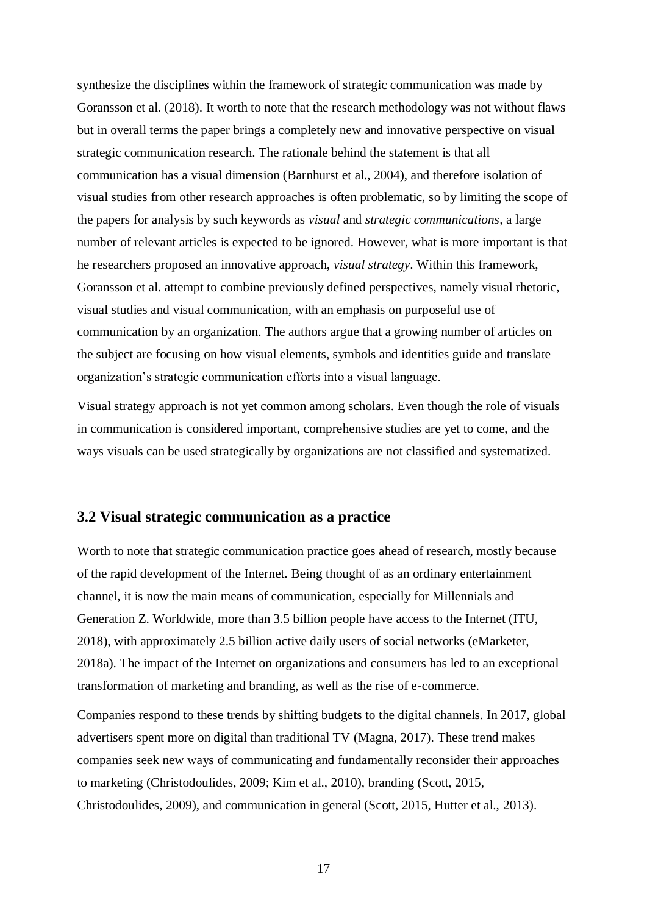synthesize the disciplines within the framework of strategic communication was made by Goransson et al. (2018). It worth to note that the research methodology was not without flaws but in overall terms the paper brings a completely new and innovative perspective on visual strategic communication research. The rationale behind the statement is that all communication has a visual dimension (Barnhurst et al., 2004), and therefore isolation of visual studies from other research approaches is often problematic, so by limiting the scope of the papers for analysis by such keywords as *visual* and *strategic communications,* a large number of relevant articles is expected to be ignored. However, what is more important is that he researchers proposed an innovative approach, *visual strategy*. Within this framework, Goransson et al. attempt to combine previously defined perspectives, namely visual rhetoric, visual studies and visual communication, with an emphasis on purposeful use of communication by an organization. The authors argue that a growing number of articles on the subject are focusing on how visual elements, symbols and identities guide and translate organization's strategic communication efforts into a visual language.

Visual strategy approach is not yet common among scholars. Even though the role of visuals in communication is considered important, comprehensive studies are yet to come, and the ways visuals can be used strategically by organizations are not classified and systematized.

## 3.2 Visual strategic communication as a practice

Worth to note that strategic communication practice goes ahead of research, mostly because of the rapid development of the Internet. Being thought of as an ordinary entertainment channel, it is now the main means of communication, especially for Millennials and Generation Z. Worldwide, more than 3.5 billion people have access to the Internet (ITU, 2018), with approximately 2.5 billion active daily users of social networks (eMarketer, 2018a). The impact of the Internet on organizations and consumers has led to an exceptional transformation of marketing and branding, as well as the rise of e-commerce.

Companies respond to these trends by shifting budgets to the digital channels. In 2017, global advertisers spent more on digital than traditional TV (Magna, 2017). These trend makes companies seek new ways of communicating and fundamentally reconsider their approaches to marketing (Christodoulides, 2009; Kim et al., 2010), branding (Scott, 2015, Christodoulides, 2009), and communication in general (Scott, 2015, Hutter et al., 2013).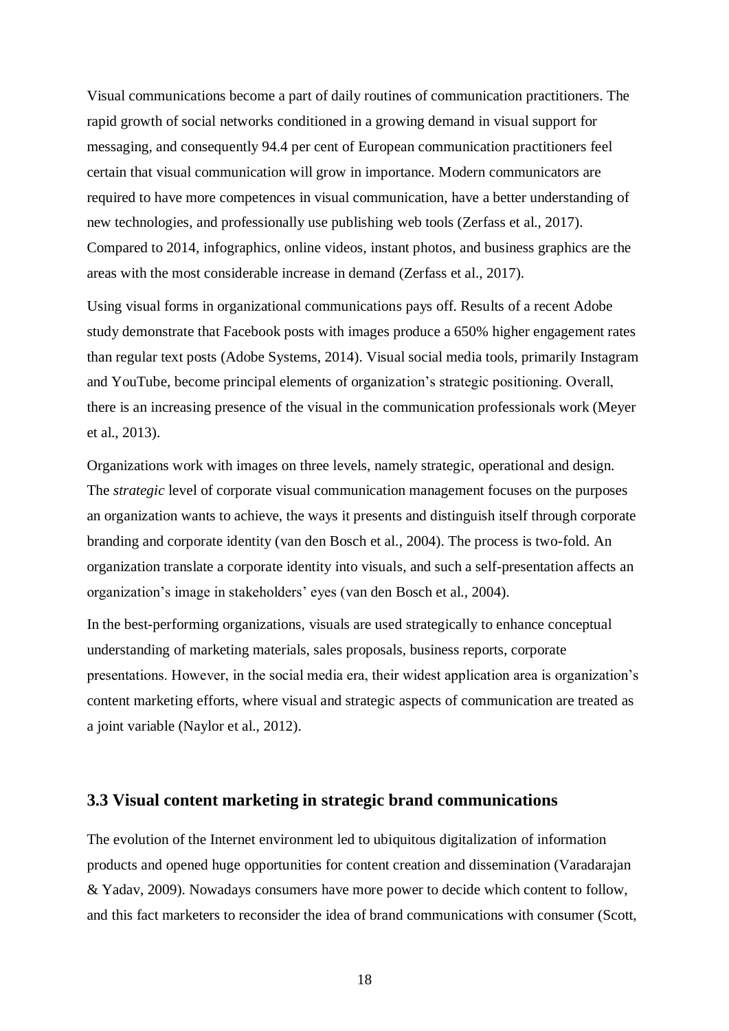Visual communications become a part of daily routines of communication practitioners. The rapid growth of social networks conditioned in a growing demand in visual support for messaging, and consequently 94.4 per cent of European communication practitioners feel certain that visual communication will grow in importance. Modern communicators are required to have more competences in visual communication, have a better understanding of new technologies, and professionally use publishing web tools (Zerfass et al., 2017). Compared to 2014, infographics, online videos, instant photos, and business graphics are the areas with the most considerable increase in demand (Zerfass et al., 2017).

Using visual forms in organizational communications pays off. Results of a recent Adobe study demonstrate that Facebook posts with images produce a 650% higher engagement rates than regular text posts (Adobe Systems, 2014). Visual social media tools, primarily Instagram and YouTube, become principal elements of organization's strategic positioning. Overall, there is an increasing presence of the visual in the communication professionals work (Meyer et al., 2013).

Organizations work with images on three levels, namely strategic, operational and design. The *strategic* level of corporate visual communication management focuses on the purposes an organization wants to achieve, the ways it presents and distinguish itself through corporate branding and corporate identity (van den Bosch et al., 2004). The process is two-fold. An organization translate a corporate identity into visuals, and such a self-presentation affects an organization's image in stakeholders' eyes (van den Bosch et al., 2004).

In the best-performing organizations, visuals are used strategically to enhance conceptual understanding of marketing materials, sales proposals, business reports, corporate presentations. However, in the social media era, their widest application area is organization's content marketing efforts, where visual and strategic aspects of communication are treated as a joint variable (Naylor et al., 2012).

## 3.3 Visual content marketing in strategic brand communications

The evolution of the Internet environment led to ubiquitous digitalization of information products and opened huge opportunities for content creation and dissemination (Varadarajan & Yadav, 2009). Nowadays consumers have more power to decide which content to follow, and this fact marketers to reconsider the idea of brand communications with consumer (Scott,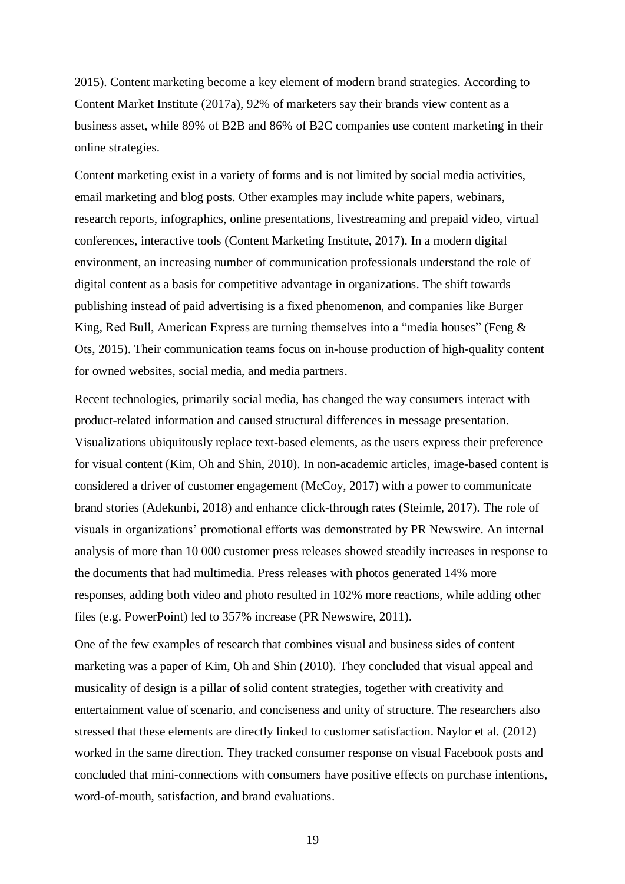2015). Content marketing become a key element of modern brand strategies. According to Content Market Institute (2017a), 92% of marketers say their brands view content as a business asset, while 89% of B2B and 86% of B2C companies use content marketing in their online strategies.

Content marketing exist in a variety of forms and is not limited by social media activities, email marketing and blog posts. Other examples may include white papers, webinars, research reports, infographics, online presentations, livestreaming and prepaid video, virtual conferences, interactive tools (Content Marketing Institute, 2017). In a modern digital environment, an increasing number of communication professionals understand the role of digital content as a basis for competitive advantage in organizations. The shift towards publishing instead of paid advertising is a fixed phenomenon, and companies like Burger King, Red Bull, American Express are turning themselves into a "media houses" (Feng & Ots, 2015). Their communication teams focus on in-house production of high-quality content for owned websites, social media, and media partners.

Recent technologies, primarily social media, has changed the way consumers interact with product-related information and caused structural differences in message presentation. Visualizations ubiquitously replace text-based elements, as the users express their preference for visual content (Kim, Oh and Shin, 2010). In non-academic articles, image-based content is considered a driver of customer engagement (McCoy, 2017) with a power to communicate brand stories (Adekunbi, 2018) and enhance click-through rates (Steimle, 2017). The role of visuals in organizations' promotional efforts was demonstrated by PR Newswire. An internal analysis of more than 10 000 customer press releases showed steadily increases in response to the documents that had multimedia. Press releases with photos generated 14% more responses, adding both video and photo resulted in 102% more reactions, while adding other files (e.g. PowerPoint) led to 357% increase (PR Newswire, 2011).

One of the few examples of research that combines visual and business sides of content marketing was a paper of Kim, Oh and Shin (2010). They concluded that visual appeal and musicality of design is a pillar of solid content strategies, together with creativity and entertainment value of scenario, and conciseness and unity of structure. The researchers also stressed that these elements are directly linked to customer satisfaction. Naylor et al. (2012) worked in the same direction. They tracked consumer response on visual Facebook posts and concluded that mini-connections with consumers have positive effects on purchase intentions, word-of-mouth, satisfaction, and brand evaluations.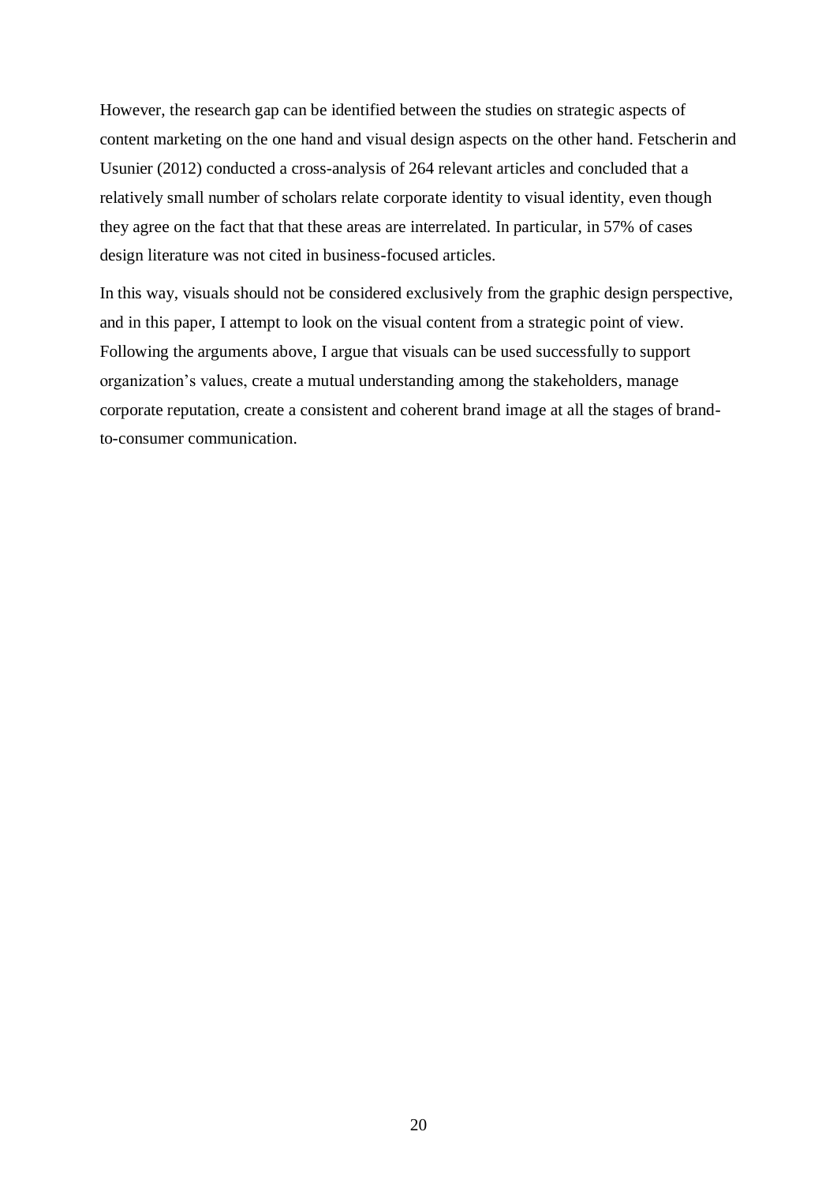However, the research gap can be identified between the studies on strategic aspects of content marketing on the one hand and visual design aspects on the other hand. Fetscherin and Usunier (2012) conducted a cross-analysis of 264 relevant articles and concluded that a relatively small number of scholars relate corporate identity to visual identity, even though they agree on the fact that that these areas are interrelated. In particular, in 57% of cases design literature was not cited in business-focused articles.

In this way, visuals should not be considered exclusively from the graphic design perspective, and in this paper, I attempt to look on the visual content from a strategic point of view. Following the arguments above, I argue that visuals can be used successfully to support organization's values, create a mutual understanding among the stakeholders, manage corporate reputation, create a consistent and coherent brand image at all the stages of brand-to-consumer communication.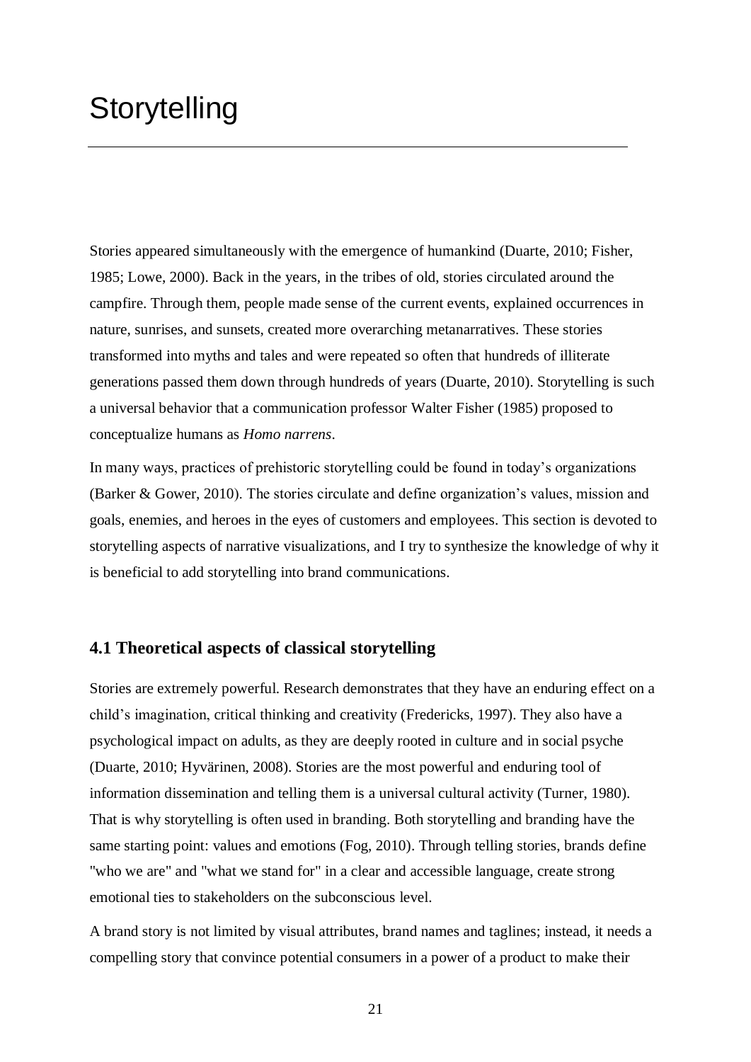# Storytelling

Stories appeared simultaneously with the emergence of humankind (Duarte, 2010; Fisher, 1985; Lowe, 2000). Back in the years, in the tribes of old, stories circulated around the campfire. Through them, people made sense of the current events, explained occurrences in nature, sunrises, and sunsets, created more overarching metanarratives. These stories transformed into myths and tales and were repeated so often that hundreds of illiterate generations passed them down through hundreds of years (Duarte, 2010). Storytelling is such a universal behavior that a communication professor Walter Fisher (1985) proposed to conceptualize humans as *Homo narrens*.

In many ways, practices of prehistoric storytelling could be found in today's organizations (Barker & Gower, 2010). The stories circulate and define organization's values, mission and goals, enemies, and heroes in the eyes of customers and employees. This section is devoted to storytelling aspects of narrative visualizations, and I try to synthesize the knowledge of why it is beneficial to add storytelling into brand communications.

## 4.1 Theoretical aspects of classical storytelling

Stories are extremely powerful. Research demonstrates that they have an enduring effect on a child's imagination, critical thinking and creativity (Fredericks, 1997). They also have a psychological impact on adults, as they are deeply rooted in culture and in social psyche (Duarte, 2010; Hyvärinen, 2008). Stories are the most powerful and enduring tool of information dissemination and telling them is a universal cultural activity (Turner, 1980). That is why storytelling is often used in branding. Both storytelling and branding have the same starting point: values and emotions (Fog, 2010). Through telling stories, brands define "who we are" and "what we stand for" in a clear and accessible language, create strong emotional ties to stakeholders on the subconscious level.

A brand story is not limited by visual attributes, brand names and taglines; instead, it needs a compelling story that convince potential consumers in a power of a product to make their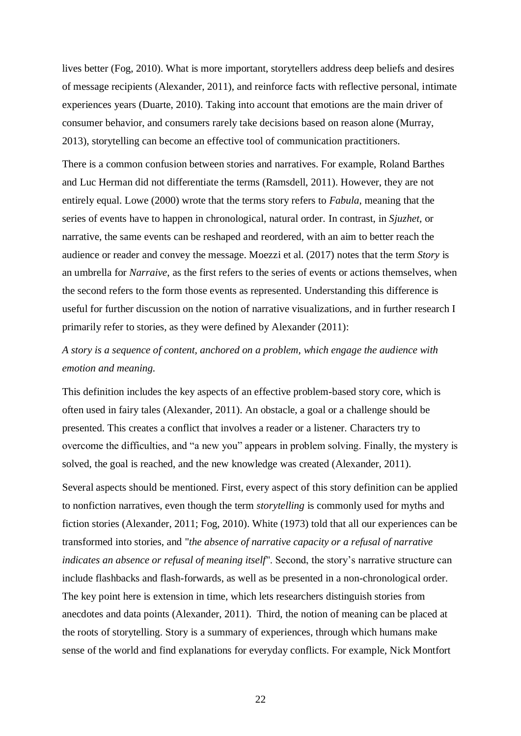lives better (Fog, 2010). What is more important, storytellers address deep beliefs and desires of message recipients (Alexander, 2011), and reinforce facts with reflective personal, intimate experiences years (Duarte, 2010). Taking into account that emotions are the main driver of consumer behavior, and consumers rarely take decisions based on reason alone (Murray, 2013), storytelling can become an effective tool of communication practitioners.

There is a common confusion between stories and narratives. For example, Roland Barthes and Luc Herman did not differentiate the terms (Ramsdell, 2011). However, they are not entirely equal. Lowe (2000) wrote that the terms story refers to *Fabula*, meaning that the series of events have to happen in chronological, natural order. In contrast, in *Sjuzhet*, or narrative, the same events can be reshaped and reordered, with an aim to better reach the audience or reader and convey the message. Moezzi et al. (2017) notes that the term *Story* is an umbrella for *Narraive*, as the first refers to the series of events or actions themselves, when the second refers to the form those events as represented. Understanding this difference is useful for further discussion on the notion of narrative visualizations, and in further research I primarily refer to stories, as they were defined by Alexander (2011):

*A story is a sequence of content, anchored on a problem, which engage the audience with emotion and meaning.*

This definition includes the key aspects of an effective problem-based story core, which is often used in fairy tales (Alexander, 2011). An obstacle, a goal or a challenge should be presented. This creates a conflict that involves a reader or a listener. Characters try to overcome the difficulties, and "a new you" appears in problem solving. Finally, the mystery is solved, the goal is reached, and the new knowledge was created (Alexander, 2011).

Several aspects should be mentioned. First, every aspect of this story definition can be applied to nonfiction narratives, even though the term *storytelling* is commonly used for myths and fiction stories (Alexander, 2011; Fog, 2010). White (1973) told that all our experiences can be transformed into stories, and "*the absence of narrative capacity or a refusal of narrative indicates an absence or refusal of meaning itself*". Second, the story's narrative structure can include flashbacks and flash-forwards, as well as be presented in a non-chronological order. The key point here is extension in time, which lets researchers distinguish stories from anecdotes and data points (Alexander, 2011). Third, the notion of meaning can be placed at the roots of storytelling. Story is a summary of experiences, through which humans make sense of the world and find explanations for everyday conflicts. For example, Nick Montfort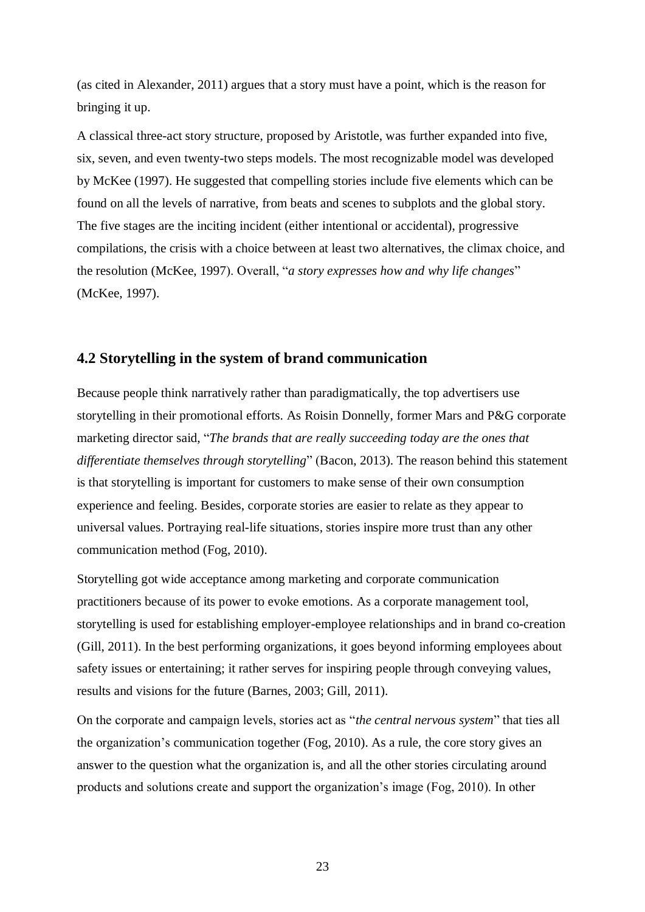(as cited in Alexander, 2011) argues that a story must have a point, which is the reason for bringing it up.

A classical three-act story structure, proposed by Aristotle, was further expanded into five, six, seven, and even twenty-two steps models. The most recognizable model was developed by McKee (1997). He suggested that compelling stories include five elements which can be found on all the levels of narrative, from beats and scenes to subplots and the global story. The five stages are the inciting incident (either intentional or accidental), progressive compilations, the crisis with a choice between at least two alternatives, the climax choice, and the resolution (McKee, 1997). Overall, "*a story expresses how and why life changes*" (McKee, 1997).

## 4.2 Storytelling in the system of brand communication

Because people think narratively rather than paradigmatically, the top advertisers use storytelling in their promotional efforts. As Roisin Donnelly, former Mars and P&G corporate marketing director said, "*The brands that are really succeeding today are the ones that differentiate themselves through storytelling*" (Bacon, 2013). The reason behind this statement is that storytelling is important for customers to make sense of their own consumption experience and feeling. Besides, corporate stories are easier to relate as they appear to universal values. Portraying real-life situations, stories inspire more trust than any other communication method (Fog, 2010).

Storytelling got wide acceptance among marketing and corporate communication practitioners because of its power to evoke emotions. As a corporate management tool, storytelling is used for establishing employer-employee relationships and in brand co-creation (Gill, 2011). In the best performing organizations, it goes beyond informing employees about safety issues or entertaining; it rather serves for inspiring people through conveying values, results and visions for the future (Barnes, 2003; Gill, 2011).

On the corporate and campaign levels, stories act as "*the central nervous system*" that ties all the organization's communication together (Fog, 2010). As a rule, the core story gives an answer to the question what the organization is, and all the other stories circulating around products and solutions create and support the organization's image (Fog, 2010). In other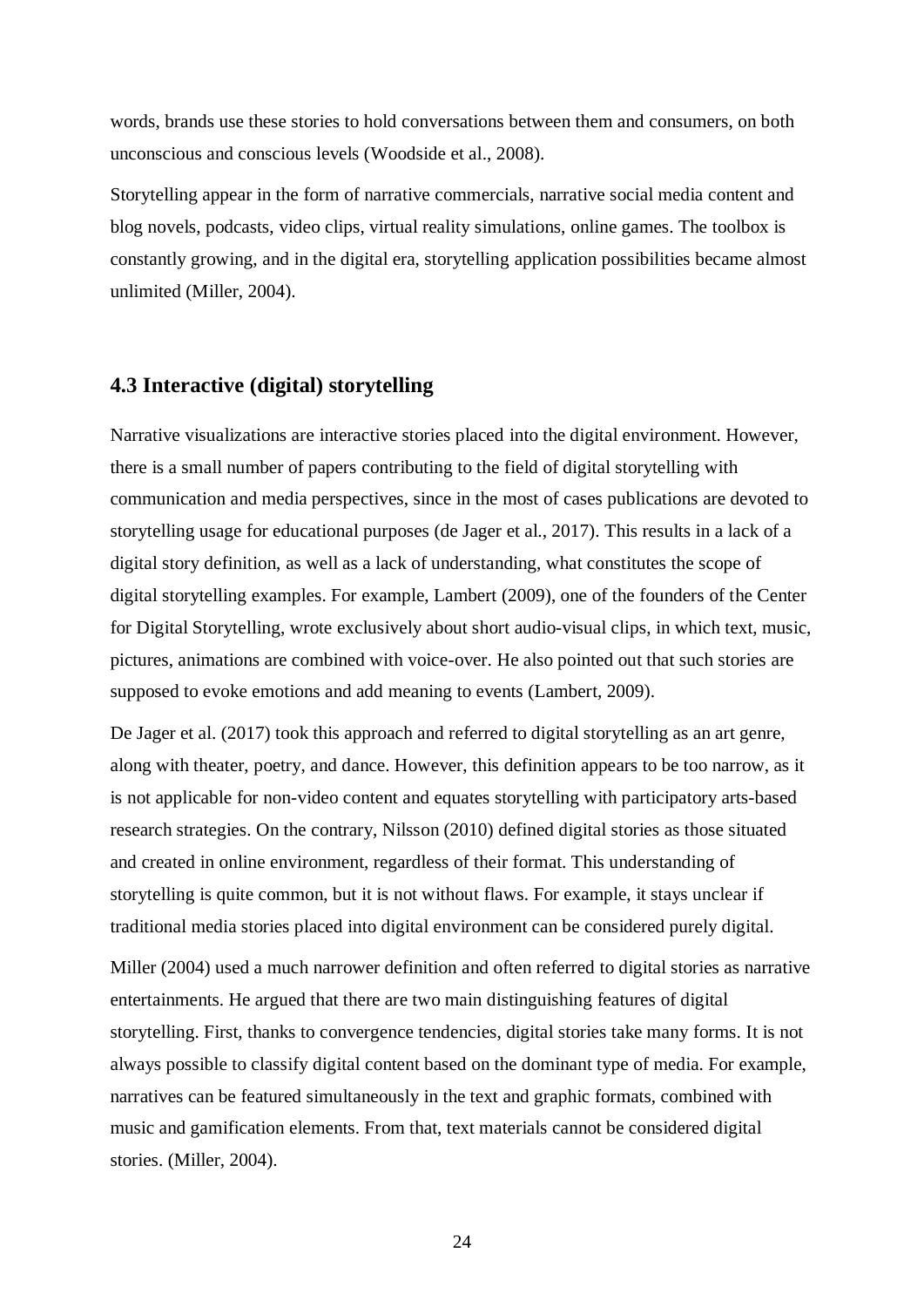words, brands use these stories to hold conversations between them and consumers, on both unconscious and conscious levels (Woodside et al., 2008).

Storytelling appear in the form of narrative commercials, narrative social media content and blog novels, podcasts, video clips, virtual reality simulations, online games. The toolbox is constantly growing, and in the digital era, storytelling application possibilities became almost unlimited (Miller, 2004).

## 4.3 Interactive (digital) storytelling

Narrative visualizations are interactive stories placed into the digital environment. However, there is a small number of papers contributing to the field of digital storytelling with communication and media perspectives, since in the most of cases publications are devoted to storytelling usage for educational purposes (de Jager et al., 2017). This results in a lack of a digital story definition, as well as a lack of understanding, what constitutes the scope of digital storytelling examples. For example, Lambert (2009), one of the founders of the Center for Digital Storytelling, wrote exclusively about short audio-visual clips, in which text, music, pictures, animations are combined with voice-over. He also pointed out that such stories are supposed to evoke emotions and add meaning to events (Lambert, 2009).

De Jager et al. (2017) took this approach and referred to digital storytelling as an art genre, along with theater, poetry, and dance. However, this definition appears to be too narrow, as it is not applicable for non-video content and equates storytelling with participatory arts-based research strategies. On the contrary, Nilsson (2010) defined digital stories as those situated and created in online environment, regardless of their format. This understanding of storytelling is quite common, but it is not without flaws. For example, it stays unclear if traditional media stories placed into digital environment can be considered purely digital.

Miller (2004) used a much narrower definition and often referred to digital stories as narrative entertainments. He argued that there are two main distinguishing features of digital storytelling. First, thanks to convergence tendencies, digital stories take many forms. It is not always possible to classify digital content based on the dominant type of media. For example, narratives can be featured simultaneously in the text and graphic formats, combined with music and gamification elements. From that, text materials cannot be considered digital stories. (Miller, 2004).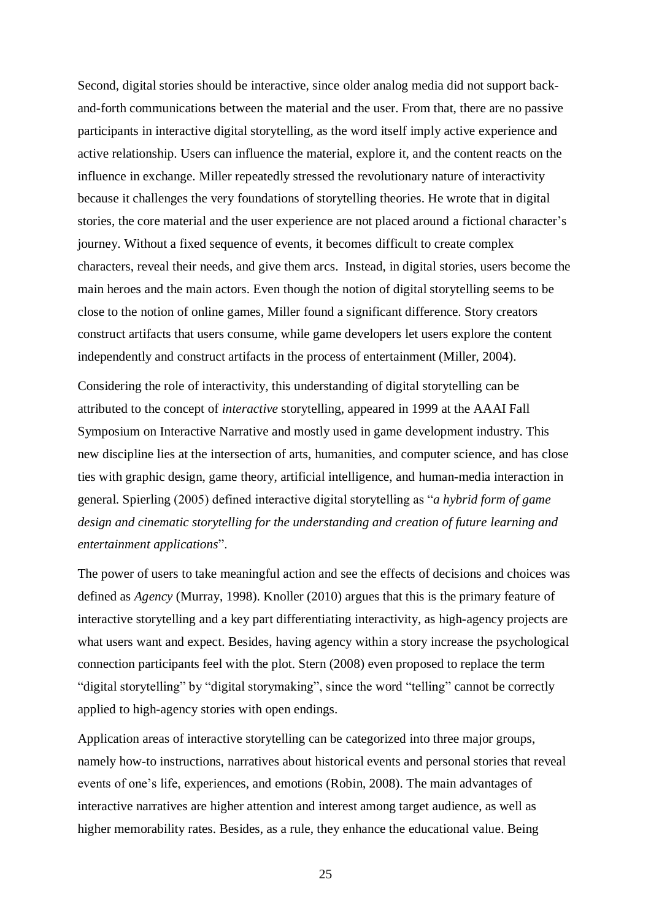Second, digital stories should be interactive, since older analog media did not support back-and-forth communications between the material and the user. From that, there are no passive participants in interactive digital storytelling, as the word itself imply active experience and active relationship. Users can influence the material, explore it, and the content reacts on the influence in exchange. Miller repeatedly stressed the revolutionary nature of interactivity because it challenges the very foundations of storytelling theories. He wrote that in digital stories, the core material and the user experience are not placed around a fictional character's journey. Without a fixed sequence of events, it becomes difficult to create complex characters, reveal their needs, and give them arcs. Instead, in digital stories, users become the main heroes and the main actors. Even though the notion of digital storytelling seems to be close to the notion of online games, Miller found a significant difference. Story creators construct artifacts that users consume, while game developers let users explore the content independently and construct artifacts in the process of entertainment (Miller, 2004).

Considering the role of interactivity, this understanding of digital storytelling can be attributed to the concept of *interactive* storytelling, appeared in 1999 at the AAAI Fall Symposium on Interactive Narrative and mostly used in game development industry. This new discipline lies at the intersection of arts, humanities, and computer science, and has close ties with graphic design, game theory, artificial intelligence, and human-media interaction in general. Spierling (2005) defined interactive digital storytelling as "*a hybrid form of game design and cinematic storytelling for the understanding and creation of future learning and entertainment applications*".

The power of users to take meaningful action and see the effects of decisions and choices was defined as *Agency* (Murray, 1998). Knoller (2010) argues that this is the primary feature of interactive storytelling and a key part differentiating interactivity, as high-agency projects are what users want and expect. Besides, having agency within a story increase the psychological connection participants feel with the plot. Stern (2008) even proposed to replace the term "digital storytelling" by "digital storymaking", since the word "telling" cannot be correctly applied to high-agency stories with open endings.

Application areas of interactive storytelling can be categorized into three major groups, namely how-to instructions, narratives about historical events and personal stories that reveal events of one's life, experiences, and emotions (Robin, 2008). The main advantages of interactive narratives are higher attention and interest among target audience, as well as higher memorability rates. Besides, as a rule, they enhance the educational value. Being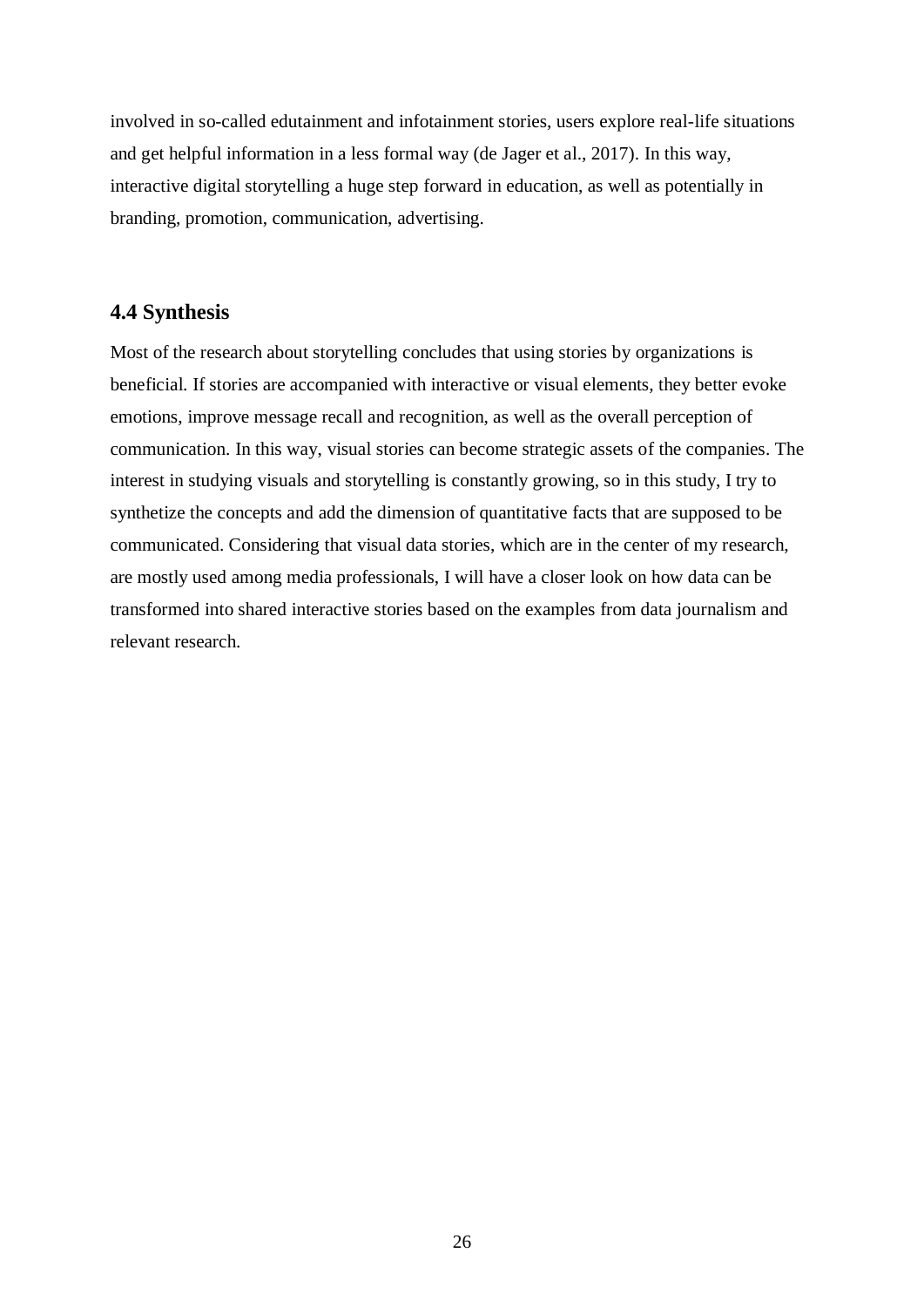involved in so-called edutainment and infotainment stories, users explore real-life situations and get helpful information in a less formal way (de Jager et al., 2017). In this way, interactive digital storytelling a huge step forward in education, as well as potentially in branding, promotion, communication, advertising.

## 4.4 Synthesis

Most of the research about storytelling concludes that using stories by organizations is beneficial. If stories are accompanied with interactive or visual elements, they better evoke emotions, improve message recall and recognition, as well as the overall perception of communication. In this way, visual stories can become strategic assets of the companies. The interest in studying visuals and storytelling is constantly growing, so in this study, I try to synthetize the concepts and add the dimension of quantitative facts that are supposed to be communicated. Considering that visual data stories, which are in the center of my research, are mostly used among media professionals, I will have a closer look on how data can be transformed into shared interactive stories based on the examples from data journalism and relevant research.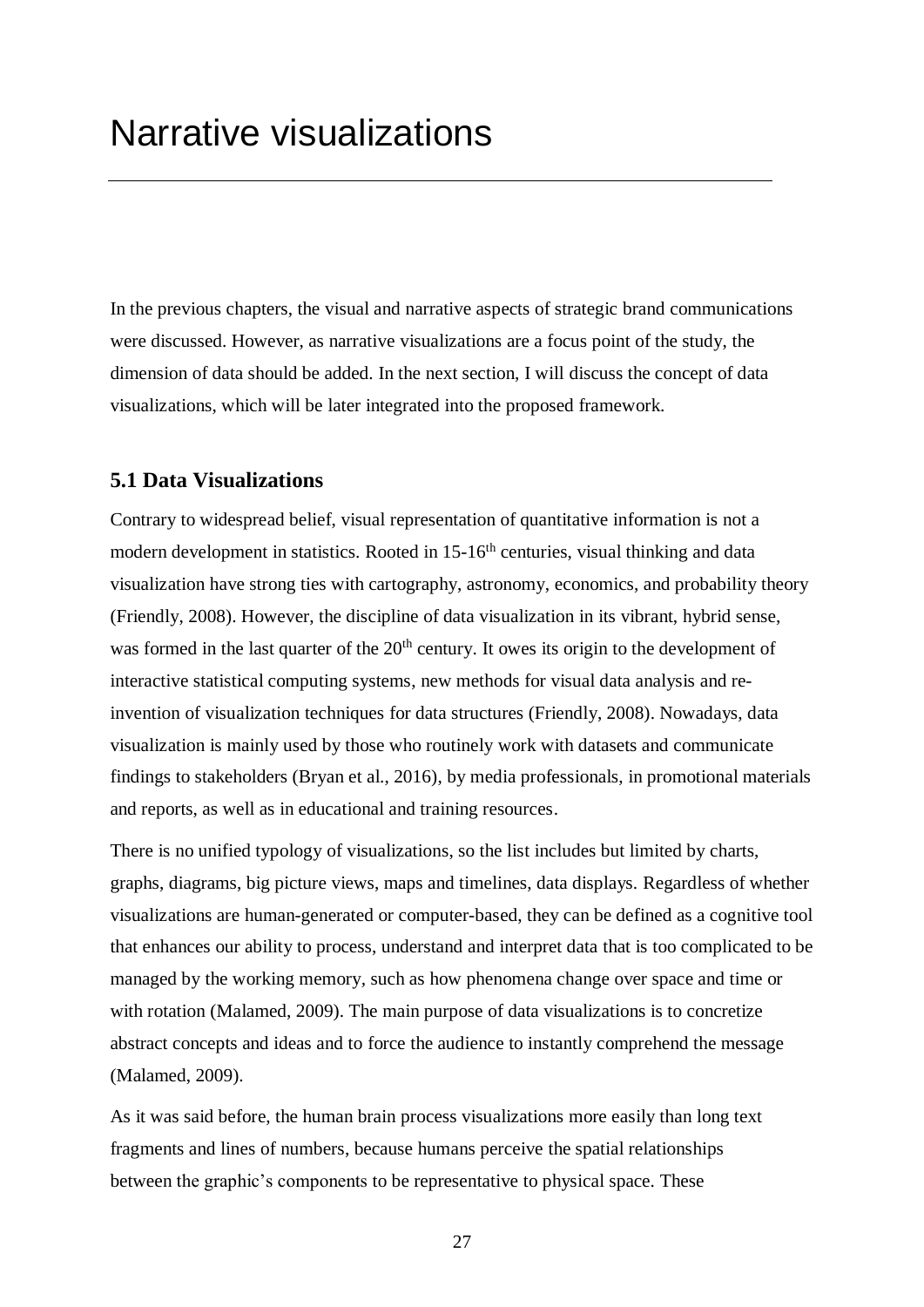# Narrative visualizations

In the previous chapters, the visual and narrative aspects of strategic brand communications were discussed. However, as narrative visualizations are a focus point of the study, the dimension of data should be added. In the next section, I will discuss the concept of data visualizations, which will be later integrated into the proposed framework.

## 5.1 Data Visualizations

Contrary to widespread belief, visual representation of quantitative information is not a modern development in statistics. Rooted in 15-16th centuries, visual thinking and data visualization have strong ties with cartography, astronomy, economics, and probability theory (Friendly, 2008). However, the discipline of data visualization in its vibrant, hybrid sense, was formed in the last quarter of the 20th century. It owes its origin to the development of interactive statistical computing systems, new methods for visual data analysis and re-invention of visualization techniques for data structures (Friendly, 2008). Nowadays, data visualization is mainly used by those who routinely work with datasets and communicate findings to stakeholders (Bryan et al., 2016), by media professionals, in promotional materials and reports, as well as in educational and training resources.

There is no unified typology of visualizations, so the list includes but limited by charts, graphs, diagrams, big picture views, maps and timelines, data displays. Regardless of whether visualizations are human-generated or computer-based, they can be defined as a cognitive tool that enhances our ability to process, understand and interpret data that is too complicated to be managed by the working memory, such as how phenomena change over space and time or with rotation (Malamed, 2009). The main purpose of data visualizations is to concretize abstract concepts and ideas and to force the audience to instantly comprehend the message (Malamed, 2009).

As it was said before, the human brain process visualizations more easily than long text fragments and lines of numbers, because humans perceive the spatial relationships between the graphic's components to be representative to physical space. These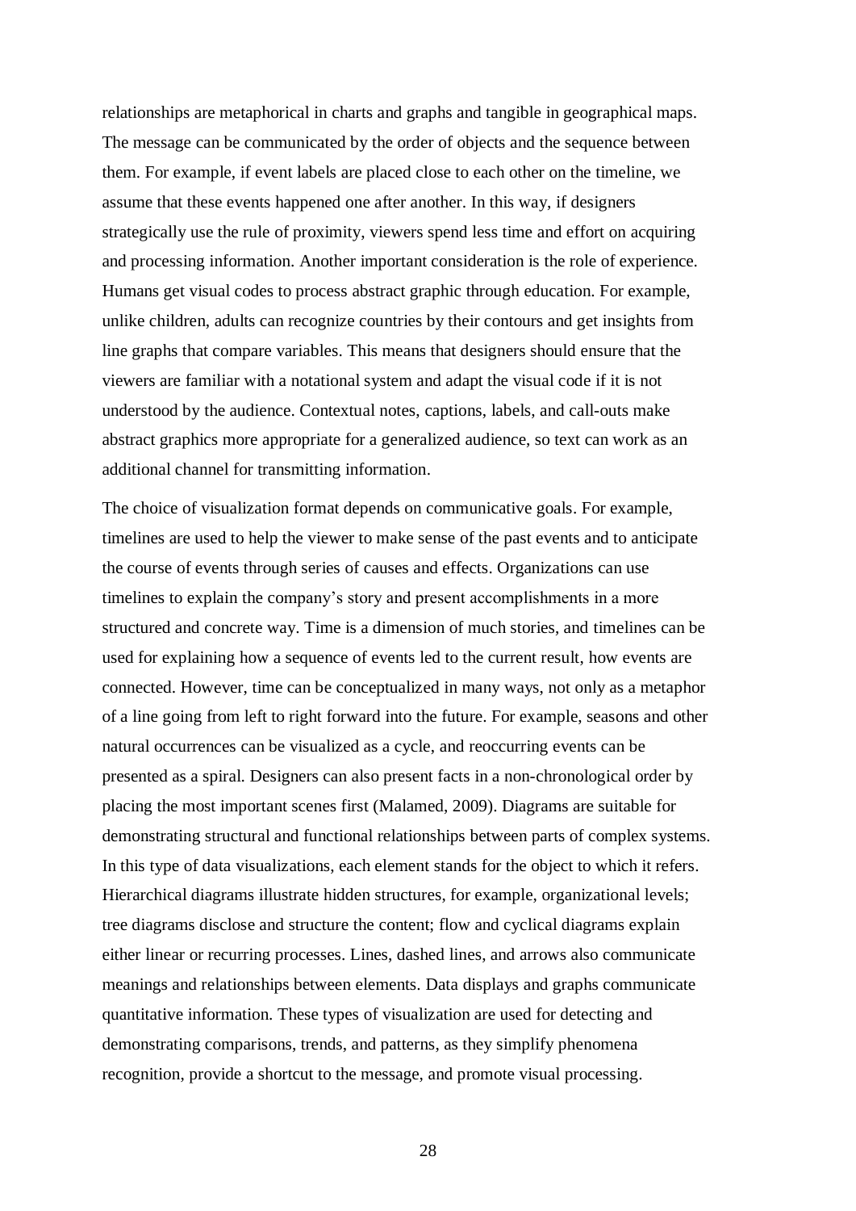relationships are metaphorical in charts and graphs and tangible in geographical maps. The message can be communicated by the order of objects and the sequence between them. For example, if event labels are placed close to each other on the timeline, we assume that these events happened one after another. In this way, if designers strategically use the rule of proximity, viewers spend less time and effort on acquiring and processing information. Another important consideration is the role of experience. Humans get visual codes to process abstract graphic through education. For example, unlike children, adults can recognize countries by their contours and get insights from line graphs that compare variables. This means that designers should ensure that the viewers are familiar with a notational system and adapt the visual code if it is not understood by the audience. Contextual notes, captions, labels, and call-outs make abstract graphics more appropriate for a generalized audience, so text can work as an additional channel for transmitting information.

The choice of visualization format depends on communicative goals. For example, timelines are used to help the viewer to make sense of the past events and to anticipate the course of events through series of causes and effects. Organizations can use timelines to explain the company's story and present accomplishments in a more structured and concrete way. Time is a dimension of much stories, and timelines can be used for explaining how a sequence of events led to the current result, how events are connected. However, time can be conceptualized in many ways, not only as a metaphor of a line going from left to right forward into the future. For example, seasons and other natural occurrences can be visualized as a cycle, and reoccurring events can be presented as a spiral. Designers can also present facts in a non-chronological order by placing the most important scenes first (Malamed, 2009). Diagrams are suitable for demonstrating structural and functional relationships between parts of complex systems. In this type of data visualizations, each element stands for the object to which it refers. Hierarchical diagrams illustrate hidden structures, for example, organizational levels; tree diagrams disclose and structure the content; flow and cyclical diagrams explain either linear or recurring processes. Lines, dashed lines, and arrows also communicate meanings and relationships between elements. Data displays and graphs communicate quantitative information. These types of visualization are used for detecting and demonstrating comparisons, trends, and patterns, as they simplify phenomena recognition, provide a shortcut to the message, and promote visual processing.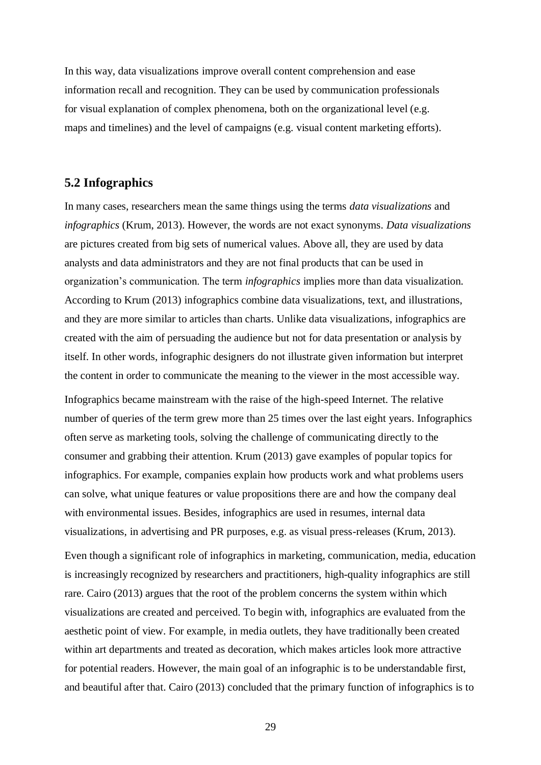In this way, data visualizations improve overall content comprehension and ease information recall and recognition. They can be used by communication professionals for visual explanation of complex phenomena, both on the organizational level (e.g. maps and timelines) and the level of campaigns (e.g. visual content marketing efforts).

## 5.2 Infographics

In many cases, researchers mean the same things using the terms *data visualizations* and *infographics* (Krum, 2013). However, the words are not exact synonyms. *Data visualizations* are pictures created from big sets of numerical values. Above all, they are used by data analysts and data administrators and they are not final products that can be used in organization's communication. The term *infographics* implies more than data visualization. According to Krum (2013) infographics combine data visualizations, text, and illustrations, and they are more similar to articles than charts. Unlike data visualizations, infographics are created with the aim of persuading the audience but not for data presentation or analysis by itself. In other words, infographic designers do not illustrate given information but interpret the content in order to communicate the meaning to the viewer in the most accessible way.

Infographics became mainstream with the raise of the high-speed Internet. The relative number of queries of the term grew more than 25 times over the last eight years. Infographics often serve as marketing tools, solving the challenge of communicating directly to the consumer and grabbing their attention. Krum (2013) gave examples of popular topics for infographics. For example, companies explain how products work and what problems users can solve, what unique features or value propositions there are and how the company deal with environmental issues. Besides, infographics are used in resumes, internal data visualizations, in advertising and PR purposes, e.g. as visual press-releases (Krum, 2013).

Even though a significant role of infographics in marketing, communication, media, education is increasingly recognized by researchers and practitioners, high-quality infographics are still rare. Cairo (2013) argues that the root of the problem concerns the system within which visualizations are created and perceived. To begin with, infographics are evaluated from the aesthetic point of view. For example, in media outlets, they have traditionally been created within art departments and treated as decoration, which makes articles look more attractive for potential readers. However, the main goal of an infographic is to be understandable first, and beautiful after that. Cairo (2013) concluded that the primary function of infographics is to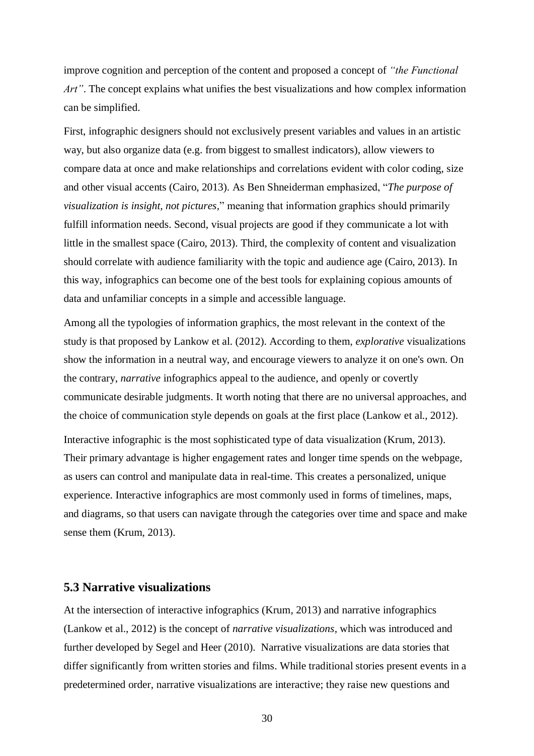improve cognition and perception of the content and proposed a concept of *"the Functional Art"*. The concept explains what unifies the best visualizations and how complex information can be simplified.

First, infographic designers should not exclusively present variables and values in an artistic way, but also organize data (e.g. from biggest to smallest indicators), allow viewers to compare data at once and make relationships and correlations evident with color coding, size and other visual accents (Cairo, 2013). As Ben Shneiderman emphasized, "*The purpose of visualization is insight, not pictures,*" meaning that information graphics should primarily fulfill information needs. Second, visual projects are good if they communicate a lot with little in the smallest space (Cairo, 2013). Third, the complexity of content and visualization should correlate with audience familiarity with the topic and audience age (Cairo, 2013). In this way, infographics can become one of the best tools for explaining copious amounts of data and unfamiliar concepts in a simple and accessible language.

Among all the typologies of information graphics, the most relevant in the context of the study is that proposed by Lankow et al. (2012). According to them, *explorative* visualizations show the information in a neutral way, and encourage viewers to analyze it on one's own. On the contrary, *narrative* infographics appeal to the audience, and openly or covertly communicate desirable judgments. It worth noting that there are no universal approaches, and the choice of communication style depends on goals at the first place (Lankow et al., 2012).

Interactive infographic is the most sophisticated type of data visualization (Krum, 2013). Their primary advantage is higher engagement rates and longer time spends on the webpage, as users can control and manipulate data in real-time. This creates a personalized, unique experience. Interactive infographics are most commonly used in forms of timelines, maps, and diagrams, so that users can navigate through the categories over time and space and make sense them (Krum, 2013).

## 5.3 Narrative visualizations

At the intersection of interactive infographics (Krum, 2013) and narrative infographics (Lankow et al., 2012) is the concept of *narrative visualizations*, which was introduced and further developed by Segel and Heer (2010). Narrative visualizations are data stories that differ significantly from written stories and films. While traditional stories present events in a predetermined order, narrative visualizations are interactive; they raise new questions and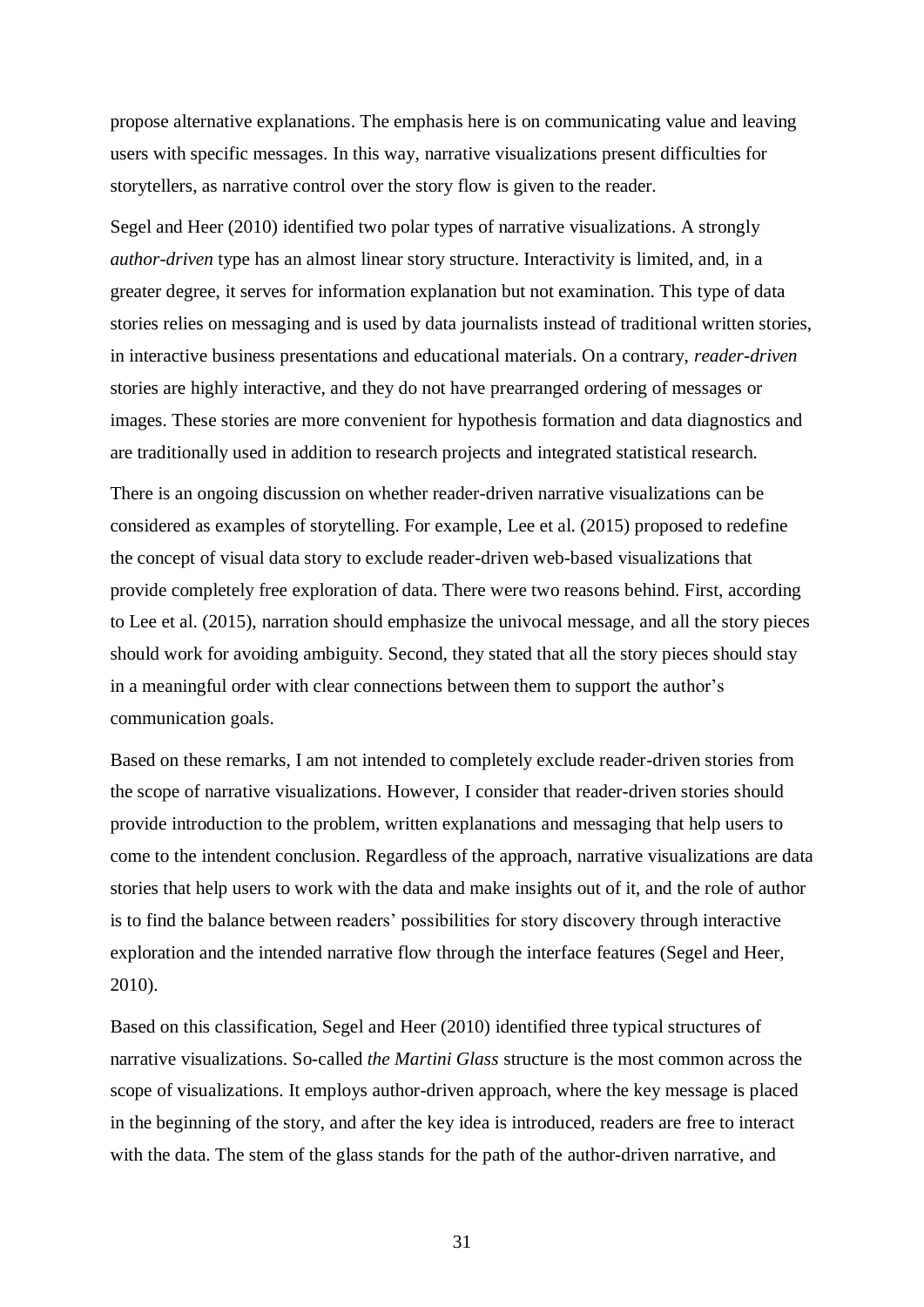propose alternative explanations. The emphasis here is on communicating value and leaving users with specific messages. In this way, narrative visualizations present difficulties for storytellers, as narrative control over the story flow is given to the reader.

Segel and Heer (2010) identified two polar types of narrative visualizations. A strongly *author-driven* type has an almost linear story structure. Interactivity is limited, and, in a greater degree, it serves for information explanation but not examination. This type of data stories relies on messaging and is used by data journalists instead of traditional written stories, in interactive business presentations and educational materials. On a contrary, *reader-driven* stories are highly interactive, and they do not have prearranged ordering of messages or images. These stories are more convenient for hypothesis formation and data diagnostics and are traditionally used in addition to research projects and integrated statistical research.

There is an ongoing discussion on whether reader-driven narrative visualizations can be considered as examples of storytelling. For example, Lee et al. (2015) proposed to redefine the concept of visual data story to exclude reader-driven web-based visualizations that provide completely free exploration of data. There were two reasons behind. First, according to Lee et al. (2015), narration should emphasize the univocal message, and all the story pieces should work for avoiding ambiguity. Second, they stated that all the story pieces should stay in a meaningful order with clear connections between them to support the author's communication goals.

Based on these remarks, I am not intended to completely exclude reader-driven stories from the scope of narrative visualizations. However, I consider that reader-driven stories should provide introduction to the problem, written explanations and messaging that help users to come to the intendent conclusion. Regardless of the approach, narrative visualizations are data stories that help users to work with the data and make insights out of it, and the role of author is to find the balance between readers' possibilities for story discovery through interactive exploration and the intended narrative flow through the interface features (Segel and Heer, 2010).

Based on this classification, Segel and Heer (2010) identified three typical structures of narrative visualizations. So-called *the Martini Glass* structure is the most common across the scope of visualizations. It employs author-driven approach, where the key message is placed in the beginning of the story, and after the key idea is introduced, readers are free to interact with the data. The stem of the glass stands for the path of the author-driven narrative, and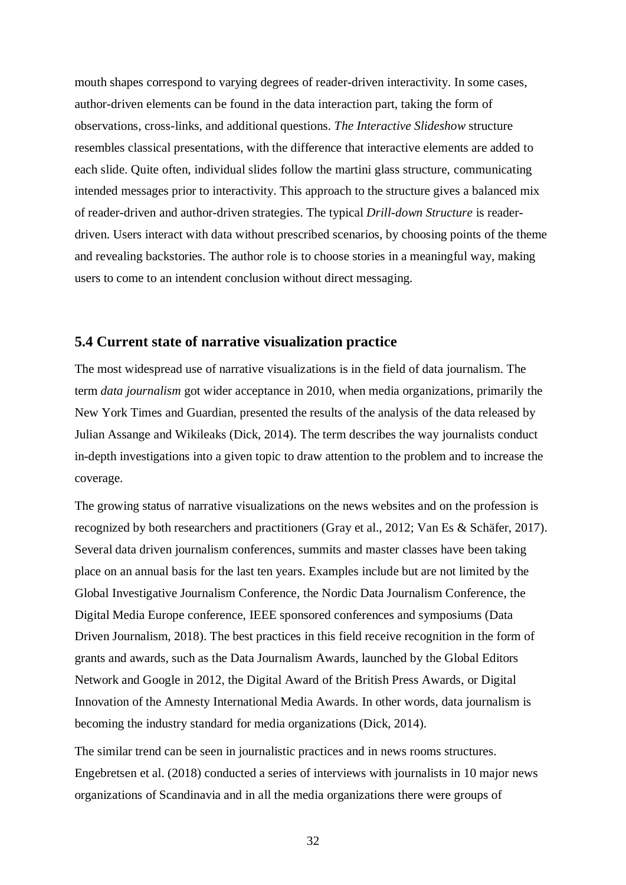mouth shapes correspond to varying degrees of reader-driven interactivity. In some cases, author-driven elements can be found in the data interaction part, taking the form of observations, cross-links, and additional questions. *The Interactive Slideshow* structure resembles classical presentations, with the difference that interactive elements are added to each slide. Quite often, individual slides follow the martini glass structure, communicating intended messages prior to interactivity. This approach to the structure gives a balanced mix of reader-driven and author-driven strategies. The typical *Drill-down Structure* is reader-driven. Users interact with data without prescribed scenarios, by choosing points of the theme and revealing backstories. The author role is to choose stories in a meaningful way, making users to come to an intendent conclusion without direct messaging.

## 5.4 Current state of narrative visualization practice

The most widespread use of narrative visualizations is in the field of data journalism. The term *data journalism* got wider acceptance in 2010, when media organizations, primarily the New York Times and Guardian, presented the results of the analysis of the data released by Julian Assange and Wikileaks (Dick, 2014). The term describes the way journalists conduct in-depth investigations into a given topic to draw attention to the problem and to increase the coverage.

The growing status of narrative visualizations on the news websites and on the profession is recognized by both researchers and practitioners (Gray et al., 2012; Van Es & Schäfer, 2017). Several data driven journalism conferences, summits and master classes have been taking place on an annual basis for the last ten years. Examples include but are not limited by the Global Investigative Journalism Conference, the Nordic Data Journalism Conference, the Digital Media Europe conference, IEEE sponsored conferences and symposiums (Data Driven Journalism, 2018). The best practices in this field receive recognition in the form of grants and awards, such as the Data Journalism Awards, launched by the Global Editors Network and Google in 2012, the Digital Award of the British Press Awards, or Digital Innovation of the Amnesty International Media Awards. In other words, data journalism is becoming the industry standard for media organizations (Dick, 2014).

The similar trend can be seen in journalistic practices and in news rooms structures. Engebretsen et al. (2018) conducted a series of interviews with journalists in 10 major news organizations of Scandinavia and in all the media organizations there were groups of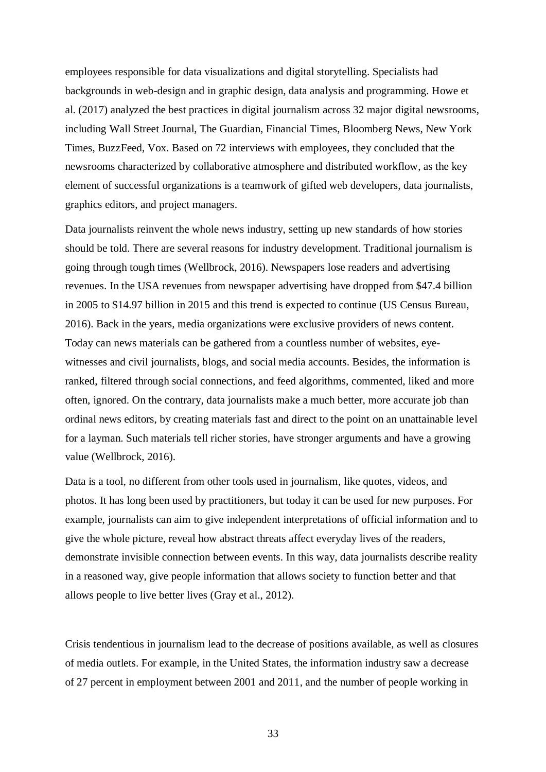employees responsible for data visualizations and digital storytelling. Specialists had backgrounds in web-design and in graphic design, data analysis and programming. Howe et al. (2017) analyzed the best practices in digital journalism across 32 major digital newsrooms, including Wall Street Journal, The Guardian, Financial Times, Bloomberg News, New York Times, BuzzFeed, Vox. Based on 72 interviews with employees, they concluded that the newsrooms characterized by collaborative atmosphere and distributed workflow, as the key element of successful organizations is a teamwork of gifted web developers, data journalists, graphics editors, and project managers.

Data journalists reinvent the whole news industry, setting up new standards of how stories should be told. There are several reasons for industry development. Traditional journalism is going through tough times (Wellbrock, 2016). Newspapers lose readers and advertising revenues. In the USA revenues from newspaper advertising have dropped from $47.4 billion in 2005 to $14.97 billion in 2015 and this trend is expected to continue (US Census Bureau, 2016). Back in the years, media organizations were exclusive providers of news content. Today can news materials can be gathered from a countless number of websites, eye-witnesses and civil journalists, blogs, and social media accounts. Besides, the information is ranked, filtered through social connections, and feed algorithms, commented, liked and more often, ignored. On the contrary, data journalists make a much better, more accurate job than ordinal news editors, by creating materials fast and direct to the point on an unattainable level for a layman. Such materials tell richer stories, have stronger arguments and have a growing value (Wellbrock, 2016).

Data is a tool, no different from other tools used in journalism, like quotes, videos, and photos. It has long been used by practitioners, but today it can be used for new purposes. For example, journalists can aim to give independent interpretations of official information and to give the whole picture, reveal how abstract threats affect everyday lives of the readers, demonstrate invisible connection between events. In this way, data journalists describe reality in a reasoned way, give people information that allows society to function better and that allows people to live better lives (Gray et al., 2012).

Crisis tendentious in journalism lead to the decrease of positions available, as well as closures of media outlets. For example, in the United States, the information industry saw a decrease of 27 percent in employment between 2001 and 2011, and the number of people working in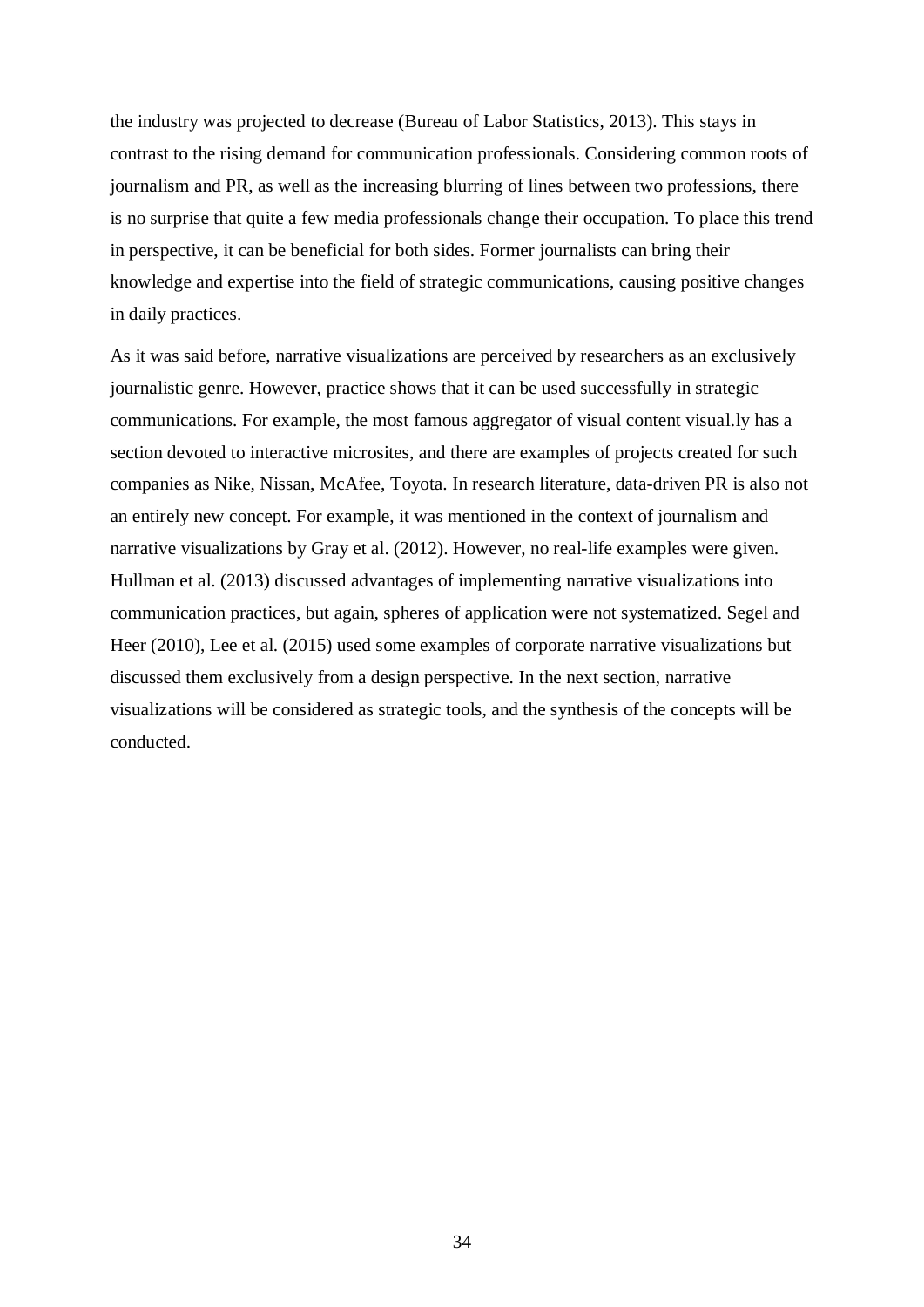the industry was projected to decrease (Bureau of Labor Statistics, 2013). This stays in contrast to the rising demand for communication professionals. Considering common roots of journalism and PR, as well as the increasing blurring of lines between two professions, there is no surprise that quite a few media professionals change their occupation. To place this trend in perspective, it can be beneficial for both sides. Former journalists can bring their knowledge and expertise into the field of strategic communications, causing positive changes in daily practices.

As it was said before, narrative visualizations are perceived by researchers as an exclusively journalistic genre. However, practice shows that it can be used successfully in strategic communications. For example, the most famous aggregator of visual content visual.ly has a section devoted to interactive microsites, and there are examples of projects created for such companies as Nike, Nissan, McAfee, Toyota. In research literature, data-driven PR is also not an entirely new concept. For example, it was mentioned in the context of journalism and narrative visualizations by Gray et al. (2012). However, no real-life examples were given. Hullman et al. (2013) discussed advantages of implementing narrative visualizations into communication practices, but again, spheres of application were not systematized. Segel and Heer (2010), Lee et al. (2015) used some examples of corporate narrative visualizations but discussed them exclusively from a design perspective. In the next section, narrative visualizations will be considered as strategic tools, and the synthesis of the concepts will be conducted.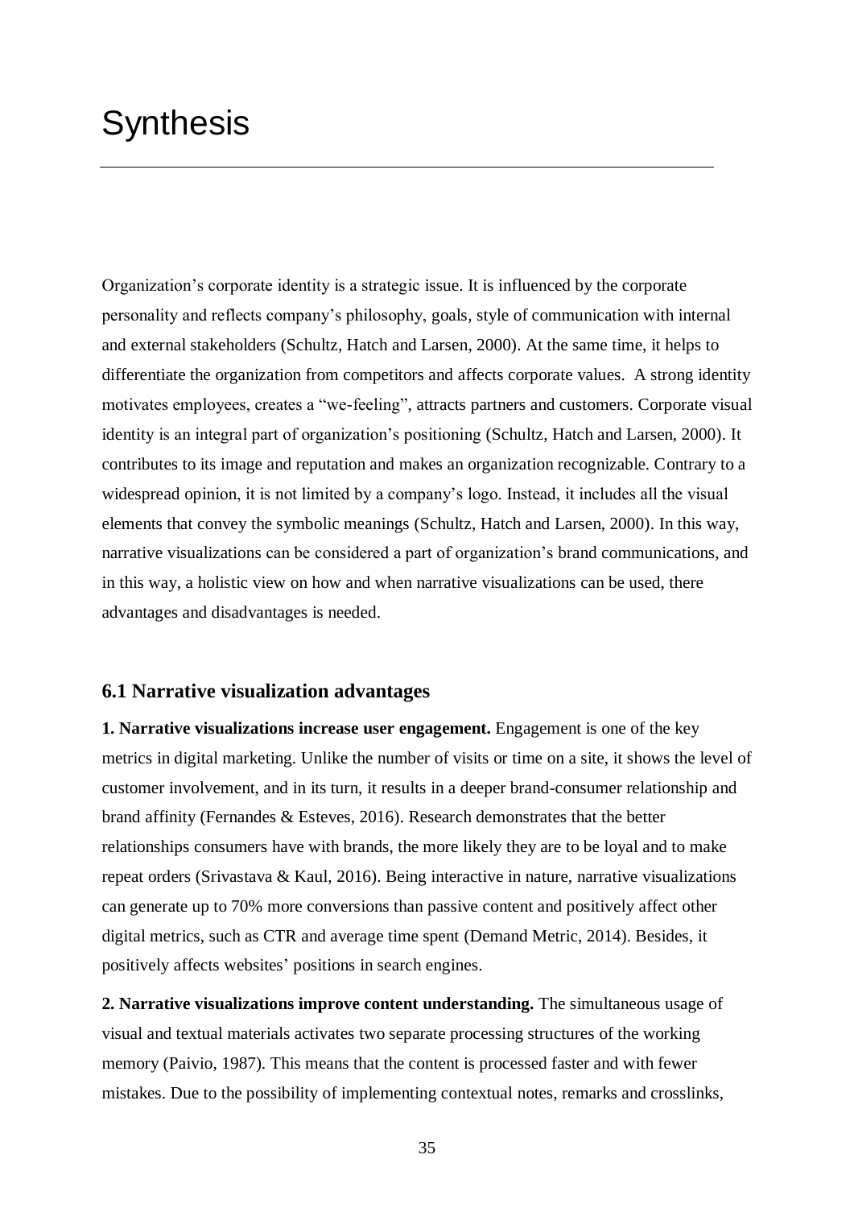# Synthesis

Organization's corporate identity is a strategic issue. It is influenced by the corporate personality and reflects company's philosophy, goals, style of communication with internal and external stakeholders (Schultz, Hatch and Larsen, 2000). At the same time, it helps to differentiate the organization from competitors and affects corporate values. A strong identity motivates employees, creates a "we-feeling", attracts partners and customers. Corporate visual identity is an integral part of organization's positioning (Schultz, Hatch and Larsen, 2000). It contributes to its image and reputation and makes an organization recognizable. Contrary to a widespread opinion, it is not limited by a company's logo. Instead, it includes all the visual elements that convey the symbolic meanings (Schultz, Hatch and Larsen, 2000). In this way, narrative visualizations can be considered a part of organization's brand communications, and in this way, a holistic view on how and when narrative visualizations can be used, there advantages and disadvantages is needed.

## 6.1 Narrative visualization advantages

**1. Narrative visualizations increase user engagement.** Engagement is one of the key metrics in digital marketing. Unlike the number of visits or time on a site, it shows the level of customer involvement, and in its turn, it results in a deeper brand-consumer relationship and brand affinity (Fernandes & Esteves, 2016). Research demonstrates that the better relationships consumers have with brands, the more likely they are to be loyal and to make repeat orders (Srivastava & Kaul, 2016). Being interactive in nature, narrative visualizations can generate up to 70% more conversions than passive content and positively affect other digital metrics, such as CTR and average time spent (Demand Metric, 2014). Besides, it positively affects websites' positions in search engines.

**2. Narrative visualizations improve content understanding.** The simultaneous usage of visual and textual materials activates two separate processing structures of the working memory (Paivio, 1987). This means that the content is processed faster and with fewer mistakes. Due to the possibility of implementing contextual notes, remarks and crosslinks,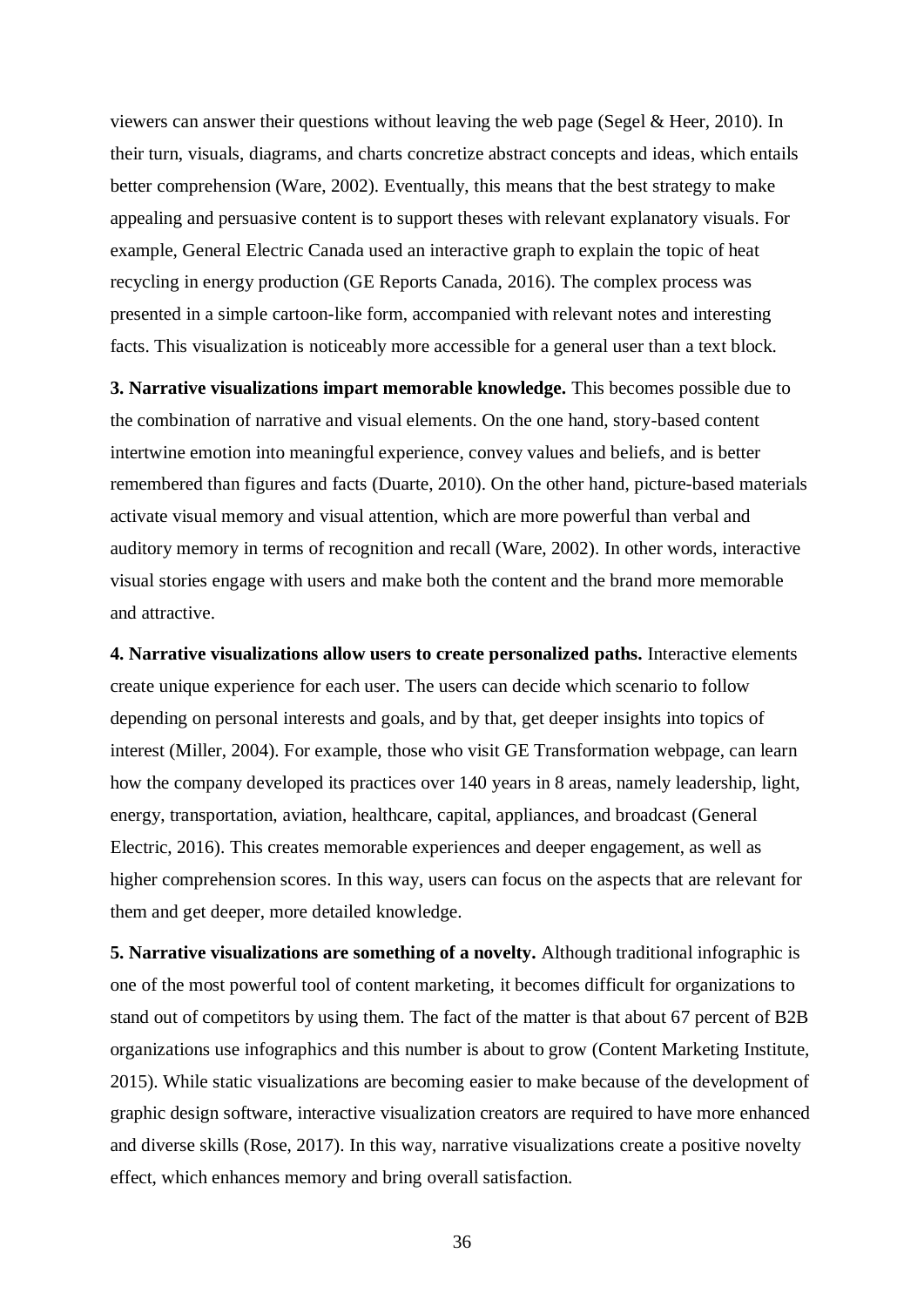viewers can answer their questions without leaving the web page (Segel & Heer, 2010). In their turn, visuals, diagrams, and charts concretize abstract concepts and ideas, which entails better comprehension (Ware, 2002). Eventually, this means that the best strategy to make appealing and persuasive content is to support theses with relevant explanatory visuals. For example, General Electric Canada used an interactive graph to explain the topic of heat recycling in energy production (GE Reports Canada, 2016). The complex process was presented in a simple cartoon-like form, accompanied with relevant notes and interesting facts. This visualization is noticeably more accessible for a general user than a text block.

**3. Narrative visualizations impart memorable knowledge.** This becomes possible due to the combination of narrative and visual elements. On the one hand, story-based content intertwine emotion into meaningful experience, convey values and beliefs, and is better remembered than figures and facts (Duarte, 2010). On the other hand, picture-based materials activate visual memory and visual attention, which are more powerful than verbal and auditory memory in terms of recognition and recall (Ware, 2002). In other words, interactive visual stories engage with users and make both the content and the brand more memorable and attractive.

**4. Narrative visualizations allow users to create personalized paths.** Interactive elements create unique experience for each user. The users can decide which scenario to follow depending on personal interests and goals, and by that, get deeper insights into topics of interest (Miller, 2004). For example, those who visit GE Transformation webpage, can learn how the company developed its practices over 140 years in 8 areas, namely leadership, light, energy, transportation, aviation, healthcare, capital, appliances, and broadcast (General Electric, 2016). This creates memorable experiences and deeper engagement, as well as higher comprehension scores. In this way, users can focus on the aspects that are relevant for them and get deeper, more detailed knowledge.

**5. Narrative visualizations are something of a novelty.** Although traditional infographic is one of the most powerful tool of content marketing, it becomes difficult for organizations to stand out of competitors by using them. The fact of the matter is that about 67 percent of B2B organizations use infographics and this number is about to grow (Content Marketing Institute, 2015). While static visualizations are becoming easier to make because of the development of graphic design software, interactive visualization creators are required to have more enhanced and diverse skills (Rose, 2017). In this way, narrative visualizations create a positive novelty effect, which enhances memory and bring overall satisfaction.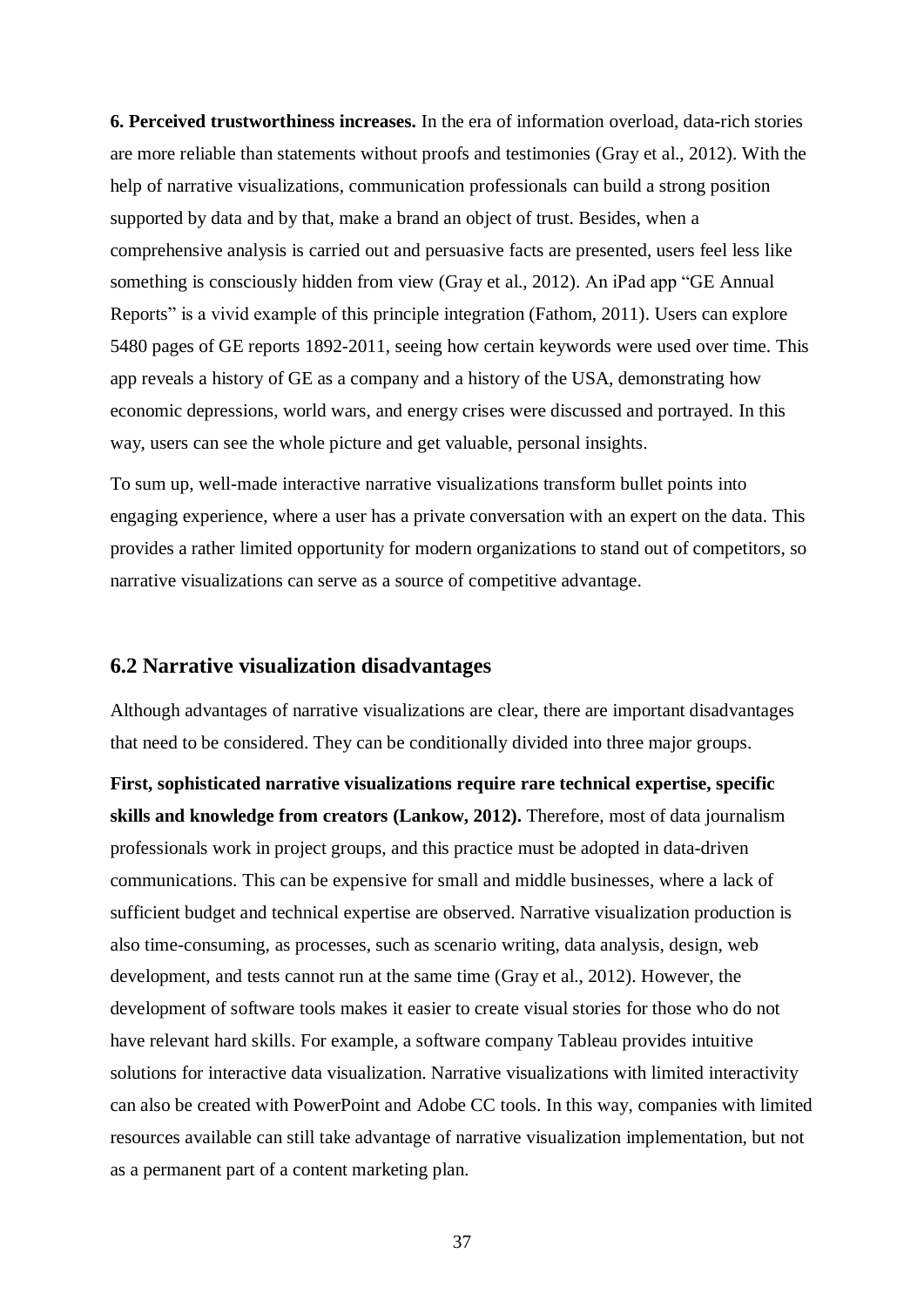**6. Perceived trustworthiness increases.** In the era of information overload, data-rich stories are more reliable than statements without proofs and testimonies (Gray et al., 2012). With the help of narrative visualizations, communication professionals can build a strong position supported by data and by that, make a brand an object of trust. Besides, when a comprehensive analysis is carried out and persuasive facts are presented, users feel less like something is consciously hidden from view (Gray et al., 2012). An iPad app "GE Annual Reports" is a vivid example of this principle integration (Fathom, 2011). Users can explore 5480 pages of GE reports 1892-2011, seeing how certain keywords were used over time. This app reveals a history of GE as a company and a history of the USA, demonstrating how economic depressions, world wars, and energy crises were discussed and portrayed. In this way, users can see the whole picture and get valuable, personal insights.

To sum up, well-made interactive narrative visualizations transform bullet points into engaging experience, where a user has a private conversation with an expert on the data. This provides a rather limited opportunity for modern organizations to stand out of competitors, so narrative visualizations can serve as a source of competitive advantage.

## 6.2 Narrative visualization disadvantages

Although advantages of narrative visualizations are clear, there are important disadvantages that need to be considered. They can be conditionally divided into three major groups.

**First, sophisticated narrative visualizations require rare technical expertise, specific skills and knowledge from creators (Lankow, 2012).** Therefore, most of data journalism professionals work in project groups, and this practice must be adopted in data-driven communications. This can be expensive for small and middle businesses, where a lack of sufficient budget and technical expertise are observed. Narrative visualization production is also time-consuming, as processes, such as scenario writing, data analysis, design, web development, and tests cannot run at the same time (Gray et al., 2012). However, the development of software tools makes it easier to create visual stories for those who do not have relevant hard skills. For example, a software company Tableau provides intuitive solutions for interactive data visualization. Narrative visualizations with limited interactivity can also be created with PowerPoint and Adobe CC tools. In this way, companies with limited resources available can still take advantage of narrative visualization implementation, but not as a permanent part of a content marketing plan.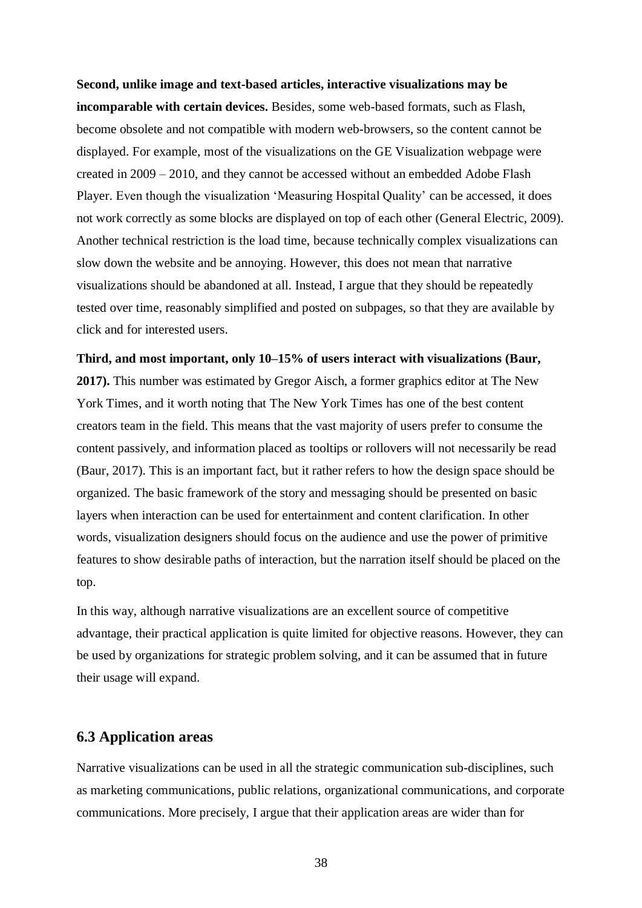**Second, unlike image and text-based articles, interactive visualizations may be incomparable with certain devices.** Besides, some web-based formats, such as Flash, become obsolete and not compatible with modern web-browsers, so the content cannot be displayed. For example, most of the visualizations on the GE Visualization webpage were created in 2009 – 2010, and they cannot be accessed without an embedded Adobe Flash Player. Even though the visualization 'Measuring Hospital Quality' can be accessed, it does not work correctly as some blocks are displayed on top of each other (General Electric, 2009). Another technical restriction is the load time, because technically complex visualizations can slow down the website and be annoying. However, this does not mean that narrative visualizations should be abandoned at all. Instead, I argue that they should be repeatedly tested over time, reasonably simplified and posted on subpages, so that they are available by click and for interested users.

**Third, and most important, only 10–15% of users interact with visualizations (Baur, 2017).** This number was estimated by Gregor Aisch, a former graphics editor at The New York Times, and it worth noting that The New York Times has one of the best content creators team in the field. This means that the vast majority of users prefer to consume the content passively, and information placed as tooltips or rollovers will not necessarily be read (Baur, 2017). This is an important fact, but it rather refers to how the design space should be organized. The basic framework of the story and messaging should be presented on basic layers when interaction can be used for entertainment and content clarification. In other words, visualization designers should focus on the audience and use the power of primitive features to show desirable paths of interaction, but the narration itself should be placed on the top.

In this way, although narrative visualizations are an excellent source of competitive advantage, their practical application is quite limited for objective reasons. However, they can be used by organizations for strategic problem solving, and it can be assumed that in future their usage will expand.

## 6.3 Application areas

Narrative visualizations can be used in all the strategic communication sub-disciplines, such as marketing communications, public relations, organizational communications, and corporate communications. More precisely, I argue that their application areas are wider than for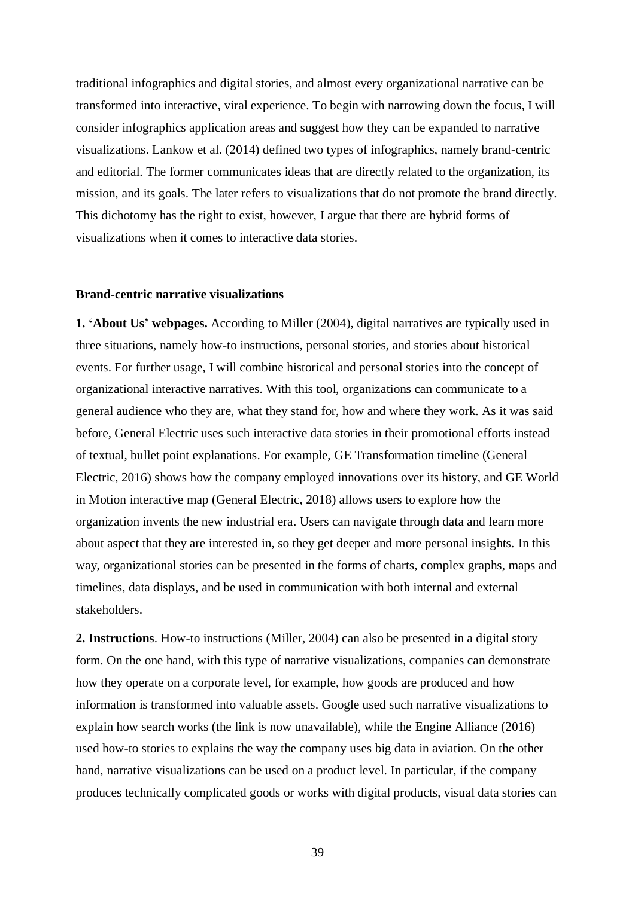traditional infographics and digital stories, and almost every organizational narrative can be transformed into interactive, viral experience. To begin with narrowing down the focus, I will consider infographics application areas and suggest how they can be expanded to narrative visualizations. Lankow et al. (2014) defined two types of infographics, namely brand-centric and editorial. The former communicates ideas that are directly related to the organization, its mission, and its goals. The later refers to visualizations that do not promote the brand directly. This dichotomy has the right to exist, however, I argue that there are hybrid forms of visualizations when it comes to interactive data stories.

### Brand-centric narrative visualizations

**1. 'About Us' webpages.** According to Miller (2004), digital narratives are typically used in three situations, namely how-to instructions, personal stories, and stories about historical events. For further usage, I will combine historical and personal stories into the concept of organizational interactive narratives. With this tool, organizations can communicate to a general audience who they are, what they stand for, how and where they work. As it was said before, General Electric uses such interactive data stories in their promotional efforts instead of textual, bullet point explanations. For example, GE Transformation timeline (General Electric, 2016) shows how the company employed innovations over its history, and GE World in Motion interactive map (General Electric, 2018) allows users to explore how the organization invents the new industrial era. Users can navigate through data and learn more about aspect that they are interested in, so they get deeper and more personal insights. In this way, organizational stories can be presented in the forms of charts, complex graphs, maps and timelines, data displays, and be used in communication with both internal and external stakeholders.

**2. Instructions**. How-to instructions (Miller, 2004) can also be presented in a digital story form. On the one hand, with this type of narrative visualizations, companies can demonstrate how they operate on a corporate level, for example, how goods are produced and how information is transformed into valuable assets. Google used such narrative visualizations to explain how search works (the link is now unavailable), while the Engine Alliance (2016) used how-to stories to explains the way the company uses big data in aviation. On the other hand, narrative visualizations can be used on a product level. In particular, if the company produces technically complicated goods or works with digital products, visual data stories can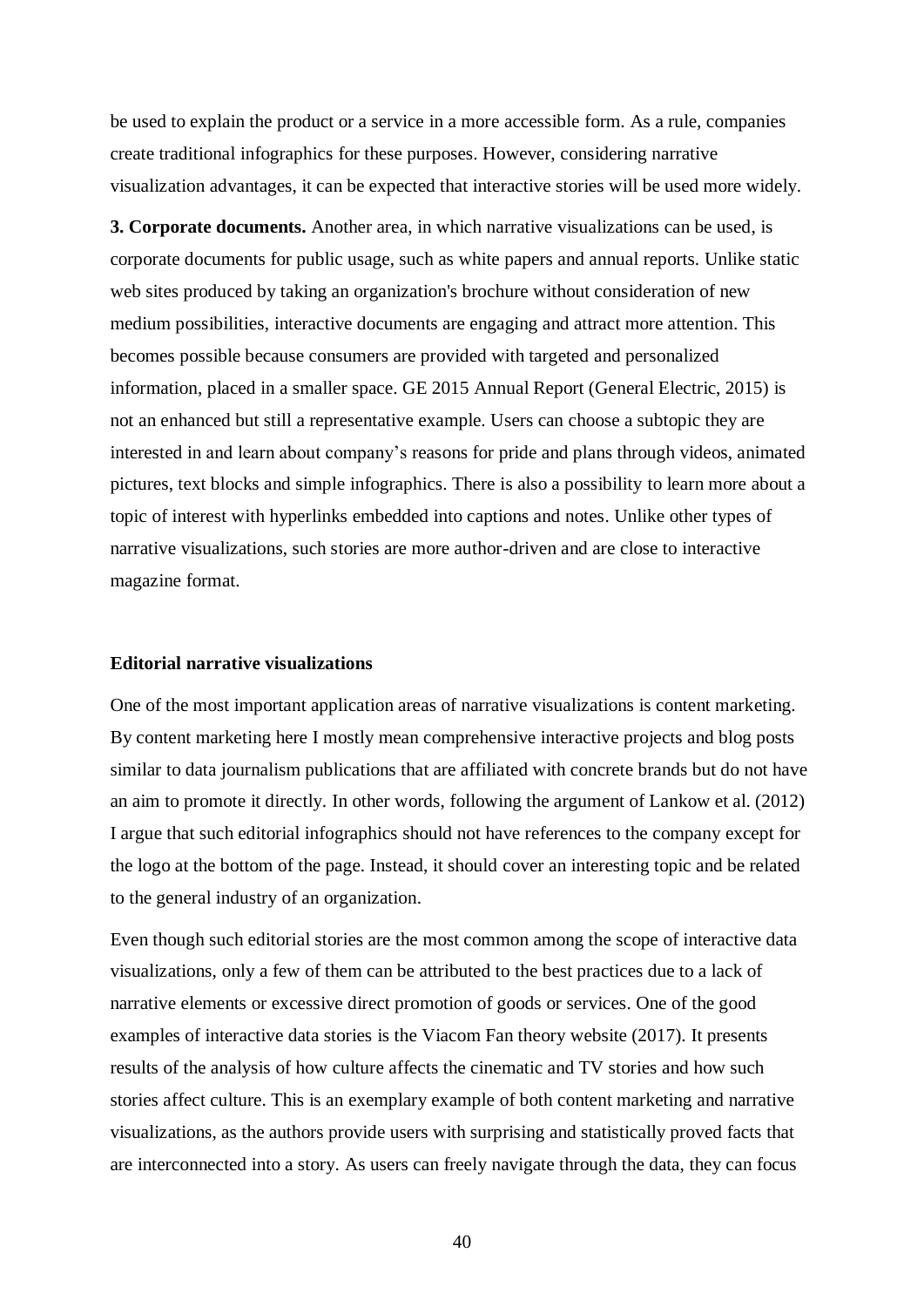be used to explain the product or a service in a more accessible form. As a rule, companies create traditional infographics for these purposes. However, considering narrative visualization advantages, it can be expected that interactive stories will be used more widely.

**3. Corporate documents.** Another area, in which narrative visualizations can be used, is corporate documents for public usage, such as white papers and annual reports. Unlike static web sites produced by taking an organization's brochure without consideration of new medium possibilities, interactive documents are engaging and attract more attention. This becomes possible because consumers are provided with targeted and personalized information, placed in a smaller space. GE 2015 Annual Report (General Electric, 2015) is not an enhanced but still a representative example. Users can choose a subtopic they are interested in and learn about company's reasons for pride and plans through videos, animated pictures, text blocks and simple infographics. There is also a possibility to learn more about a topic of interest with hyperlinks embedded into captions and notes. Unlike other types of narrative visualizations, such stories are more author-driven and are close to interactive magazine format.

**Editorial narrative visualizations**

One of the most important application areas of narrative visualizations is content marketing. By content marketing here I mostly mean comprehensive interactive projects and blog posts similar to data journalism publications that are affiliated with concrete brands but do not have an aim to promote it directly. In other words, following the argument of Lankow et al. (2012) I argue that such editorial infographics should not have references to the company except for the logo at the bottom of the page. Instead, it should cover an interesting topic and be related to the general industry of an organization.

Even though such editorial stories are the most common among the scope of interactive data visualizations, only a few of them can be attributed to the best practices due to a lack of narrative elements or excessive direct promotion of goods or services. One of the good examples of interactive data stories is the Viacom Fan theory website (2017). It presents results of the analysis of how culture affects the cinematic and TV stories and how such stories affect culture. This is an exemplary example of both content marketing and narrative visualizations, as the authors provide users with surprising and statistically proved facts that are interconnected into a story. As users can freely navigate through the data, they can focus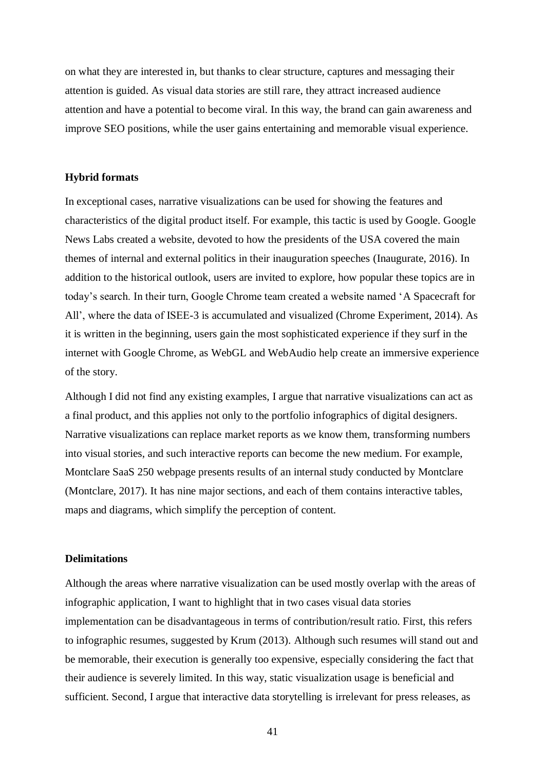on what they are interested in, but thanks to clear structure, captures and messaging their attention is guided. As visual data stories are still rare, they attract increased audience attention and have a potential to become viral. In this way, the brand can gain awareness and improve SEO positions, while the user gains entertaining and memorable visual experience.

### Hybrid formats

In exceptional cases, narrative visualizations can be used for showing the features and characteristics of the digital product itself. For example, this tactic is used by Google. Google News Labs created a website, devoted to how the presidents of the USA covered the main themes of internal and external politics in their inauguration speeches (Inaugurate, 2016). In addition to the historical outlook, users are invited to explore, how popular these topics are in today's search. In their turn, Google Chrome team created a website named 'A Spacecraft for All', where the data of ISEE-3 is accumulated and visualized (Chrome Experiment, 2014). As it is written in the beginning, users gain the most sophisticated experience if they surf in the internet with Google Chrome, as WebGL and WebAudio help create an immersive experience of the story.

Although I did not find any existing examples, I argue that narrative visualizations can act as a final product, and this applies not only to the portfolio infographics of digital designers. Narrative visualizations can replace market reports as we know them, transforming numbers into visual stories, and such interactive reports can become the new medium. For example, Montclare SaaS 250 webpage presents results of an internal study conducted by Montclare (Montclare, 2017). It has nine major sections, and each of them contains interactive tables, maps and diagrams, which simplify the perception of content.

### Delimitations

Although the areas where narrative visualization can be used mostly overlap with the areas of infographic application, I want to highlight that in two cases visual data stories implementation can be disadvantageous in terms of contribution/result ratio. First, this refers to infographic resumes, suggested by Krum (2013). Although such resumes will stand out and be memorable, their execution is generally too expensive, especially considering the fact that their audience is severely limited. In this way, static visualization usage is beneficial and sufficient. Second, I argue that interactive data storytelling is irrelevant for press releases, as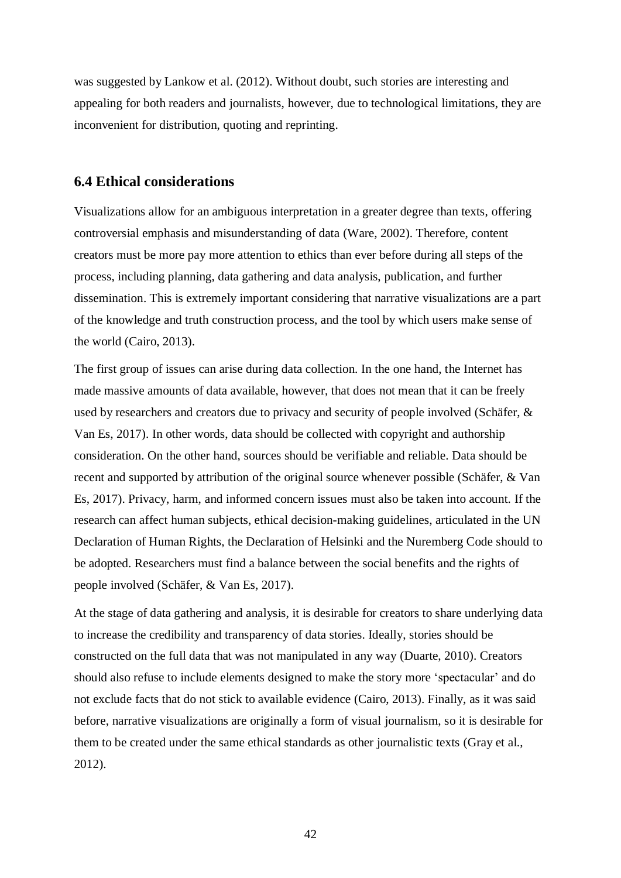was suggested by Lankow et al. (2012). Without doubt, such stories are interesting and appealing for both readers and journalists, however, due to technological limitations, they are inconvenient for distribution, quoting and reprinting.

### 6.4 Ethical considerations

Visualizations allow for an ambiguous interpretation in a greater degree than texts, offering controversial emphasis and misunderstanding of data (Ware, 2002). Therefore, content creators must be more pay more attention to ethics than ever before during all steps of the process, including planning, data gathering and data analysis, publication, and further dissemination. This is extremely important considering that narrative visualizations are a part of the knowledge and truth construction process, and the tool by which users make sense of the world (Cairo, 2013).

The first group of issues can arise during data collection. In the one hand, the Internet has made massive amounts of data available, however, that does not mean that it can be freely used by researchers and creators due to privacy and security of people involved (Schäfer, & Van Es, 2017). In other words, data should be collected with copyright and authorship consideration. On the other hand, sources should be verifiable and reliable. Data should be recent and supported by attribution of the original source whenever possible (Schäfer, & Van Es, 2017). Privacy, harm, and informed concern issues must also be taken into account. If the research can affect human subjects, ethical decision-making guidelines, articulated in the UN Declaration of Human Rights, the Declaration of Helsinki and the Nuremberg Code should to be adopted. Researchers must find a balance between the social benefits and the rights of people involved (Schäfer, & Van Es, 2017).

At the stage of data gathering and analysis, it is desirable for creators to share underlying data to increase the credibility and transparency of data stories. Ideally, stories should be constructed on the full data that was not manipulated in any way (Duarte, 2010). Creators should also refuse to include elements designed to make the story more 'spectacular' and do not exclude facts that do not stick to available evidence (Cairo, 2013). Finally, as it was said before, narrative visualizations are originally a form of visual journalism, so it is desirable for them to be created under the same ethical standards as other journalistic texts (Gray et al., 2012).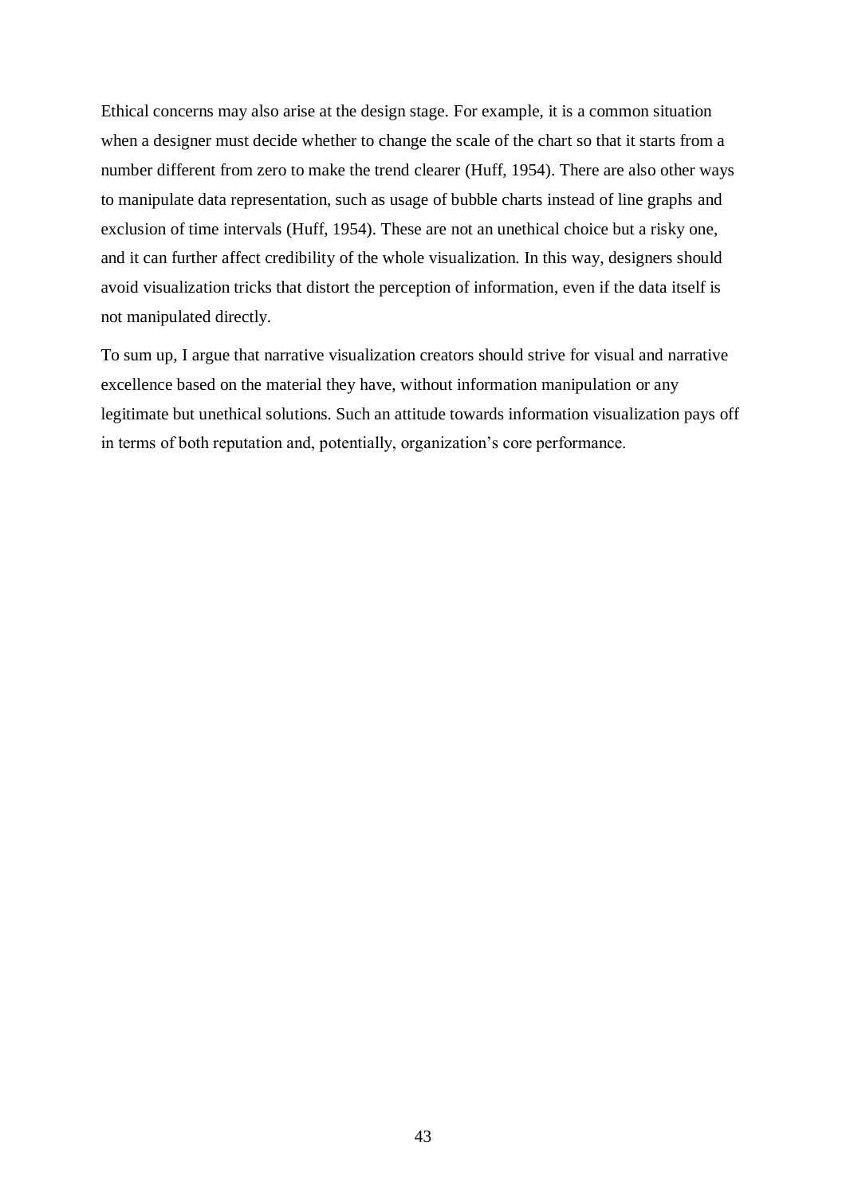Ethical concerns may also arise at the design stage. For example, it is a common situation when a designer must decide whether to change the scale of the chart so that it starts from a number different from zero to make the trend clearer (Huff, 1954). There are also other ways to manipulate data representation, such as usage of bubble charts instead of line graphs and exclusion of time intervals (Huff, 1954). These are not an unethical choice but a risky one, and it can further affect credibility of the whole visualization. In this way, designers should avoid visualization tricks that distort the perception of information, even if the data itself is not manipulated directly.

To sum up, I argue that narrative visualization creators should strive for visual and narrative excellence based on the material they have, without information manipulation or any legitimate but unethical solutions. Such an attitude towards information visualization pays off in terms of both reputation and, potentially, organization's core performance.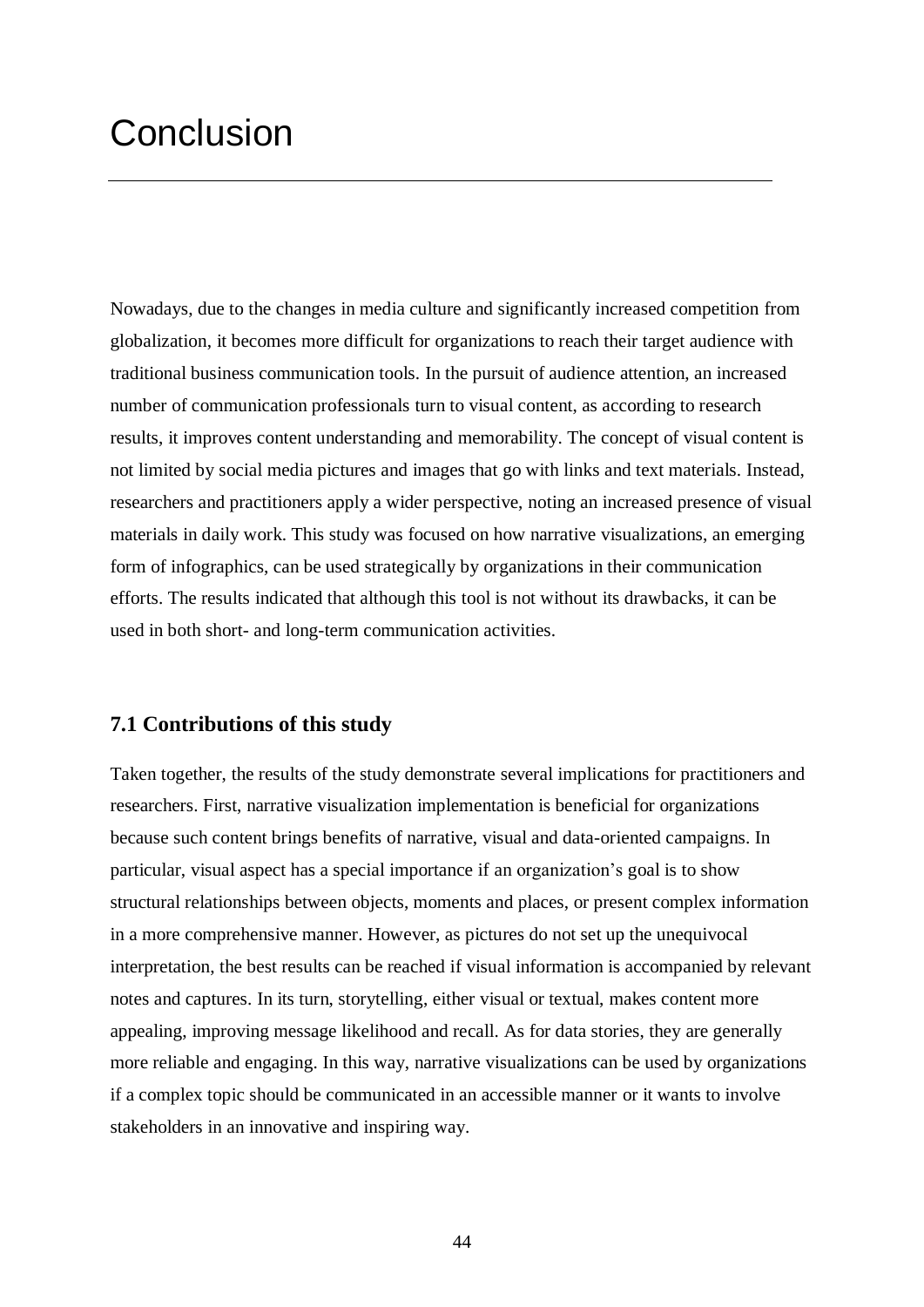# Conclusion

Nowadays, due to the changes in media culture and significantly increased competition from globalization, it becomes more difficult for organizations to reach their target audience with traditional business communication tools. In the pursuit of audience attention, an increased number of communication professionals turn to visual content, as according to research results, it improves content understanding and memorability. The concept of visual content is not limited by social media pictures and images that go with links and text materials. Instead, researchers and practitioners apply a wider perspective, noting an increased presence of visual materials in daily work. This study was focused on how narrative visualizations, an emerging form of infographics, can be used strategically by organizations in their communication efforts. The results indicated that although this tool is not without its drawbacks, it can be used in both short- and long-term communication activities.

## 7.1 Contributions of this study

Taken together, the results of the study demonstrate several implications for practitioners and researchers. First, narrative visualization implementation is beneficial for organizations because such content brings benefits of narrative, visual and data-oriented campaigns. In particular, visual aspect has a special importance if an organization's goal is to show structural relationships between objects, moments and places, or present complex information in a more comprehensive manner. However, as pictures do not set up the unequivocal interpretation, the best results can be reached if visual information is accompanied by relevant notes and captures. In its turn, storytelling, either visual or textual, makes content more appealing, improving message likelihood and recall. As for data stories, they are generally more reliable and engaging. In this way, narrative visualizations can be used by organizations if a complex topic should be communicated in an accessible manner or it wants to involve stakeholders in an innovative and inspiring way.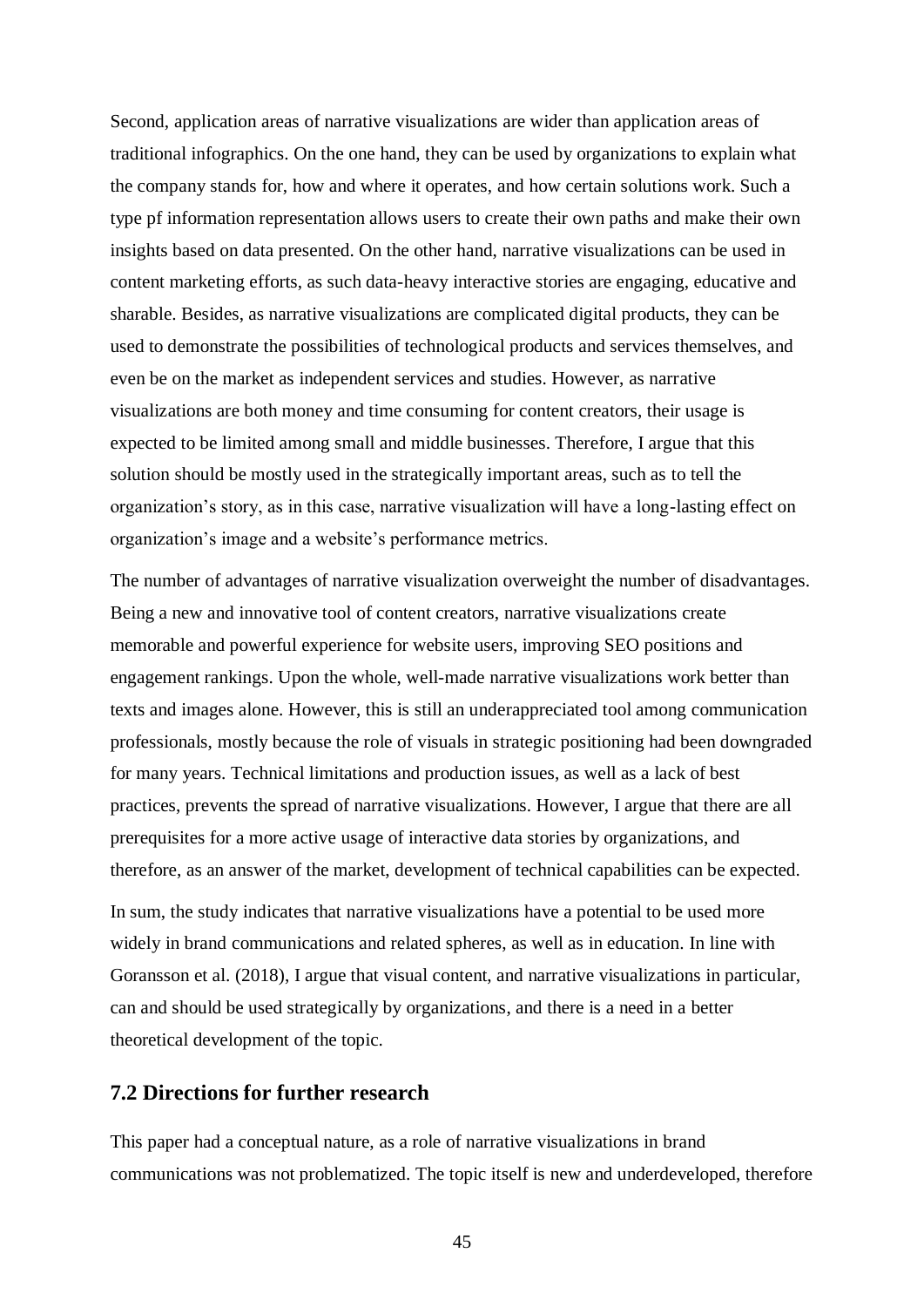Second, application areas of narrative visualizations are wider than application areas of traditional infographics. On the one hand, they can be used by organizations to explain what the company stands for, how and where it operates, and how certain solutions work. Such a type pf information representation allows users to create their own paths and make their own insights based on data presented. On the other hand, narrative visualizations can be used in content marketing efforts, as such data-heavy interactive stories are engaging, educative and sharable. Besides, as narrative visualizations are complicated digital products, they can be used to demonstrate the possibilities of technological products and services themselves, and even be on the market as independent services and studies. However, as narrative visualizations are both money and time consuming for content creators, their usage is expected to be limited among small and middle businesses. Therefore, I argue that this solution should be mostly used in the strategically important areas, such as to tell the organization's story, as in this case, narrative visualization will have a long-lasting effect on organization's image and a website's performance metrics.

The number of advantages of narrative visualization overweight the number of disadvantages. Being a new and innovative tool of content creators, narrative visualizations create memorable and powerful experience for website users, improving SEO positions and engagement rankings. Upon the whole, well-made narrative visualizations work better than texts and images alone. However, this is still an underappreciated tool among communication professionals, mostly because the role of visuals in strategic positioning had been downgraded for many years. Technical limitations and production issues, as well as a lack of best practices, prevents the spread of narrative visualizations. However, I argue that there are all prerequisites for a more active usage of interactive data stories by organizations, and therefore, as an answer of the market, development of technical capabilities can be expected.

In sum, the study indicates that narrative visualizations have a potential to be used more widely in brand communications and related spheres, as well as in education. In line with Goransson et al. (2018), I argue that visual content, and narrative visualizations in particular, can and should be used strategically by organizations, and there is a need in a better theoretical development of the topic.

## 7.2 Directions for further research

This paper had a conceptual nature, as a role of narrative visualizations in brand communications was not problematized. The topic itself is new and underdeveloped, therefore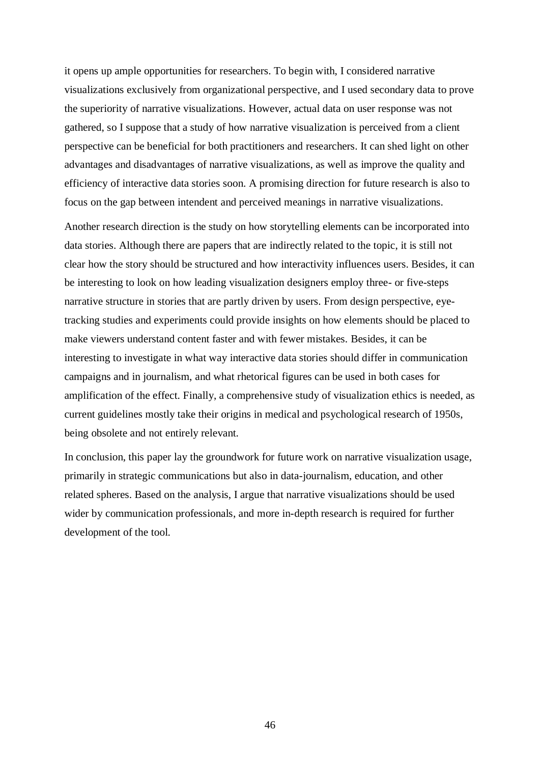it opens up ample opportunities for researchers. To begin with, I considered narrative visualizations exclusively from organizational perspective, and I used secondary data to prove the superiority of narrative visualizations. However, actual data on user response was not gathered, so I suppose that a study of how narrative visualization is perceived from a client perspective can be beneficial for both practitioners and researchers. It can shed light on other advantages and disadvantages of narrative visualizations, as well as improve the quality and efficiency of interactive data stories soon. A promising direction for future research is also to focus on the gap between intendent and perceived meanings in narrative visualizations.

Another research direction is the study on how storytelling elements can be incorporated into data stories. Although there are papers that are indirectly related to the topic, it is still not clear how the story should be structured and how interactivity influences users. Besides, it can be interesting to look on how leading visualization designers employ three- or five-steps narrative structure in stories that are partly driven by users. From design perspective, eye-tracking studies and experiments could provide insights on how elements should be placed to make viewers understand content faster and with fewer mistakes. Besides, it can be interesting to investigate in what way interactive data stories should differ in communication campaigns and in journalism, and what rhetorical figures can be used in both cases for amplification of the effect. Finally, a comprehensive study of visualization ethics is needed, as current guidelines mostly take their origins in medical and psychological research of 1950s, being obsolete and not entirely relevant.

In conclusion, this paper lay the groundwork for future work on narrative visualization usage, primarily in strategic communications but also in data-journalism, education, and other related spheres. Based on the analysis, I argue that narrative visualizations should be used wider by communication professionals, and more in-depth research is required for further development of the tool.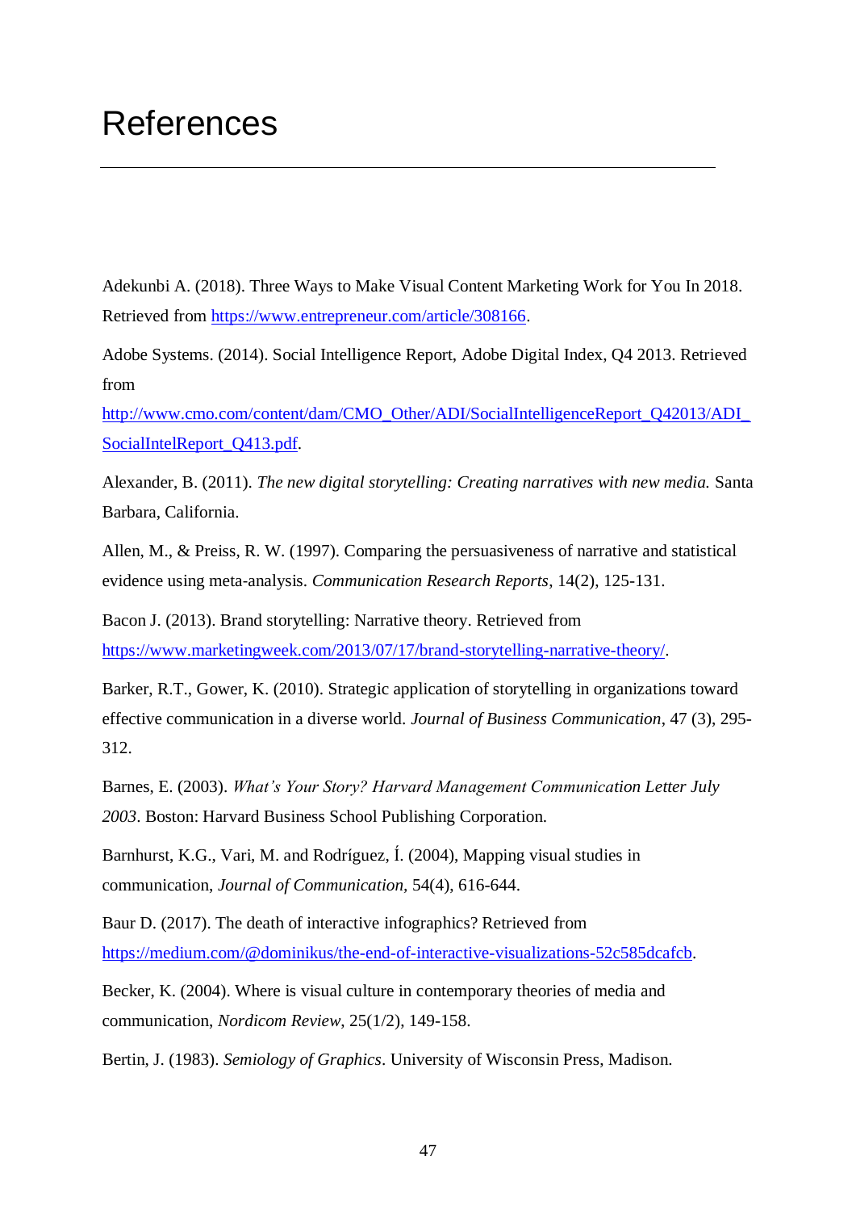# References

Adekunbi A. (2018). Three Ways to Make Visual Content Marketing Work for You In 2018. Retrieved from https://www.entrepreneur.com/article/308166.

Adobe Systems. (2014). Social Intelligence Report, Adobe Digital Index, Q4 2013. Retrieved from http://www.cmo.com/content/dam/CMO_Other/ADI/SocialIntelligenceReport_Q42013/ADI_SocialIntelReport_Q413.pdf.

Alexander, B. (2011). *The new digital storytelling: Creating narratives with new media.* Santa Barbara, California.

Allen, M., & Preiss, R. W. (1997). Comparing the persuasiveness of narrative and statistical evidence using meta-analysis. *Communication Research Reports*, 14(2), 125-131.

Bacon J. (2013). Brand storytelling: Narrative theory. Retrieved from https://www.marketingweek.com/2013/07/17/brand-storytelling-narrative-theory/.

Barker, R.T., Gower, K. (2010). Strategic application of storytelling in organizations toward effective communication in a diverse world. *Journal of Business Communication*, 47 (3), 295-312.

Barnes, E. (2003). *What's Your Story? Harvard Management Communication Letter July 2003*. Boston: Harvard Business School Publishing Corporation.

Barnhurst, K.G., Vari, M. and Rodríguez, Í. (2004), Mapping visual studies in communication, *Journal of Communication*, 54(4), 616-644.

Baur D. (2017). The death of interactive infographics? Retrieved from https://medium.com/@dominikus/the-end-of-interactive-visualizations-52c585dcafcb.

Becker, K. (2004). Where is visual culture in contemporary theories of media and communication, *Nordicom Review*, 25(1/2), 149-158.

Bertin, J. (1983). *Semiology of Graphics*. University of Wisconsin Press, Madison.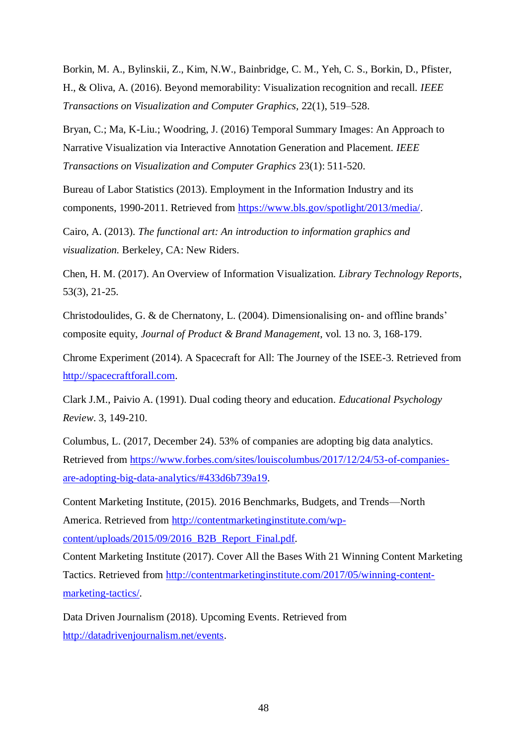Borkin, M. A., Bylinskii, Z., Kim, N.W., Bainbridge, C. M., Yeh, C. S., Borkin, D., Pfister, H., & Oliva, A. (2016). Beyond memorability: Visualization recognition and recall. *IEEE Transactions on Visualization and Computer Graphics*, 22(1), 519–528.

Bryan, C.; Ma, K-Liu.; Woodring, J. (2016) Temporal Summary Images: An Approach to Narrative Visualization via Interactive Annotation Generation and Placement. *IEEE Transactions on Visualization and Computer Graphics* 23(1): 511-520.

Bureau of Labor Statistics (2013). Employment in the Information Industry and its components, 1990-2011. Retrieved from [https://www.bls.gov/spotlight/2013/media/](https://www.bls.gov/spotlight/2013/media/).

Cairo, A. (2013). *The functional art: An introduction to information graphics and visualization.* Berkeley, CA: New Riders.

Chen, H. M. (2017). An Overview of Information Visualization. *Library Technology Reports*, 53(3), 21-25.

Christodoulides, G. & de Chernatony, L. (2004). Dimensionalising on- and offline brands' composite equity, *Journal of Product & Brand Management*, vol. 13 no. 3, 168-179.

Chrome Experiment (2014). A Spacecraft for All: The Journey of the ISEE-3. Retrieved from [http://spacecraftforall.com](http://spacecraftforall.com).

Clark J.M., Paivio A. (1991). Dual coding theory and education. *Educational Psychology Review*. 3, 149-210.

Columbus, L. (2017, December 24). 53% of companies are adopting big data analytics. Retrieved from [https://www.forbes.com/sites/louiscolumbus/2017/12/24/53-of-companies-are-adopting-big-data-analytics/#433d6b739a19](https://www.forbes.com/sites/louiscolumbus/2017/12/24/53-of-companies-are-adopting-big-data-analytics/#433d6b739a19).

Content Marketing Institute, (2015). 2016 Benchmarks, Budgets, and Trends—North America. Retrieved from [http://contentmarketinginstitute.com/wp-content/uploads/2015/09/2016_B2B_Report_Final.pdf](http://contentmarketinginstitute.com/wp-content/uploads/2015/09/2016_B2B_Report_Final.pdf).

Content Marketing Institute (2017). Cover All the Bases With 21 Winning Content Marketing Tactics. Retrieved from [http://contentmarketinginstitute.com/2017/05/winning-content-marketing-tactics/](http://contentmarketinginstitute.com/2017/05/winning-content-marketing-tactics/).

Data Driven Journalism (2018). Upcoming Events. Retrieved from [http://datadrivenjournalism.net/events](http://datadrivenjournalism.net/events).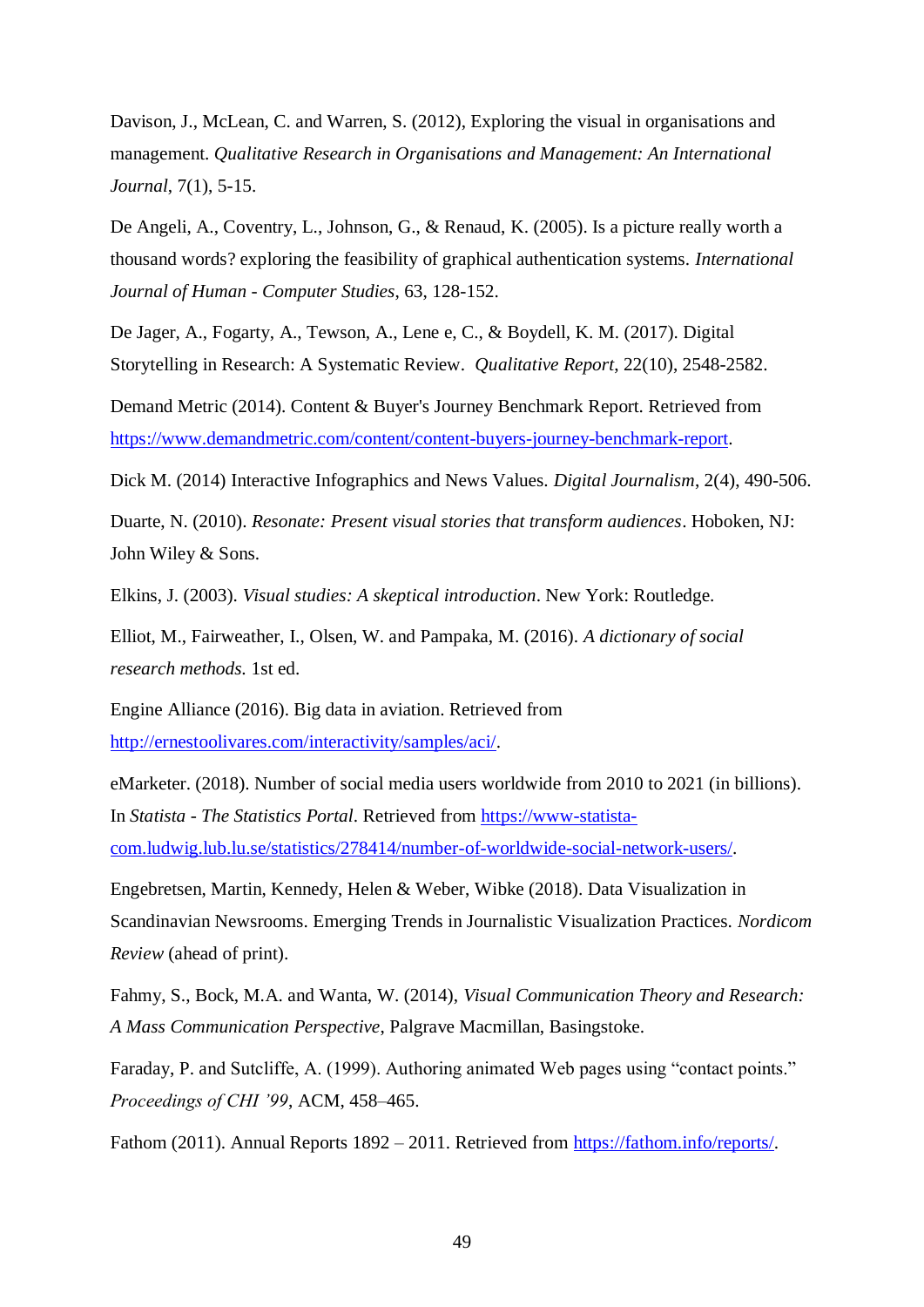Davison, J., McLean, C. and Warren, S. (2012), Exploring the visual in organisations and management. *Qualitative Research in Organisations and Management: An International Journal*, 7(1), 5-15.

De Angeli, A., Coventry, L., Johnson, G., & Renaud, K. (2005). Is a picture really worth a thousand words? exploring the feasibility of graphical authentication systems. *International Journal of Human - Computer Studies*, 63, 128-152.

De Jager, A., Fogarty, A., Tewson, A., Lene e, C., & Boydell, K. M. (2017). Digital Storytelling in Research: A Systematic Review. *Qualitative Report*, 22(10), 2548-2582.

Demand Metric (2014). Content & Buyer's Journey Benchmark Report. Retrieved from https://www.demandmetric.com/content/content-buyers-journey-benchmark-report.

Dick M. (2014) Interactive Infographics and News Values. *Digital Journalism*, 2(4), 490-506.

Duarte, N. (2010). *Resonate: Present visual stories that transform audiences*. Hoboken, NJ: John Wiley & Sons.

Elkins, J. (2003). *Visual studies: A skeptical introduction*. New York: Routledge.

Elliot, M., Fairweather, I., Olsen, W. and Pampaka, M. (2016). *A dictionary of social research methods.* 1st ed.

Engine Alliance (2016). Big data in aviation. Retrieved from http://ernestoolivares.com/interactivity/samples/aci/.

eMarketer. (2018). Number of social media users worldwide from 2010 to 2021 (in billions). In *Statista - The Statistics Portal*. Retrieved from https://www-statista-com.ludwig.lub.lu.se/statistics/278414/number-of-worldwide-social-network-users/.

Engebretsen, Martin, Kennedy, Helen & Weber, Wibke (2018). Data Visualization in Scandinavian Newsrooms. Emerging Trends in Journalistic Visualization Practices. *Nordicom Review* (ahead of print).

Fahmy, S., Bock, M.A. and Wanta, W. (2014), *Visual Communication Theory and Research: A Mass Communication Perspective*, Palgrave Macmillan, Basingstoke.

Faraday, P. and Sutcliffe, A. (1999). Authoring animated Web pages using "contact points." *Proceedings of CHI '99*, ACM, 458–465.

Fathom (2011). Annual Reports 1892 – 2011. Retrieved from https://fathom.info/reports/.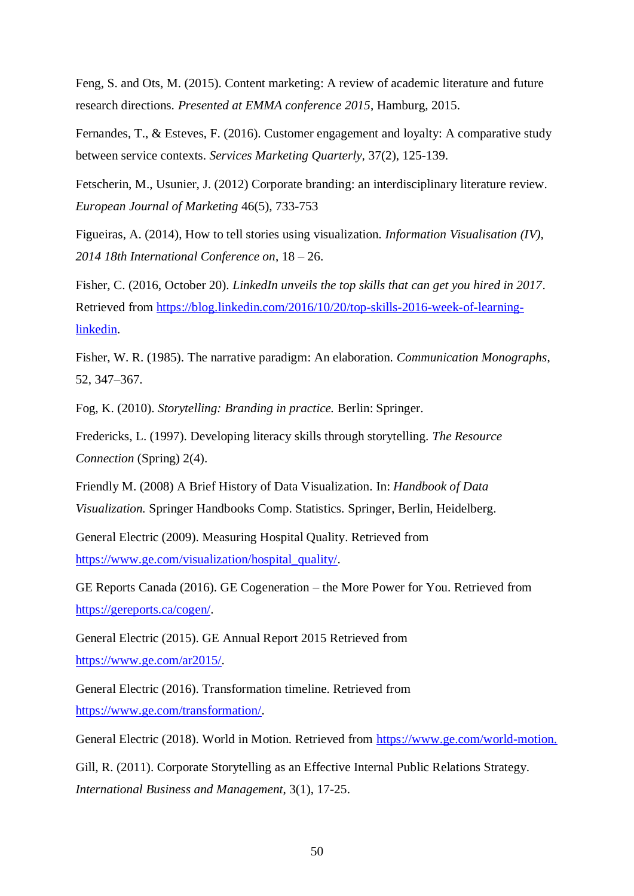Feng, S. and Ots, M. (2015). Content marketing: A review of academic literature and future research directions. *Presented at EMMA conference 2015*, Hamburg, 2015.

Fernandes, T., & Esteves, F. (2016). Customer engagement and loyalty: A comparative study between service contexts. *Services Marketing Quarterly,* 37(2), 125-139.

Fetscherin, M., Usunier, J. (2012) Corporate branding: an interdisciplinary literature review. *European Journal of Marketing* 46(5), 733-753

Figueiras, A. (2014), How to tell stories using visualization. *Information Visualisation (IV), 2014 18th International Conference on*, 18 – 26.

Fisher, C. (2016, October 20). *LinkedIn unveils the top skills that can get you hired in 2017*. Retrieved from https://blog.linkedin.com/2016/10/20/top-skills-2016-week-of-learning-linkedin.

Fisher, W. R. (1985). The narrative paradigm: An elaboration. *Communication Monographs*, 52, 347–367.

Fog, K. (2010). *Storytelling: Branding in practice.* Berlin: Springer.

Fredericks, L. (1997). Developing literacy skills through storytelling. *The Resource Connection* (Spring) 2(4).

Friendly M. (2008) A Brief History of Data Visualization. In: *Handbook of Data Visualization.* Springer Handbooks Comp. Statistics. Springer, Berlin, Heidelberg.

General Electric (2009). Measuring Hospital Quality. Retrieved from https://www.ge.com/visualization/hospital_quality/.

GE Reports Canada (2016). GE Cogeneration – the More Power for You. Retrieved from https://gereports.ca/cogen/.

General Electric (2015). GE Annual Report 2015 Retrieved from https://www.ge.com/ar2015/.

General Electric (2016). Transformation timeline. Retrieved from https://www.ge.com/transformation/.

General Electric (2018). World in Motion. Retrieved from https://www.ge.com/world-motion.

Gill, R. (2011). Corporate Storytelling as an Effective Internal Public Relations Strategy. *International Business and Management,* 3(1), 17-25.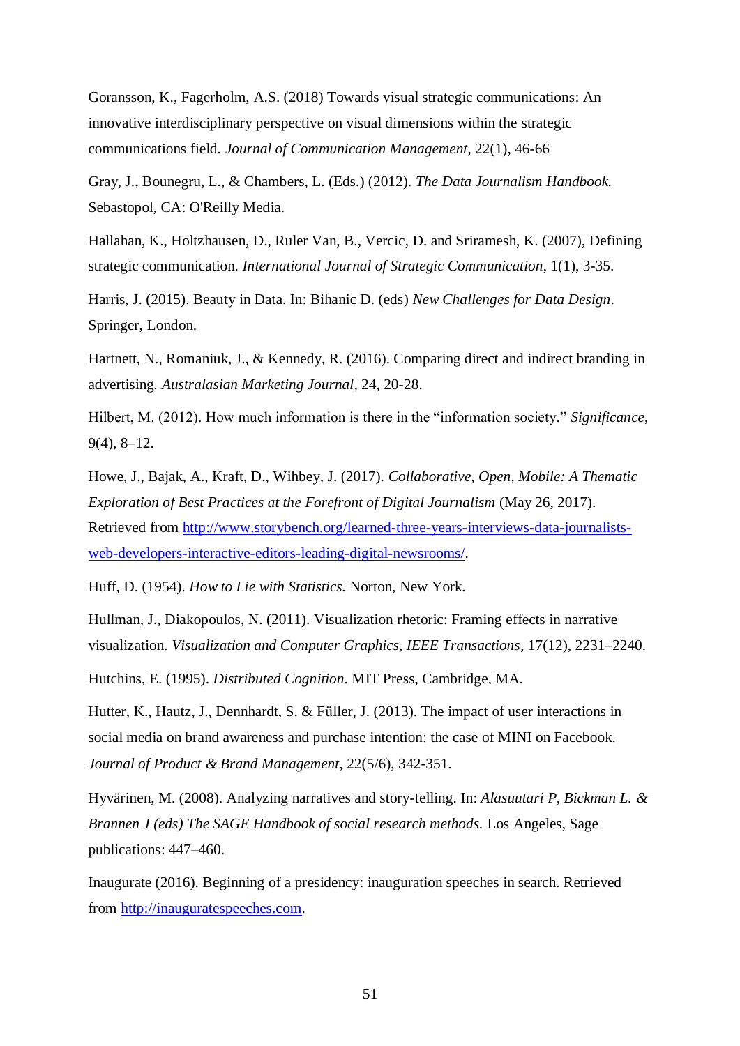Goransson, K., Fagerholm, A.S. (2018) Towards visual strategic communications: An innovative interdisciplinary perspective on visual dimensions within the strategic communications field. *Journal of Communication Management*, 22(1), 46-66

Gray, J., Bounegru, L., & Chambers, L. (Eds.) (2012). *The Data Journalism Handbook.* Sebastopol, CA: O'Reilly Media.

Hallahan, K., Holtzhausen, D., Ruler Van, B., Vercic, D. and Sriramesh, K. (2007), Defining strategic communication. *International Journal of Strategic Communication*, 1(1), 3-35.

Harris, J. (2015). Beauty in Data. In: Bihanic D. (eds) *New Challenges for Data Design*. Springer, London.

Hartnett, N., Romaniuk, J., & Kennedy, R. (2016). Comparing direct and indirect branding in advertising. *Australasian Marketing Journal*, 24, 20-28.

Hilbert, M. (2012). How much information is there in the "information society." *Significance*, 9(4), 8–12.

Howe, J., Bajak, A., Kraft, D., Wihbey, J. (2017). *Collaborative, Open, Mobile: A Thematic Exploration of Best Practices at the Forefront of Digital Journalism* (May 26, 2017). Retrieved from http://www.storybench.org/learned-three-years-interviews-data-journalists-web-developers-interactive-editors-leading-digital-newsrooms/.

Huff, D. (1954). *How to Lie with Statistics.* Norton, New York.

Hullman, J., Diakopoulos, N. (2011). Visualization rhetoric: Framing effects in narrative visualization. *Visualization and Computer Graphics, IEEE Transactions*, 17(12), 2231–2240.

Hutchins, E. (1995). *Distributed Cognition*. MIT Press, Cambridge, MA.

Hutter, K., Hautz, J., Dennhardt, S. & Füller, J. (2013). The impact of user interactions in social media on brand awareness and purchase intention: the case of MINI on Facebook. *Journal of Product & Brand Management*, 22(5/6), 342-351.

Hyvärinen, M. (2008). Analyzing narratives and story-telling. In: *Alasuutari P, Bickman L. & Brannen J (eds) The SAGE Handbook of social research methods.* Los Angeles, Sage publications: 447–460.

Inaugurate (2016). Beginning of a presidency: inauguration speeches in search. Retrieved from http://inauguratespeeches.com.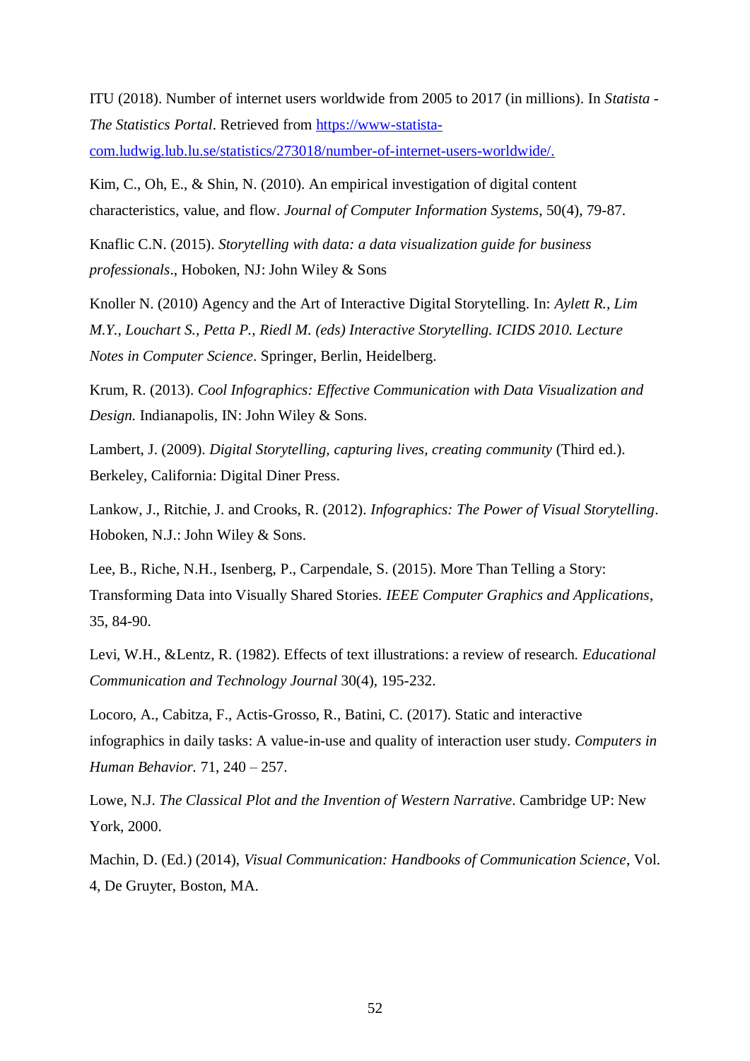ITU (2018). Number of internet users worldwide from 2005 to 2017 (in millions). In *Statista - The Statistics Portal*. Retrieved from [https://www-statista-com.ludwig.lub.lu.se/statistics/273018/number-of-internet-users-worldwide/.](https://www-statista-com.ludwig.lub.lu.se/statistics/273018/number-of-internet-users-worldwide/)

Kim, C., Oh, E., & Shin, N. (2010). An empirical investigation of digital content characteristics, value, and flow. *Journal of Computer Information Systems*, 50(4), 79-87.

Knaflic C.N. (2015). *Storytelling with data: a data visualization guide for business professionals*., Hoboken, NJ: John Wiley & Sons

Knoller N. (2010) Agency and the Art of Interactive Digital Storytelling. In: *Aylett R., Lim M.Y., Louchart S., Petta P., Riedl M. (eds) Interactive Storytelling. ICIDS 2010. Lecture Notes in Computer Science*. Springer, Berlin, Heidelberg.

Krum, R. (2013). *Cool Infographics: Effective Communication with Data Visualization and Design.* Indianapolis, IN: John Wiley & Sons.

Lambert, J. (2009). *Digital Storytelling, capturing lives, creating community* (Third ed.). Berkeley, California: Digital Diner Press.

Lankow, J., Ritchie, J. and Crooks, R. (2012). *Infographics: The Power of Visual Storytelling*. Hoboken, N.J.: John Wiley & Sons.

Lee, B., Riche, N.H., Isenberg, P., Carpendale, S. (2015). More Than Telling a Story: Transforming Data into Visually Shared Stories. *IEEE Computer Graphics and Applications*, 35, 84-90.

Levi, W.H., &Lentz, R. (1982). Effects of text illustrations: a review of research. *Educational Communication and Technology Journal* 30(4), 195-232.

Locoro, A., Cabitza, F., Actis-Grosso, R., Batini, C. (2017). Static and interactive infographics in daily tasks: A value-in-use and quality of interaction user study. *Computers in Human Behavior.* 71, 240 – 257.

Lowe, N.J. *The Classical Plot and the Invention of Western Narrative*. Cambridge UP: New York, 2000.

Machin, D. (Ed.) (2014), *Visual Communication: Handbooks of Communication Science*, Vol. 4, De Gruyter, Boston, MA.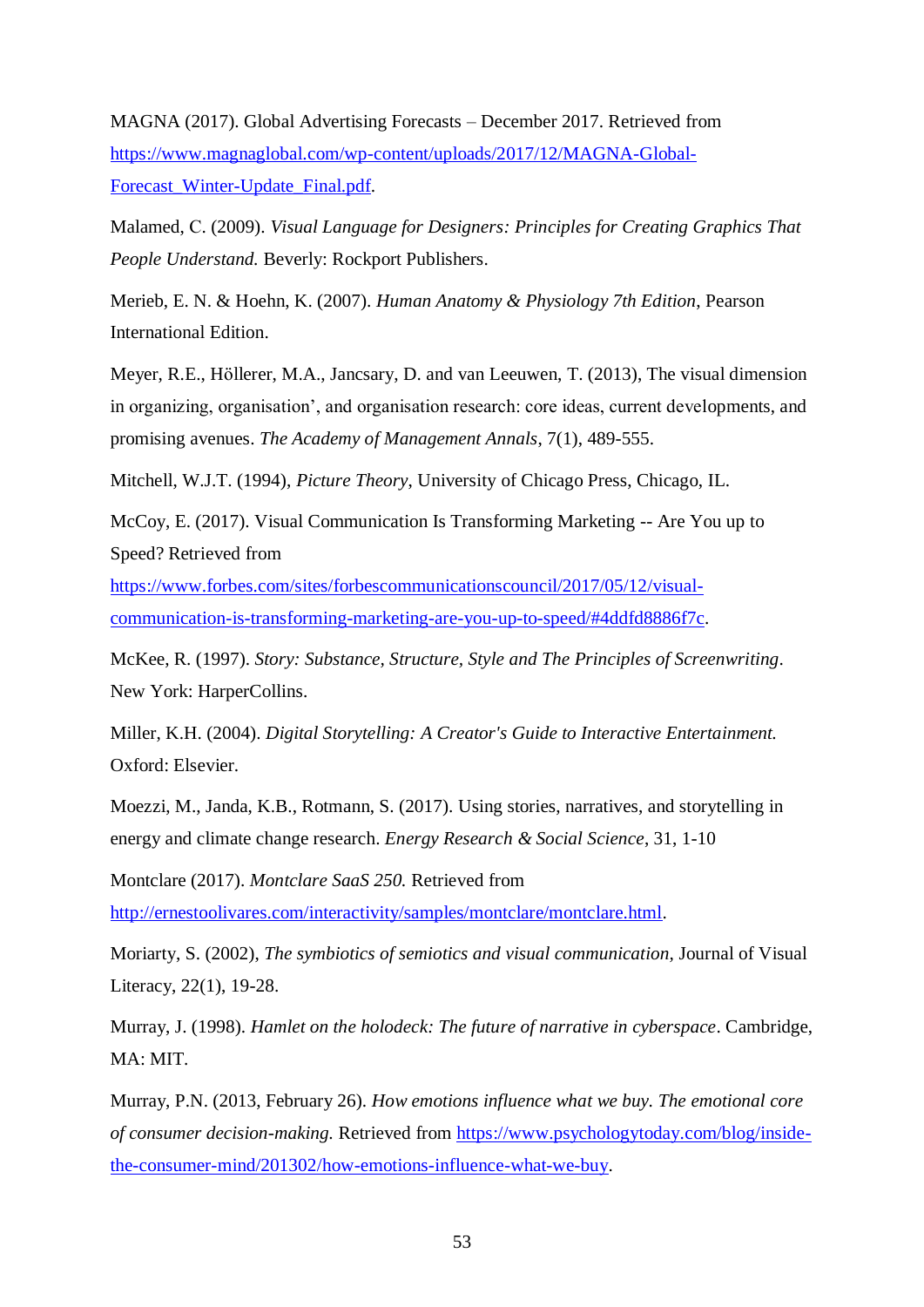MAGNA (2017). Global Advertising Forecasts – December 2017. Retrieved from https://www.magnaglobal.com/wp-content/uploads/2017/12/MAGNA-Global-Forecast_Winter-Update_Final.pdf.

Malamed, C. (2009). *Visual Language for Designers: Principles for Creating Graphics That People Understand.* Beverly: Rockport Publishers.

Merieb, E. N. & Hoehn, K. (2007). *Human Anatomy & Physiology 7th Edition*, Pearson International Edition.

Meyer, R.E., Höllerer, M.A., Jancsary, D. and van Leeuwen, T. (2013), The visual dimension in organizing, organisation', and organisation research: core ideas, current developments, and promising avenues. *The Academy of Management Annals*, 7(1), 489-555.

Mitchell, W.J.T. (1994), *Picture Theory*, University of Chicago Press, Chicago, IL.

McCoy, E. (2017). Visual Communication Is Transforming Marketing -- Are You up to Speed? Retrieved from https://www.forbes.com/sites/forbescommunicationscouncil/2017/05/12/visual-communication-is-transforming-marketing-are-you-up-to-speed/#4ddfd8886f7c.

McKee, R. (1997). *Story: Substance, Structure, Style and The Principles of Screenwriting*. New York: HarperCollins.

Miller, K.H. (2004). *Digital Storytelling: A Creator's Guide to Interactive Entertainment.* Oxford: Elsevier.

Moezzi, M., Janda, K.B., Rotmann, S. (2017). Using stories, narratives, and storytelling in energy and climate change research. *Energy Research & Social Science*, 31, 1-10

Montclare (2017). *Montclare SaaS 250.* Retrieved from http://ernestoolivares.com/interactivity/samples/montclare/montclare.html.

Moriarty, S. (2002), *The symbiotics of semiotics and visual communication*, Journal of Visual Literacy, 22(1), 19-28.

Murray, J. (1998). *Hamlet on the holodeck: The future of narrative in cyberspace*. Cambridge, MA: MIT.

Murray, P.N. (2013, February 26). *How emotions influence what we buy. The emotional core of consumer decision-making.* Retrieved from https://www.psychologytoday.com/blog/inside-the-consumer-mind/201302/how-emotions-influence-what-we-buy.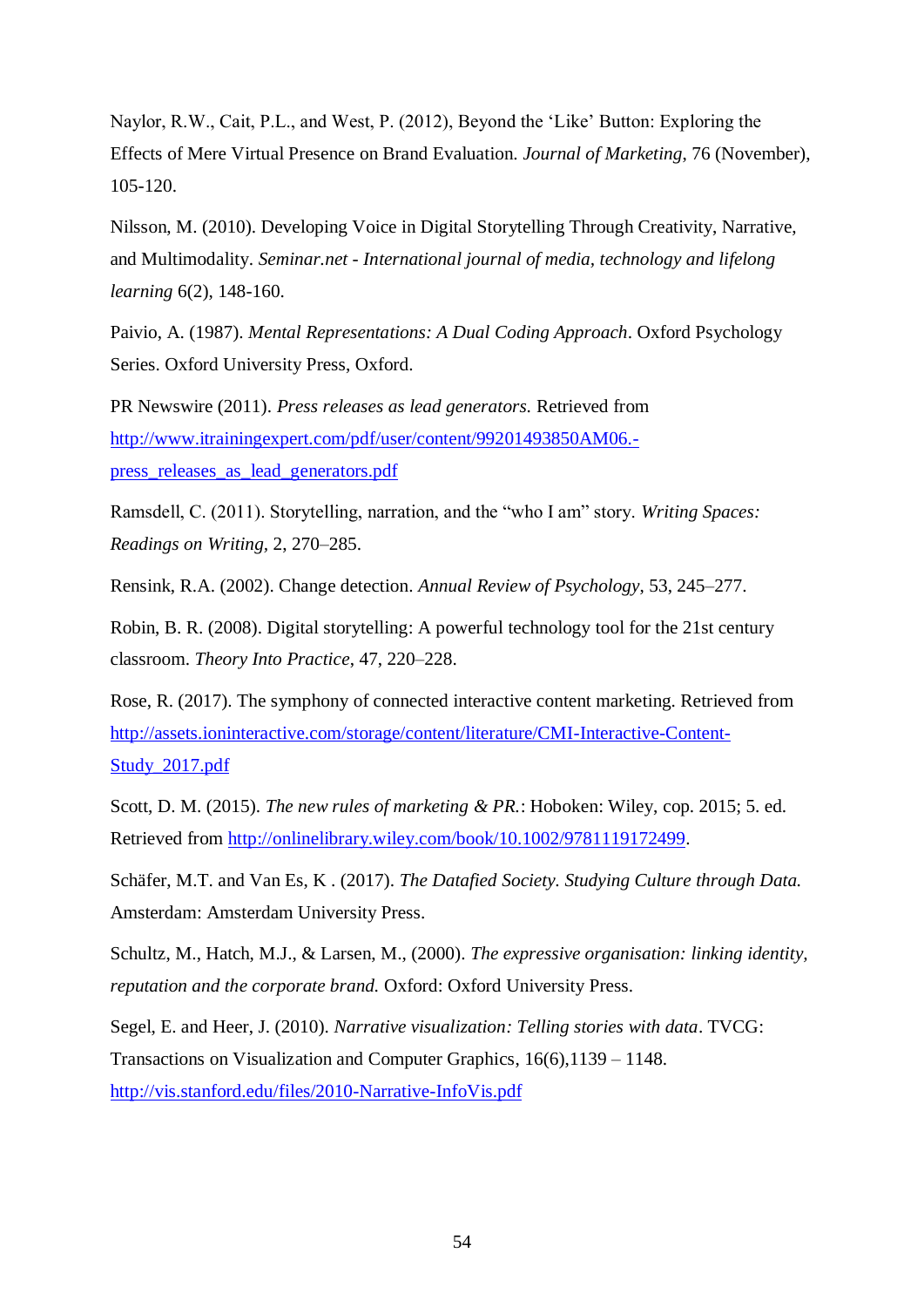Naylor, R.W., Cait, P.L., and West, P. (2012), Beyond the 'Like' Button: Exploring the Effects of Mere Virtual Presence on Brand Evaluation. *Journal of Marketing*, 76 (November), 105-120.

Nilsson, M. (2010). Developing Voice in Digital Storytelling Through Creativity, Narrative, and Multimodality. *Seminar.net - International journal of media, technology and lifelong learning* 6(2), 148-160.

Paivio, A. (1987). *Mental Representations: A Dual Coding Approach*. Oxford Psychology Series. Oxford University Press, Oxford.

PR Newswire (2011). *Press releases as lead generators.* Retrieved from http://www.itrainingexpert.com/pdf/user/content/99201493850AM06.-press_releases_as_lead_generators.pdf

Ramsdell, C. (2011). Storytelling, narration, and the "who I am" story. *Writing Spaces: Readings on Writing*, 2, 270–285.

Rensink, R.A. (2002). Change detection. *Annual Review of Psychology*, 53, 245–277.

Robin, B. R. (2008). Digital storytelling: A powerful technology tool for the 21st century classroom. *Theory Into Practice*, 47, 220–228.

Rose, R. (2017). The symphony of connected interactive content marketing. Retrieved from http://assets.ioninteractive.com/storage/content/literature/CMI-Interactive-Content-Study_2017.pdf

Scott, D. M. (2015). *The new rules of marketing & PR.*: Hoboken: Wiley, cop. 2015; 5. ed. Retrieved from http://onlinelibrary.wiley.com/book/10.1002/9781119172499.

Schäfer, M.T. and Van Es, K . (2017). *The Datafied Society. Studying Culture through Data.* Amsterdam: Amsterdam University Press.

Schultz, M., Hatch, M.J., & Larsen, M., (2000). *The expressive organisation: linking identity, reputation and the corporate brand.* Oxford: Oxford University Press.

Segel, E. and Heer, J. (2010). *Narrative visualization: Telling stories with data*. TVCG: Transactions on Visualization and Computer Graphics, 16(6),1139 – 1148. http://vis.stanford.edu/files/2010-Narrative-InfoVis.pdf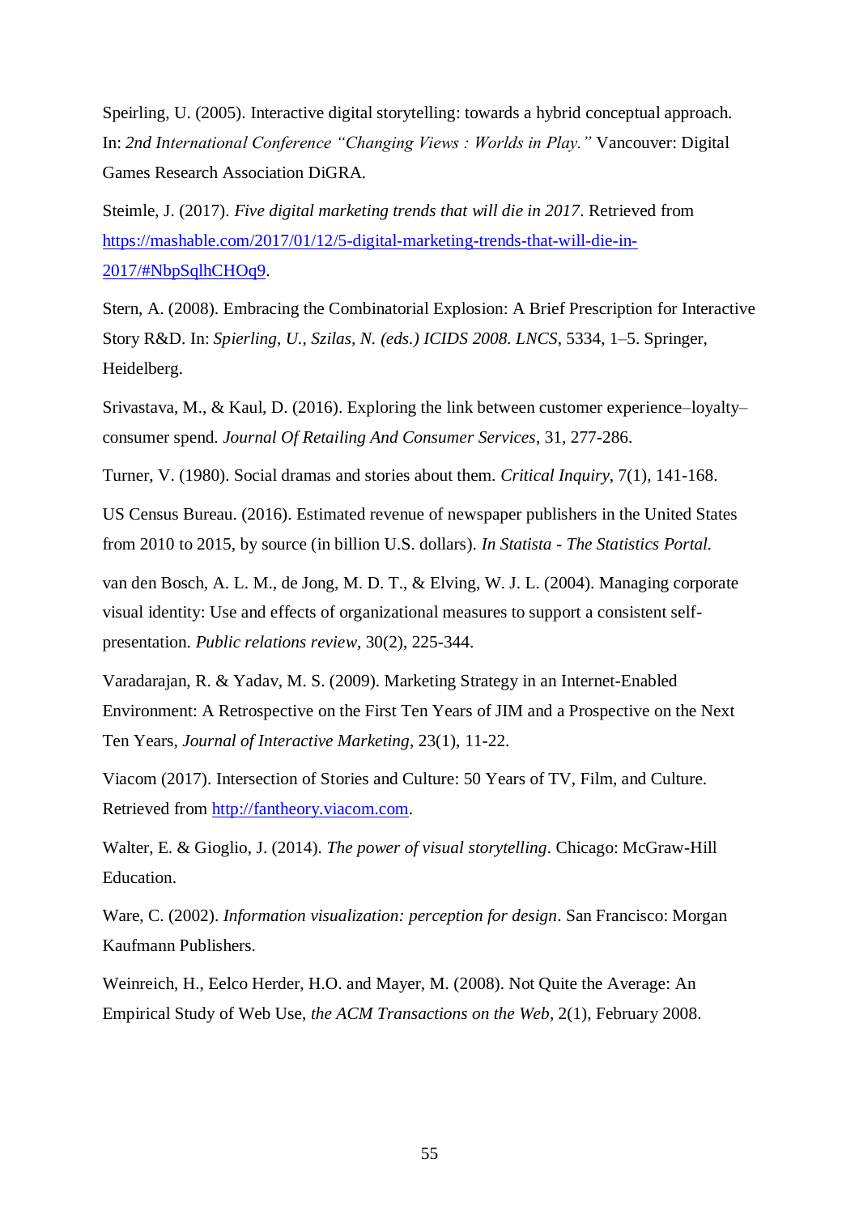Speirling, U. (2005). Interactive digital storytelling: towards a hybrid conceptual approach. In: *2nd International Conference "Changing Views : Worlds in Play."* Vancouver: Digital Games Research Association DiGRA.

Steimle, J. (2017). *Five digital marketing trends that will die in 2017*. Retrieved from https://mashable.com/2017/01/12/5-digital-marketing-trends-that-will-die-in-2017/#NbpSqlhCHOq9.

Stern, A. (2008). Embracing the Combinatorial Explosion: A Brief Prescription for Interactive Story R&D. In: *Spierling, U., Szilas, N. (eds.) ICIDS 2008. LNCS*, 5334, 1–5. Springer, Heidelberg.

Srivastava, M., & Kaul, D. (2016). Exploring the link between customer experience–loyalty–consumer spend. *Journal Of Retailing And Consumer Services*, 31, 277-286.

Turner, V. (1980). Social dramas and stories about them. *Critical Inquiry*, 7(1), 141-168.

US Census Bureau. (2016). Estimated revenue of newspaper publishers in the United States from 2010 to 2015, by source (in billion U.S. dollars). *In Statista - The Statistics Portal.*

van den Bosch, A. L. M., de Jong, M. D. T., & Elving, W. J. L. (2004). Managing corporate visual identity: Use and effects of organizational measures to support a consistent self-presentation. *Public relations review*, 30(2), 225-344.

Varadarajan, R. & Yadav, M. S. (2009). Marketing Strategy in an Internet-Enabled Environment: A Retrospective on the First Ten Years of JIM and a Prospective on the Next Ten Years, *Journal of Interactive Marketing*, 23(1), 11-22.

Viacom (2017). Intersection of Stories and Culture: 50 Years of TV, Film, and Culture. Retrieved from http://fantheory.viacom.com.

Walter, E. & Gioglio, J. (2014). *The power of visual storytelling*. Chicago: McGraw-Hill Education.

Ware, C. (2002). *Information visualization: perception for design*. San Francisco: Morgan Kaufmann Publishers.

Weinreich, H., Eelco Herder, H.O. and Mayer, M. (2008). Not Quite the Average: An Empirical Study of Web Use, *the ACM Transactions on the Web*, 2(1), February 2008.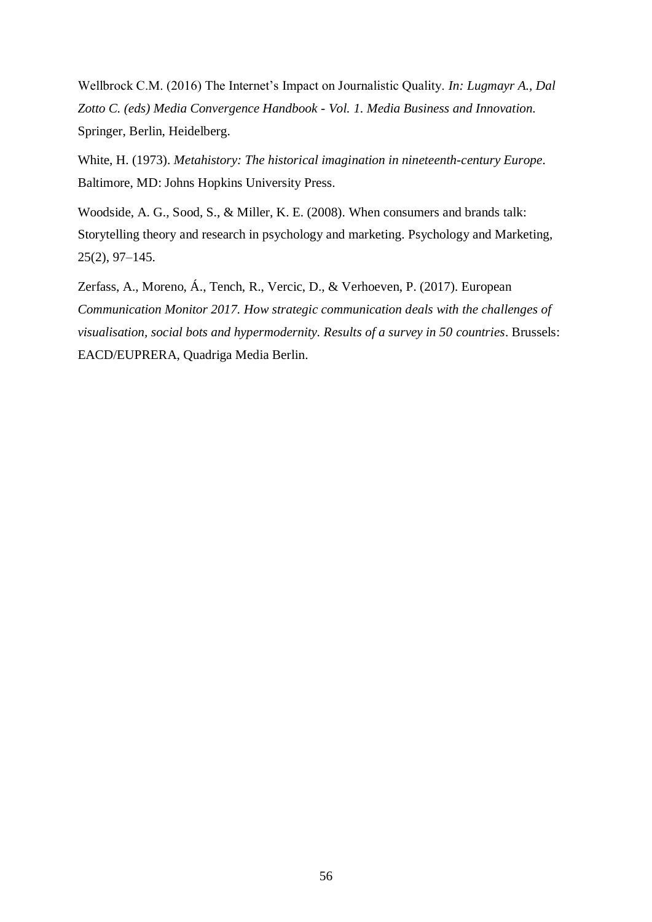Wellbrock C.M. (2016) The Internet's Impact on Journalistic Quality. *In: Lugmayr A., Dal Zotto C. (eds) Media Convergence Handbook - Vol. 1. Media Business and Innovation.* Springer, Berlin, Heidelberg.

White, H. (1973). *Metahistory: The historical imagination in nineteenth-century Europe*. Baltimore, MD: Johns Hopkins University Press.

Woodside, A. G., Sood, S., & Miller, K. E. (2008). When consumers and brands talk: Storytelling theory and research in psychology and marketing. Psychology and Marketing, 25(2), 97–145.

Zerfass, A., Moreno, Á., Tench, R., Vercic, D., & Verhoeven, P. (2017). European *Communication Monitor 2017. How strategic communication deals with the challenges of visualisation, social bots and hypermodernity. Results of a survey in 50 countries*. Brussels: EACD/EUPRERA, Quadriga Media Berlin.